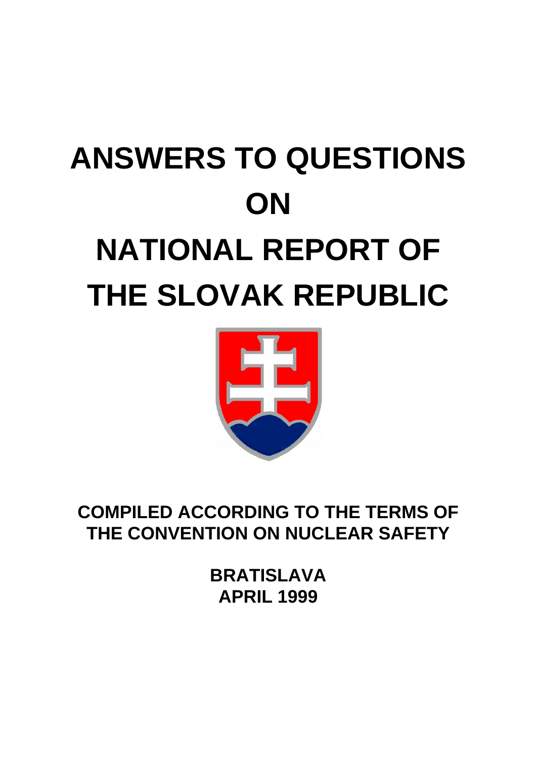# ANSWERS TO QUESTIONS ON NATIONAL REPORT OF THE SLOVAK REPUBLIC

**COMPILED ACCORDING TO THE TERMS OF THE CONVENTION ON NUCLEAR SAFETY**

**BRATISLAVA**
**APRIL 1999**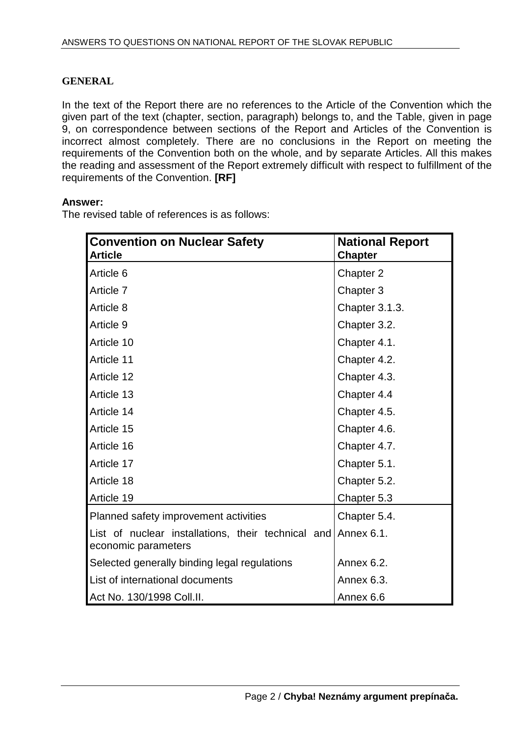## GENERAL

In the text of the Report there are no references to the Article of the Convention which the given part of the text (chapter, section, paragraph) belongs to, and the Table, given in page 9, on correspondence between sections of the Report and Articles of the Convention is incorrect almost completely. There are no conclusions in the Report on meeting the requirements of the Convention both on the whole, and by separate Articles. All this makes the reading and assessment of the Report extremely difficult with respect to fulfillment of the requirements of the Convention. **[RF]**

**Answer:**
The revised table of references is as follows:

| **Convention on Nuclear Safety**<br>**Article** | **National Report**<br>**Chapter** |
|---|---|
| Article 6 | Chapter 2 |
| Article 7 | Chapter 3 |
| Article 8 | Chapter 3.1.3. |
| Article 9 | Chapter 3.2. |
| Article 10 | Chapter 4.1. |
| Article 11 | Chapter 4.2. |
| Article 12 | Chapter 4.3. |
| Article 13 | Chapter 4.4 |
| Article 14 | Chapter 4.5. |
| Article 15 | Chapter 4.6. |
| Article 16 | Chapter 4.7. |
| Article 17 | Chapter 5.1. |
| Article 18 | Chapter 5.2. |
| Article 19 | Chapter 5.3 |
| Planned safety improvement activities | Chapter 5.4. |
| List of nuclear installations, their technical and economic parameters | Annex 6.1. |
| Selected generally binding legal regulations | Annex 6.2. |
| List of international documents | Annex 6.3. |
| Act No. 130/1998 Coll.II. | Annex 6.6 |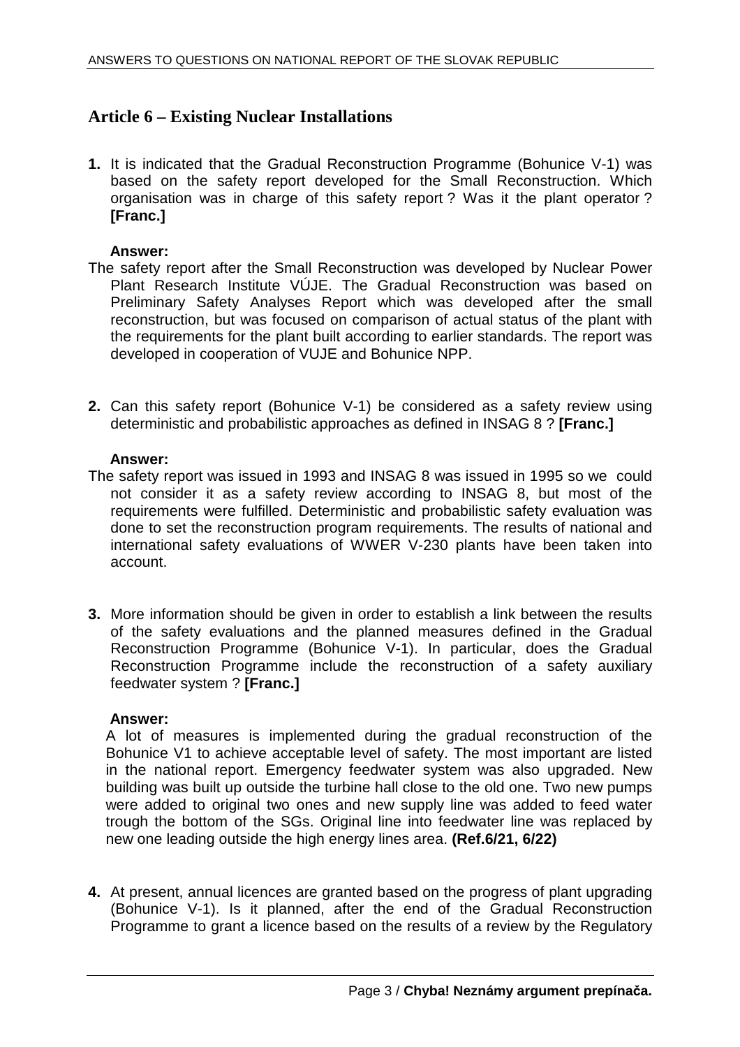## Article 6 – Existing Nuclear Installations

**1.** It is indicated that the Gradual Reconstruction Programme (Bohunice V-1) was based on the safety report developed for the Small Reconstruction. Which organisation was in charge of this safety report ? Was it the plant operator ? **[Franc.]**

**Answer:**

The safety report after the Small Reconstruction was developed by Nuclear Power Plant Research Institute VÚJE. The Gradual Reconstruction was based on Preliminary Safety Analyses Report which was developed after the small reconstruction, but was focused on comparison of actual status of the plant with the requirements for the plant built according to earlier standards. The report was developed in cooperation of VUJE and Bohunice NPP.

**2.** Can this safety report (Bohunice V-1) be considered as a safety review using deterministic and probabilistic approaches as defined in INSAG 8 ? **[Franc.]**

**Answer:**

The safety report was issued in 1993 and INSAG 8 was issued in 1995 so we could not consider it as a safety review according to INSAG 8, but most of the requirements were fulfilled. Deterministic and probabilistic safety evaluation was done to set the reconstruction program requirements. The results of national and international safety evaluations of WWER V-230 plants have been taken into account.

**3.** More information should be given in order to establish a link between the results of the safety evaluations and the planned measures defined in the Gradual Reconstruction Programme (Bohunice V-1). In particular, does the Gradual Reconstruction Programme include the reconstruction of a safety auxiliary feedwater system ? **[Franc.]**

**Answer:**

A lot of measures is implemented during the gradual reconstruction of the Bohunice V1 to achieve acceptable level of safety. The most important are listed in the national report. Emergency feedwater system was also upgraded. New building was built up outside the turbine hall close to the old one. Two new pumps were added to original two ones and new supply line was added to feed water trough the bottom of the SGs. Original line into feedwater line was replaced by new one leading outside the high energy lines area. **(Ref.6/21, 6/22)**

**4.** At present, annual licences are granted based on the progress of plant upgrading (Bohunice V-1). Is it planned, after the end of the Gradual Reconstruction Programme to grant a licence based on the results of a review by the Regulatory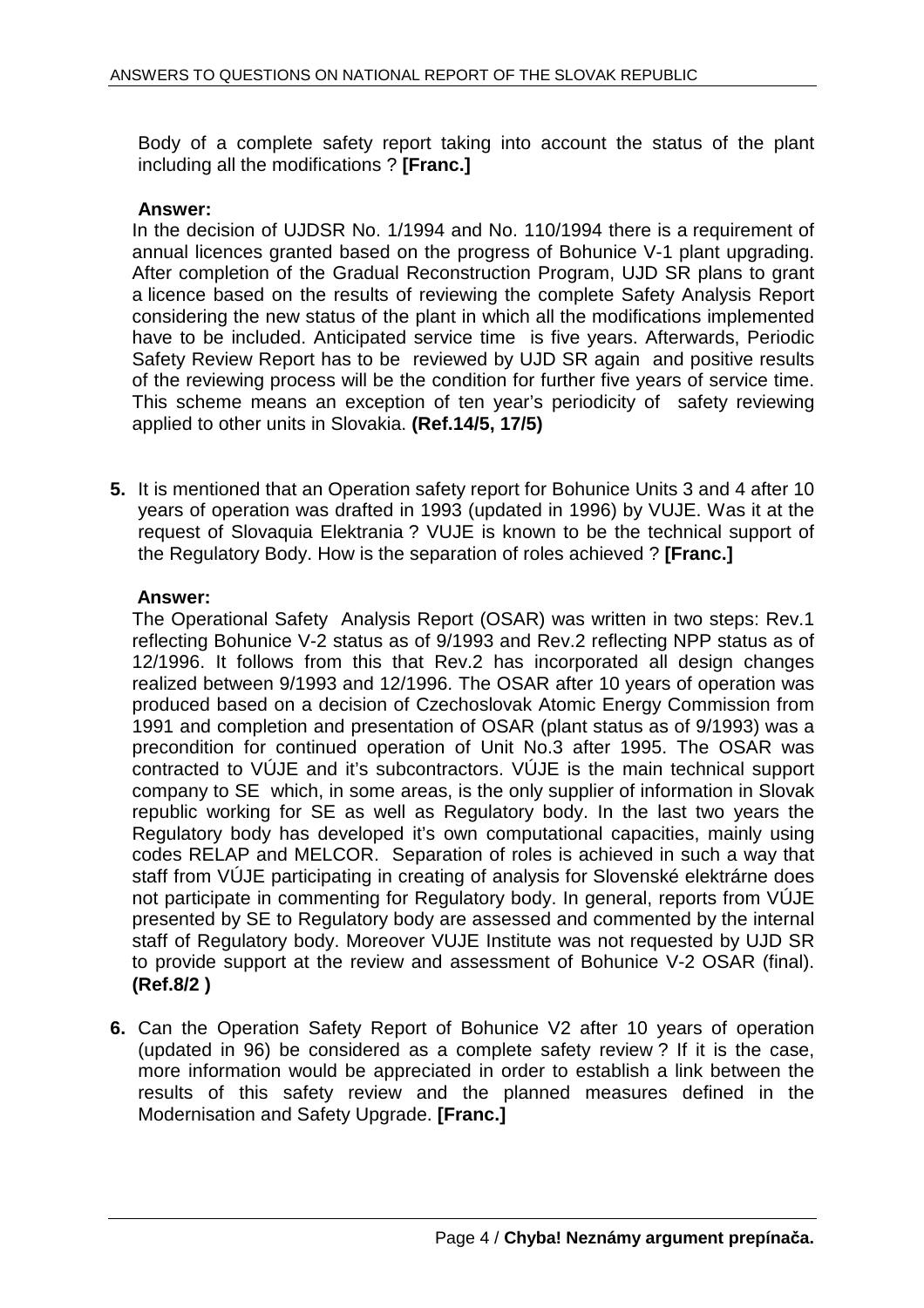Body of a complete safety report taking into account the status of the plant including all the modifications ? **[Franc.]**

**Answer:**

In the decision of UJDSR No. 1/1994 and No. 110/1994 there is a requirement of annual licences granted based on the progress of Bohunice V-1 plant upgrading. After completion of the Gradual Reconstruction Program, UJD SR plans to grant a licence based on the results of reviewing the complete Safety Analysis Report considering the new status of the plant in which all the modifications implemented have to be included. Anticipated service time is five years. Afterwards, Periodic Safety Review Report has to be reviewed by UJD SR again and positive results of the reviewing process will be the condition for further five years of service time. This scheme means an exception of ten year's periodicity of safety reviewing applied to other units in Slovakia. **(Ref.14/5, 17/5)**

**5.** It is mentioned that an Operation safety report for Bohunice Units 3 and 4 after 10 years of operation was drafted in 1993 (updated in 1996) by VUJE. Was it at the request of Slovaquia Elektrania ? VUJE is known to be the technical support of the Regulatory Body. How is the separation of roles achieved ? **[Franc.]**

**Answer:**

The Operational Safety Analysis Report (OSAR) was written in two steps: Rev.1 reflecting Bohunice V-2 status as of 9/1993 and Rev.2 reflecting NPP status as of 12/1996. It follows from this that Rev.2 has incorporated all design changes realized between 9/1993 and 12/1996. The OSAR after 10 years of operation was produced based on a decision of Czechoslovak Atomic Energy Commission from 1991 and completion and presentation of OSAR (plant status as of 9/1993) was a precondition for continued operation of Unit No.3 after 1995. The OSAR was contracted to VÚJE and it's subcontractors. VÚJE is the main technical support company to SE which, in some areas, is the only supplier of information in Slovak republic working for SE as well as Regulatory body. In the last two years the Regulatory body has developed it's own computational capacities, mainly using codes RELAP and MELCOR. Separation of roles is achieved in such a way that staff from VÚJE participating in creating of analysis for Slovenské elektrárne does not participate in commenting for Regulatory body. In general, reports from VÚJE presented by SE to Regulatory body are assessed and commented by the internal staff of Regulatory body. Moreover VUJE Institute was not requested by UJD SR to provide support at the review and assessment of Bohunice V-2 OSAR (final). **(Ref.8/2 )**

**6.** Can the Operation Safety Report of Bohunice V2 after 10 years of operation (updated in 96) be considered as a complete safety review ? If it is the case, more information would be appreciated in order to establish a link between the results of this safety review and the planned measures defined in the Modernisation and Safety Upgrade. **[Franc.]**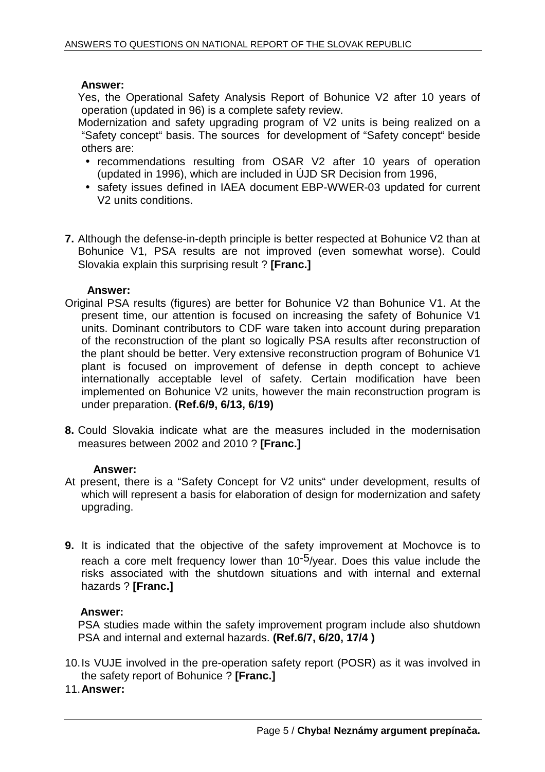**Answer:**

Yes, the Operational Safety Analysis Report of Bohunice V2 after 10 years of operation (updated in 96) is a complete safety review.

Modernization and safety upgrading program of V2 units is being realized on a "Safety concept" basis. The sources for development of "Safety concept" beside others are:

- recommendations resulting from OSAR V2 after 10 years of operation (updated in 1996), which are included in ÚJD SR Decision from 1996,
- safety issues defined in IAEA document EBP-WWER-03 updated for current V2 units conditions.

**7.** Although the defense-in-depth principle is better respected at Bohunice V2 than at Bohunice V1, PSA results are not improved (even somewhat worse). Could Slovakia explain this surprising result ? **[Franc.]**

**Answer:**

Original PSA results (figures) are better for Bohunice V2 than Bohunice V1. At the present time, our attention is focused on increasing the safety of Bohunice V1 units. Dominant contributors to CDF ware taken into account during preparation of the reconstruction of the plant so logically PSA results after reconstruction of the plant should be better. Very extensive reconstruction program of Bohunice V1 plant is focused on improvement of defense in depth concept to achieve internationally acceptable level of safety. Certain modification have been implemented on Bohunice V2 units, however the main reconstruction program is under preparation. **(Ref.6/9, 6/13, 6/19)**

**8.** Could Slovakia indicate what are the measures included in the modernisation measures between 2002 and 2010 ? **[Franc.]**

**Answer:**

At present, there is a "Safety Concept for V2 units" under development, results of which will represent a basis for elaboration of design for modernization and safety upgrading.

**9.** It is indicated that the objective of the safety improvement at Mochovce is to reach a core melt frequency lower than $10^{-5}$/year. Does this value include the risks associated with the shutdown situations and with internal and external hazards ? **[Franc.]**

**Answer:**

PSA studies made within the safety improvement program include also shutdown PSA and internal and external hazards. **(Ref.6/7, 6/20, 17/4 )**

10. Is VUJE involved in the pre-operation safety report (POSR) as it was involved in the safety report of Bohunice ? **[Franc.]**

11. **Answer:**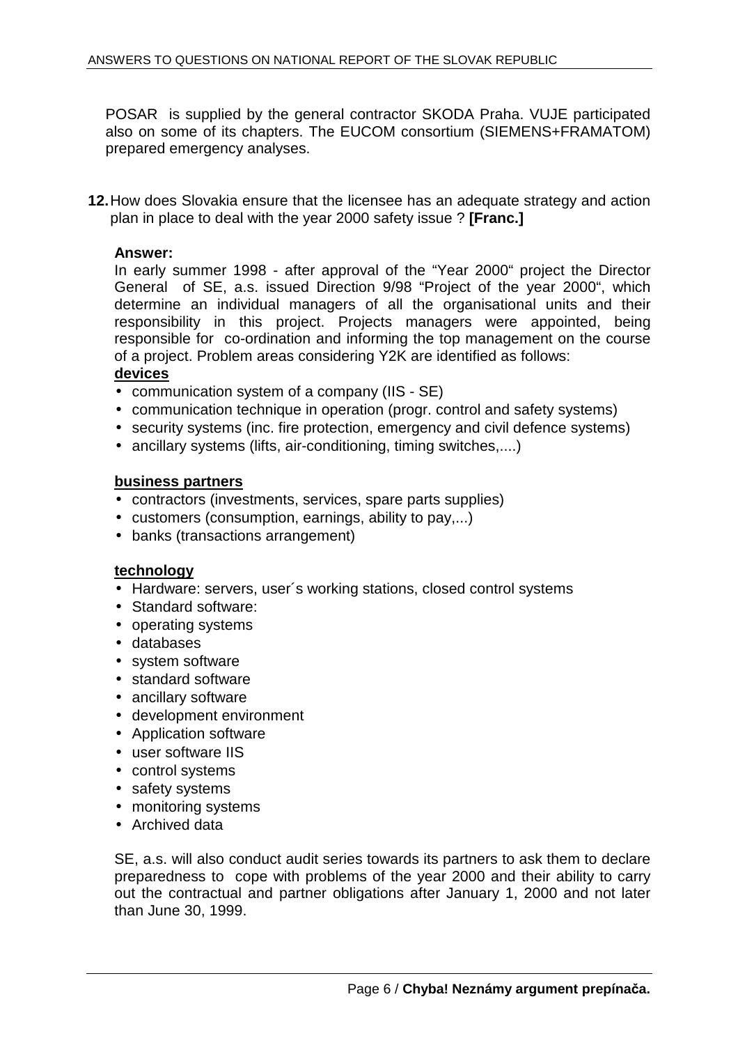POSAR is supplied by the general contractor SKODA Praha. VUJE participated also on some of its chapters. The EUCOM consortium (SIEMENS+FRAMATOM) prepared emergency analyses.

**12.** How does Slovakia ensure that the licensee has an adequate strategy and action plan in place to deal with the year 2000 safety issue ? **[Franc.]**

**Answer:**

In early summer 1998 - after approval of the "Year 2000" project the Director General of SE, a.s. issued Direction 9/98 "Project of the year 2000", which determine an individual managers of all the organisational units and their responsibility in this project. Projects managers were appointed, being responsible for co-ordination and informing the top management on the course of a project. Problem areas considering Y2K are identified as follows:

**devices**

- communication system of a company (IIS - SE)
- communication technique in operation (progr. control and safety systems)
- security systems (inc. fire protection, emergency and civil defence systems)
- ancillary systems (lifts, air-conditioning, timing switches,....)

**business partners**

- contractors (investments, services, spare parts supplies)
- customers (consumption, earnings, ability to pay,...)
- banks (transactions arrangement)

**technology**

- Hardware: servers, user´s working stations, closed control systems
- Standard software:
- operating systems
- databases
- system software
- standard software
- ancillary software
- development environment
- Application software
- user software IIS
- control systems
- safety systems
- monitoring systems
- Archived data

SE, a.s. will also conduct audit series towards its partners to ask them to declare preparedness to cope with problems of the year 2000 and their ability to carry out the contractual and partner obligations after January 1, 2000 and not later than June 30, 1999.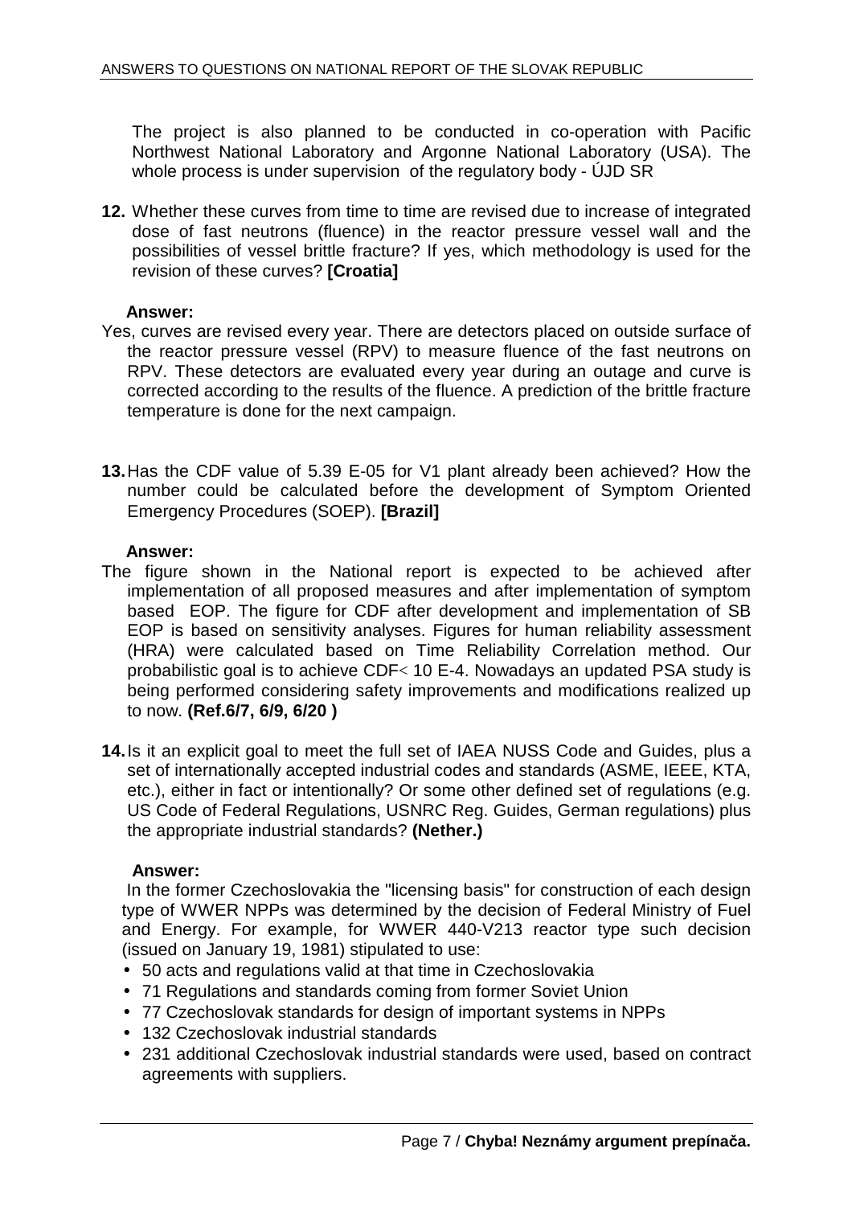The project is also planned to be conducted in co-operation with Pacific Northwest National Laboratory and Argonne National Laboratory (USA). The whole process is under supervision of the regulatory body - ÚJD SR

**12.** Whether these curves from time to time are revised due to increase of integrated dose of fast neutrons (fluence) in the reactor pressure vessel wall and the possibilities of vessel brittle fracture? If yes, which methodology is used for the revision of these curves? **[Croatia]**

**Answer:**

Yes, curves are revised every year. There are detectors placed on outside surface of the reactor pressure vessel (RPV) to measure fluence of the fast neutrons on RPV. These detectors are evaluated every year during an outage and curve is corrected according to the results of the fluence. A prediction of the brittle fracture temperature is done for the next campaign.

**13.** Has the CDF value of 5.39 E-05 for V1 plant already been achieved? How the number could be calculated before the development of Symptom Oriented Emergency Procedures (SOEP). **[Brazil]**

**Answer:**

The figure shown in the National report is expected to be achieved after implementation of all proposed measures and after implementation of symptom based EOP. The figure for CDF after development and implementation of SB EOP is based on sensitivity analyses. Figures for human reliability assessment (HRA) were calculated based on Time Reliability Correlation method. Our probabilistic goal is to achieve CDF< 10 E-4. Nowadays an updated PSA study is being performed considering safety improvements and modifications realized up to now. **(Ref.6/7, 6/9, 6/20 )**

**14.** Is it an explicit goal to meet the full set of IAEA NUSS Code and Guides, plus a set of internationally accepted industrial codes and standards (ASME, IEEE, KTA, etc.), either in fact or intentionally? Or some other defined set of regulations (e.g. US Code of Federal Regulations, USNRC Reg. Guides, German regulations) plus the appropriate industrial standards? **(Nether.)**

**Answer:**

In the former Czechoslovakia the "licensing basis" for construction of each design type of WWER NPPs was determined by the decision of Federal Ministry of Fuel and Energy. For example, for WWER 440-V213 reactor type such decision (issued on January 19, 1981) stipulated to use:

- 50 acts and regulations valid at that time in Czechoslovakia
- 71 Regulations and standards coming from former Soviet Union
- 77 Czechoslovak standards for design of important systems in NPPs
- 132 Czechoslovak industrial standards
- 231 additional Czechoslovak industrial standards were used, based on contract agreements with suppliers.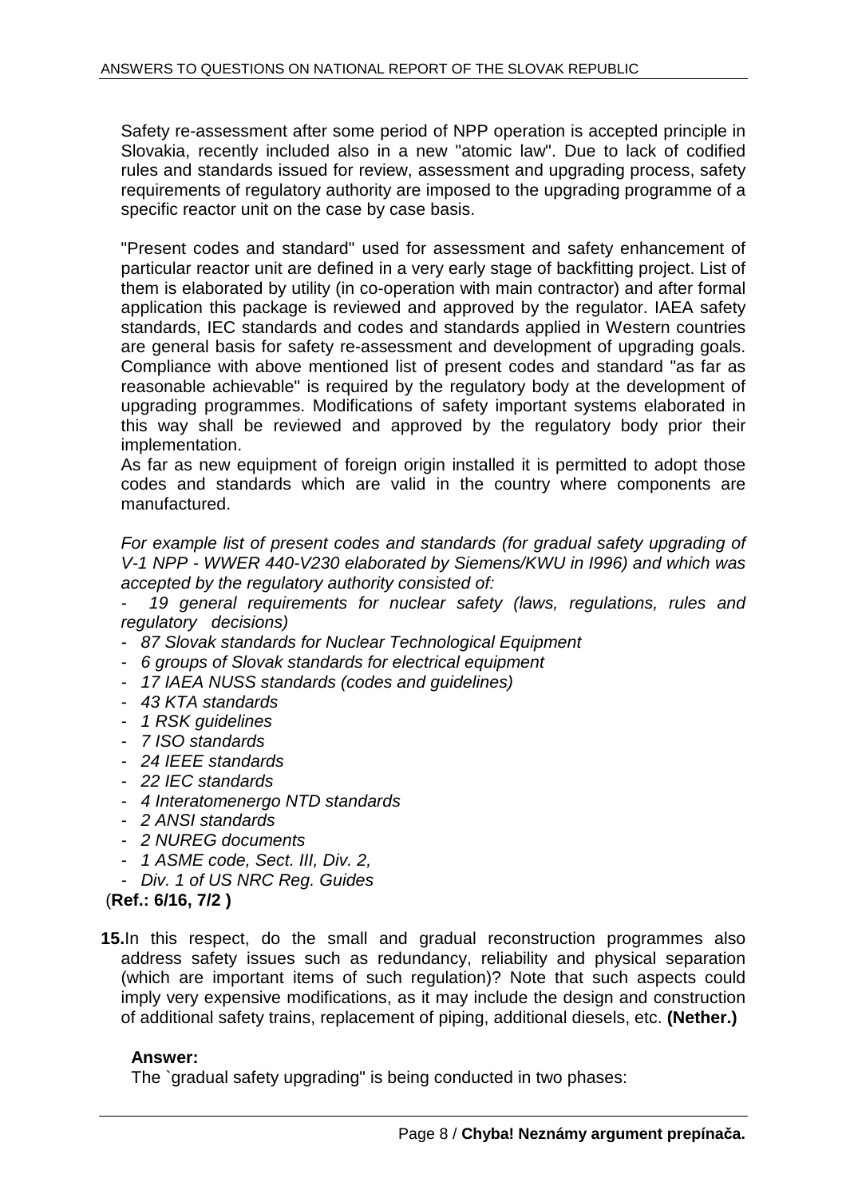Safety re-assessment after some period of NPP operation is accepted principle in Slovakia, recently included also in a new "atomic law". Due to lack of codified rules and standards issued for review, assessment and upgrading process, safety requirements of regulatory authority are imposed to the upgrading programme of a specific reactor unit on the case by case basis.

"Present codes and standard" used for assessment and safety enhancement of particular reactor unit are defined in a very early stage of backfitting project. List of them is elaborated by utility (in co-operation with main contractor) and after formal application this package is reviewed and approved by the regulator. IAEA safety standards, IEC standards and codes and standards applied in Western countries are general basis for safety re-assessment and development of upgrading goals. Compliance with above mentioned list of present codes and standard "as far as reasonable achievable" is required by the regulatory body at the development of upgrading programmes. Modifications of safety important systems elaborated in this way shall be reviewed and approved by the regulatory body prior their implementation.
As far as new equipment of foreign origin installed it is permitted to adopt those codes and standards which are valid in the country where components are manufactured.

*For example list of present codes and standards (for gradual safety upgrading of V-1 NPP - WWER 440-V230 elaborated by Siemens/KWU in I996) and which was accepted by the regulatory authority consisted of:*

- *19 general requirements for nuclear safety (laws, regulations, rules and regulatory decisions)*
- *87 Slovak standards for Nuclear Technological Equipment*
- *6 groups of Slovak standards for electrical equipment*
- *17 IAEA NUSS standards (codes and guidelines)*
- *43 KTA standards*
- *1 RSK guidelines*
- *7 ISO standards*
- *24 IEEE standards*
- *22 IEC standards*
- *4 Interatomenergo NTD standards*
- *2 ANSI standards*
- *2 NUREG documents*
- *1 ASME code, Sect. III, Div. 2,*
- *Div. 1 of US NRC Reg. Guides*

(**Ref.: 6/16, 7/2 )**

**15.** In this respect, do the small and gradual reconstruction programmes also address safety issues such as redundancy, reliability and physical separation (which are important items of such regulation)? Note that such aspects could imply very expensive modifications, as it may include the design and construction of additional safety trains, replacement of piping, additional diesels, etc. **(Nether.)**

**Answer:**

The `gradual safety upgrading" is being conducted in two phases: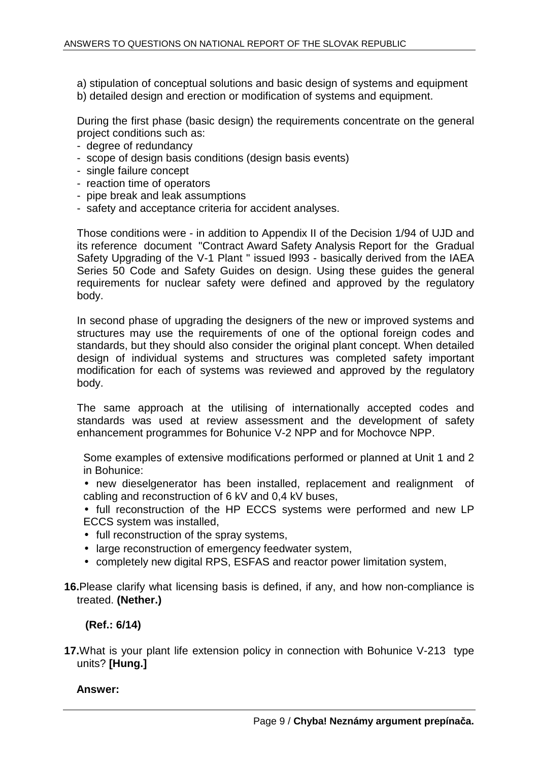a) stipulation of conceptual solutions and basic design of systems and equipment
b) detailed design and erection or modification of systems and equipment.

During the first phase (basic design) the requirements concentrate on the general project conditions such as:

- degree of redundancy
- scope of design basis conditions (design basis events)
- single failure concept
- reaction time of operators
- pipe break and leak assumptions
- safety and acceptance criteria for accident analyses.

Those conditions were - in addition to Appendix II of the Decision 1/94 of UJD and its reference document "Contract Award Safety Analysis Report for the Gradual Safety Upgrading of the V-1 Plant " issued l993 - basically derived from the IAEA Series 50 Code and Safety Guides on design. Using these guides the general requirements for nuclear safety were defined and approved by the regulatory body.

In second phase of upgrading the designers of the new or improved systems and structures may use the requirements of one of the optional foreign codes and standards, but they should also consider the original plant concept. When detailed design of individual systems and structures was completed safety important modification for each of systems was reviewed and approved by the regulatory body.

The same approach at the utilising of internationally accepted codes and standards was used at review assessment and the development of safety enhancement programmes for Bohunice V-2 NPP and for Mochovce NPP.

Some examples of extensive modifications performed or planned at Unit 1 and 2 in Bohunice:

- new dieselgenerator has been installed, replacement and realignment of cabling and reconstruction of 6 kV and 0,4 kV buses,
- full reconstruction of the HP ECCS systems were performed and new LP ECCS system was installed,
- full reconstruction of the spray systems,
- large reconstruction of emergency feedwater system,
- completely new digital RPS, ESFAS and reactor power limitation system,

**16.** Please clarify what licensing basis is defined, if any, and how non-compliance is treated. **(Nether.)**

**(Ref.: 6/14)**

**17.** What is your plant life extension policy in connection with Bohunice V-213 type units? **[Hung.]**

**Answer:**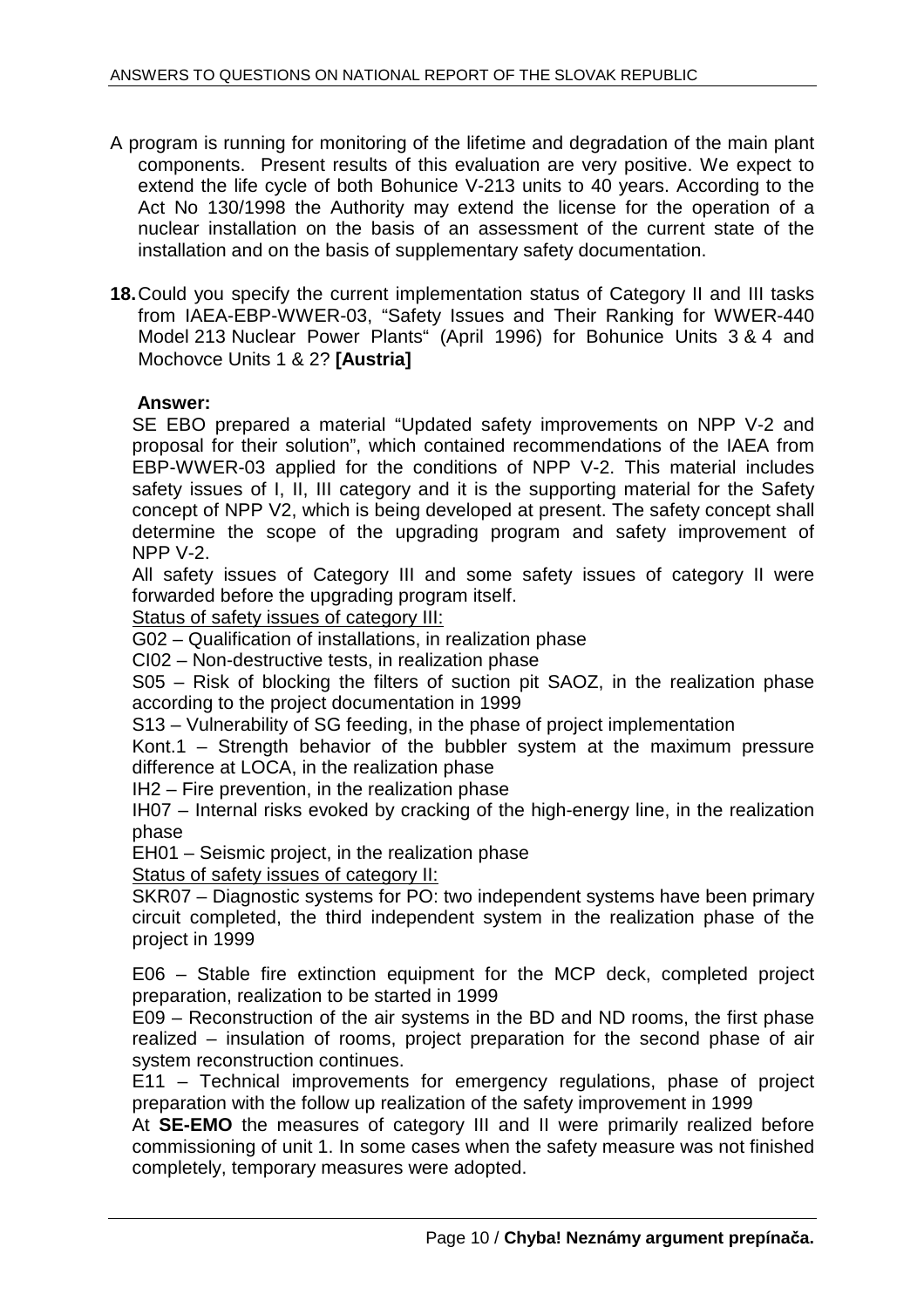A program is running for monitoring of the lifetime and degradation of the main plant components. Present results of this evaluation are very positive. We expect to extend the life cycle of both Bohunice V-213 units to 40 years. According to the Act No 130/1998 the Authority may extend the license for the operation of a nuclear installation on the basis of an assessment of the current state of the installation and on the basis of supplementary safety documentation.

**18.** Could you specify the current implementation status of Category II and III tasks from IAEA-EBP-WWER-03, "Safety Issues and Their Ranking for WWER-440 Model 213 Nuclear Power Plants" (April 1996) for Bohunice Units 3 & 4 and Mochovce Units 1 & 2? **[Austria]**

**Answer:**

SE EBO prepared a material "Updated safety improvements on NPP V-2 and proposal for their solution", which contained recommendations of the IAEA from EBP-WWER-03 applied for the conditions of NPP V-2. This material includes safety issues of I, II, III category and it is the supporting material for the Safety concept of NPP V2, which is being developed at present. The safety concept shall determine the scope of the upgrading program and safety improvement of NPP V-2.

All safety issues of Category III and some safety issues of category II were forwarded before the upgrading program itself.

Status of safety issues of category III:

G02 – Qualification of installations, in realization phase

CI02 – Non-destructive tests, in realization phase

S05 – Risk of blocking the filters of suction pit SAOZ, in the realization phase according to the project documentation in 1999

S13 – Vulnerability of SG feeding, in the phase of project implementation

Kont.1 – Strength behavior of the bubbler system at the maximum pressure difference at LOCA, in the realization phase

IH2 – Fire prevention, in the realization phase

IH07 – Internal risks evoked by cracking of the high-energy line, in the realization phase

EH01 – Seismic project, in the realization phase

Status of safety issues of category II:

SKR07 – Diagnostic systems for PO: two independent systems have been primary circuit completed, the third independent system in the realization phase of the project in 1999

E06 – Stable fire extinction equipment for the MCP deck, completed project preparation, realization to be started in 1999

E09 – Reconstruction of the air systems in the BD and ND rooms, the first phase realized – insulation of rooms, project preparation for the second phase of air system reconstruction continues.

E11 – Technical improvements for emergency regulations, phase of project preparation with the follow up realization of the safety improvement in 1999

At **SE-EMO** the measures of category III and II were primarily realized before commissioning of unit 1. In some cases when the safety measure was not finished completely, temporary measures were adopted.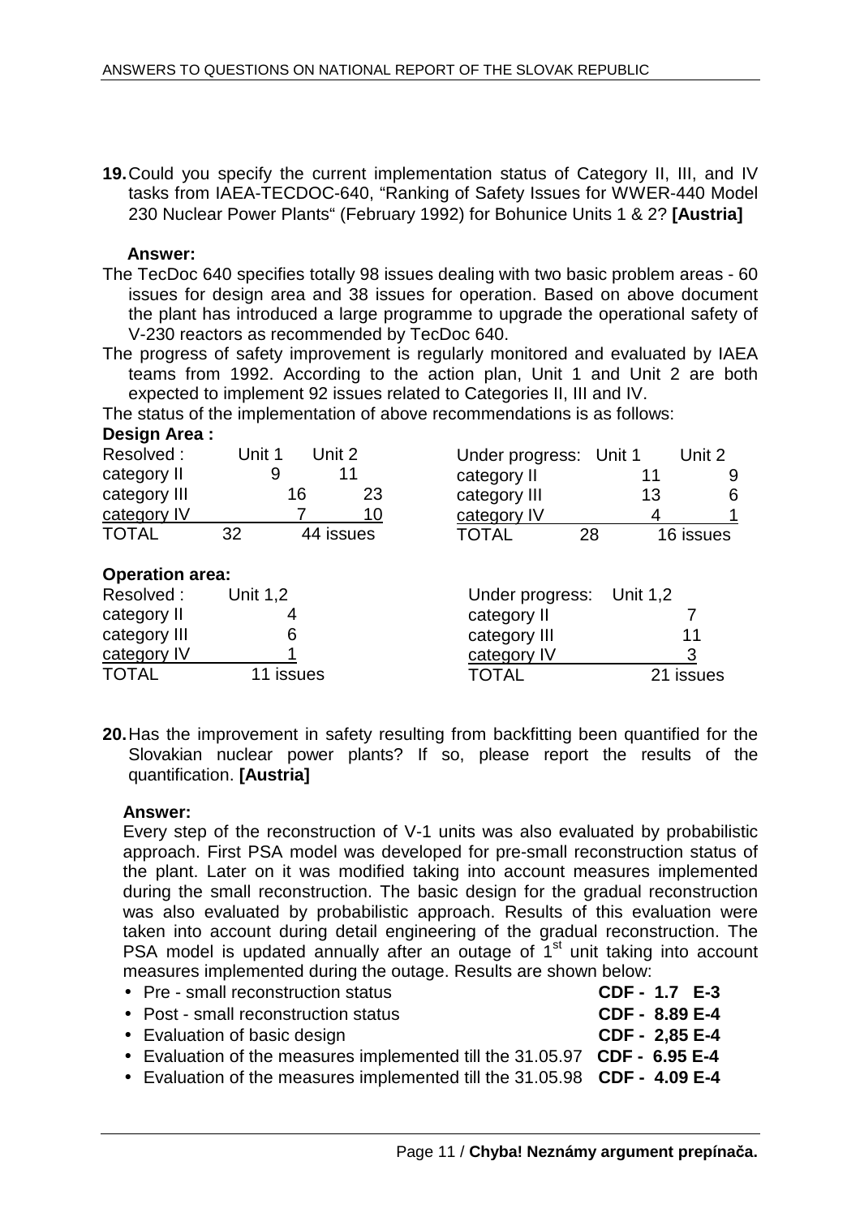**19.** Could you specify the current implementation status of Category II, III, and IV tasks from IAEA-TECDOC-640, "Ranking of Safety Issues for WWER-440 Model 230 Nuclear Power Plants" (February 1992) for Bohunice Units 1 & 2? **[Austria]**

**Answer:**

The TecDoc 640 specifies totally 98 issues dealing with two basic problem areas - 60 issues for design area and 38 issues for operation. Based on above document the plant has introduced a large programme to upgrade the operational safety of V-230 reactors as recommended by TecDoc 640.

The progress of safety improvement is regularly monitored and evaluated by IAEA teams from 1992. According to the action plan, Unit 1 and Unit 2 are both expected to implement 92 issues related to Categories II, III and IV.

The status of the implementation of above recommendations is as follows:

**Design Area :**

| Resolved : | Unit 1 | Unit 2 |
|---|---|---|
| category II | 9 | 11 |
| category III | 16 | 23 |
| category IV | 7 | 10 |
| TOTAL | 32 | 44 issues |

| Under progress: | Unit 1 | Unit 2 |
|---|---|---|
| category II | 11 | 9 |
| category III | 13 | 6 |
| category IV | 4 | 1 |
| TOTAL | 28 | 16 issues |

**Operation area:**

| Resolved : | Unit 1,2 |
|---|---|
| category II | 4 |
| category III | 6 |
| category IV | 1 |
| TOTAL | 11 issues |

| Under progress: | Unit 1,2 |
|---|---|
| category II | 7 |
| category III | 11 |
| category IV | 3 |
| TOTAL | 21 issues |

**20.** Has the improvement in safety resulting from backfitting been quantified for the Slovakian nuclear power plants? If so, please report the results of the quantification. **[Austria]**

**Answer:**

Every step of the reconstruction of V-1 units was also evaluated by probabilistic approach. First PSA model was developed for pre-small reconstruction status of the plant. Later on it was modified taking into account measures implemented during the small reconstruction. The basic design for the gradual reconstruction was also evaluated by probabilistic approach. Results of this evaluation were taken into account during detail engineering of the gradual reconstruction. The PSA model is updated annually after an outage of 1st unit taking into account measures implemented during the outage. Results are shown below:

- Pre - small reconstruction status **CDF - 1.7 E-3**
- Post - small reconstruction status **CDF - 8.89 E-4**
- Evaluation of basic design **CDF - 2,85 E-4**
- Evaluation of the measures implemented till the 31.05.97 **CDF - 6.95 E-4**
- Evaluation of the measures implemented till the 31.05.98 **CDF - 4.09 E-4**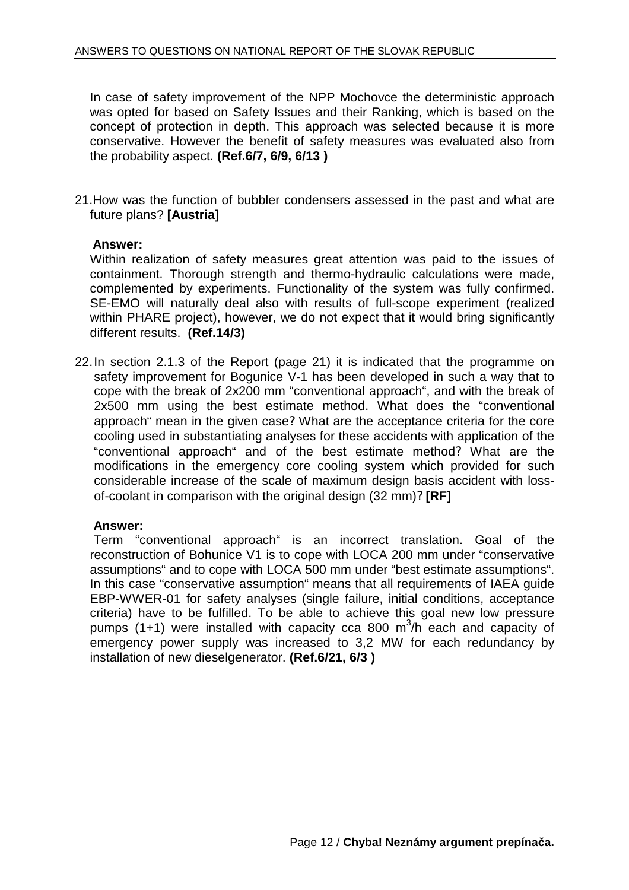In case of safety improvement of the NPP Mochovce the deterministic approach was opted for based on Safety Issues and their Ranking, which is based on the concept of protection in depth. This approach was selected because it is more conservative. However the benefit of safety measures was evaluated also from the probability aspect. **(Ref.6/7, 6/9, 6/13 )**

21. How was the function of bubbler condensers assessed in the past and what are future plans? **[Austria]**

**Answer:**

Within realization of safety measures great attention was paid to the issues of containment. Thorough strength and thermo-hydraulic calculations were made, complemented by experiments. Functionality of the system was fully confirmed. SE-EMO will naturally deal also with results of full-scope experiment (realized within PHARE project), however, we do not expect that it would bring significantly different results. **(Ref.14/3)**

22. In section 2.1.3 of the Report (page 21) it is indicated that the programme on safety improvement for Bogunice V-1 has been developed in such a way that to cope with the break of 2x200 mm "conventional approach", and with the break of 2x500 mm using the best estimate method. What does the "conventional approach" mean in the given case? What are the acceptance criteria for the core cooling used in substantiating analyses for these accidents with application of the "conventional approach" and of the best estimate method? What are the modifications in the emergency core cooling system which provided for such considerable increase of the scale of maximum design basis accident with loss-of-coolant in comparison with the original design (32 mm)? **[RF]**

**Answer:**

Term "conventional approach" is an incorrect translation. Goal of the reconstruction of Bohunice V1 is to cope with LOCA 200 mm under "conservative assumptions" and to cope with LOCA 500 mm under "best estimate assumptions". In this case "conservative assumption" means that all requirements of IAEA guide EBP-WWER-01 for safety analyses (single failure, initial conditions, acceptance criteria) have to be fulfilled. To be able to achieve this goal new low pressure pumps (1+1) were installed with capacity cca 800 $m^3/h$ each and capacity of emergency power supply was increased to 3,2 MW for each redundancy by installation of new dieselgenerator. **(Ref.6/21, 6/3 )**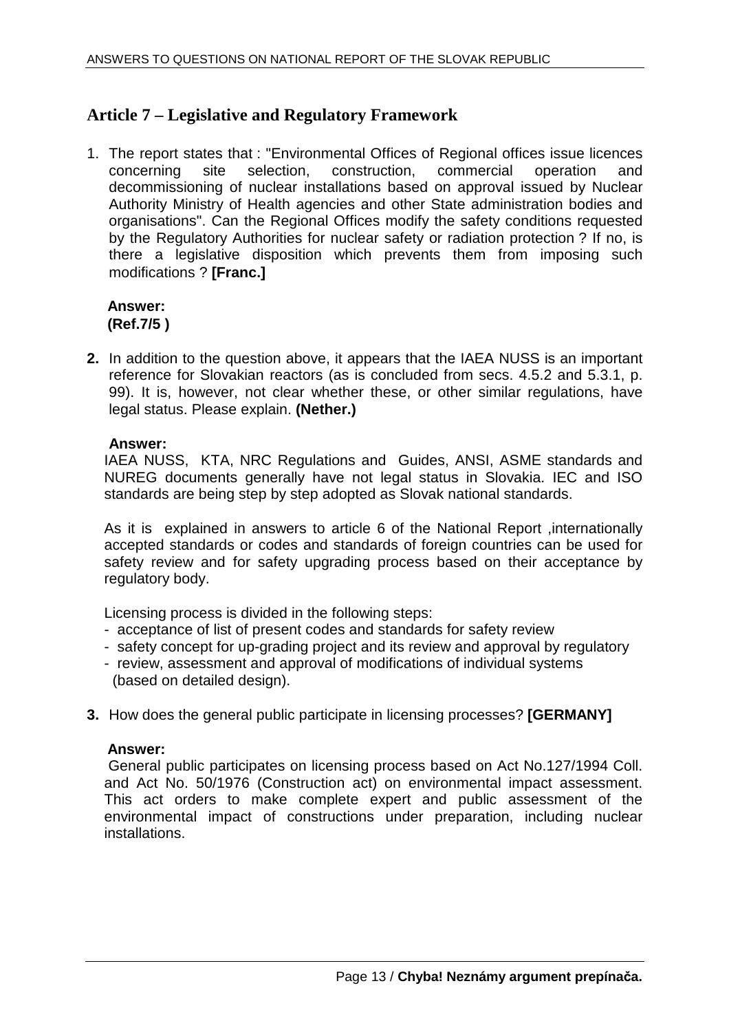## Article 7 – Legislative and Regulatory Framework

1. The report states that : "Environmental Offices of Regional offices issue licences concerning site selection, construction, commercial operation and decommissioning of nuclear installations based on approval issued by Nuclear Authority Ministry of Health agencies and other State administration bodies and organisations". Can the Regional Offices modify the safety conditions requested by the Regulatory Authorities for nuclear safety or radiation protection ? If no, is there a legislative disposition which prevents them from imposing such modifications ? **[Franc.]**

   **Answer:**
   **(Ref.7/5 )**

2. In addition to the question above, it appears that the IAEA NUSS is an important reference for Slovakian reactors (as is concluded from secs. 4.5.2 and 5.3.1, p. 99). It is, however, not clear whether these, or other similar regulations, have legal status. Please explain. **(Nether.)**

   **Answer:**
   IAEA NUSS, KTA, NRC Regulations and Guides, ANSI, ASME standards and NUREG documents generally have not legal status in Slovakia. IEC and ISO standards are being step by step adopted as Slovak national standards.

   As it is explained in answers to article 6 of the National Report ,internationally accepted standards or codes and standards of foreign countries can be used for safety review and for safety upgrading process based on their acceptance by regulatory body.

   Licensing process is divided in the following steps:
   - acceptance of list of present codes and standards for safety review
   - safety concept for up-grading project and its review and approval by regulatory
   - review, assessment and approval of modifications of individual systems (based on detailed design).

3. How does the general public participate in licensing processes? **[GERMANY]**

   **Answer:**
   General public participates on licensing process based on Act No.127/1994 Coll. and Act No. 50/1976 (Construction act) on environmental impact assessment. This act orders to make complete expert and public assessment of the environmental impact of constructions under preparation, including nuclear installations.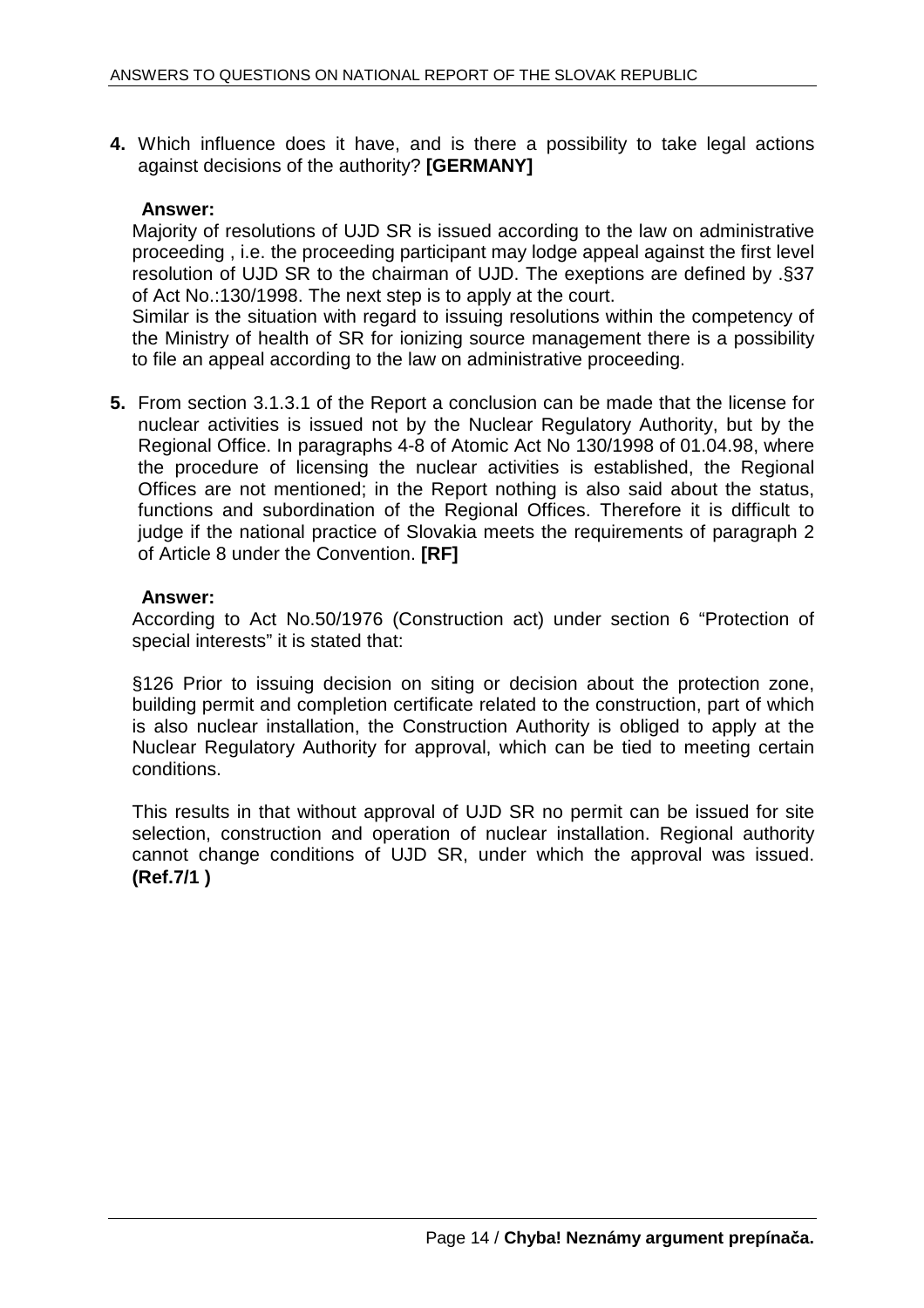**4.** Which influence does it have, and is there a possibility to take legal actions against decisions of the authority? **[GERMANY]**

**Answer:**

Majority of resolutions of UJD SR is issued according to the law on administrative proceeding , i.e. the proceeding participant may lodge appeal against the first level resolution of UJD SR to the chairman of UJD. The exeptions are defined by .§37 of Act No.:130/1998. The next step is to apply at the court.

Similar is the situation with regard to issuing resolutions within the competency of the Ministry of health of SR for ionizing source management there is a possibility to file an appeal according to the law on administrative proceeding.

**5.** From section 3.1.3.1 of the Report a conclusion can be made that the license for nuclear activities is issued not by the Nuclear Regulatory Authority, but by the Regional Office. In paragraphs 4-8 of Atomic Act No 130/1998 of 01.04.98, where the procedure of licensing the nuclear activities is established, the Regional Offices are not mentioned; in the Report nothing is also said about the status, functions and subordination of the Regional Offices. Therefore it is difficult to judge if the national practice of Slovakia meets the requirements of paragraph 2 of Article 8 under the Convention. **[RF]**

**Answer:**

According to Act No.50/1976 (Construction act) under section 6 "Protection of special interests" it is stated that:

§126 Prior to issuing decision on siting or decision about the protection zone, building permit and completion certificate related to the construction, part of which is also nuclear installation, the Construction Authority is obliged to apply at the Nuclear Regulatory Authority for approval, which can be tied to meeting certain conditions.

This results in that without approval of UJD SR no permit can be issued for site selection, construction and operation of nuclear installation. Regional authority cannot change conditions of UJD SR, under which the approval was issued. **(Ref.7/1 )**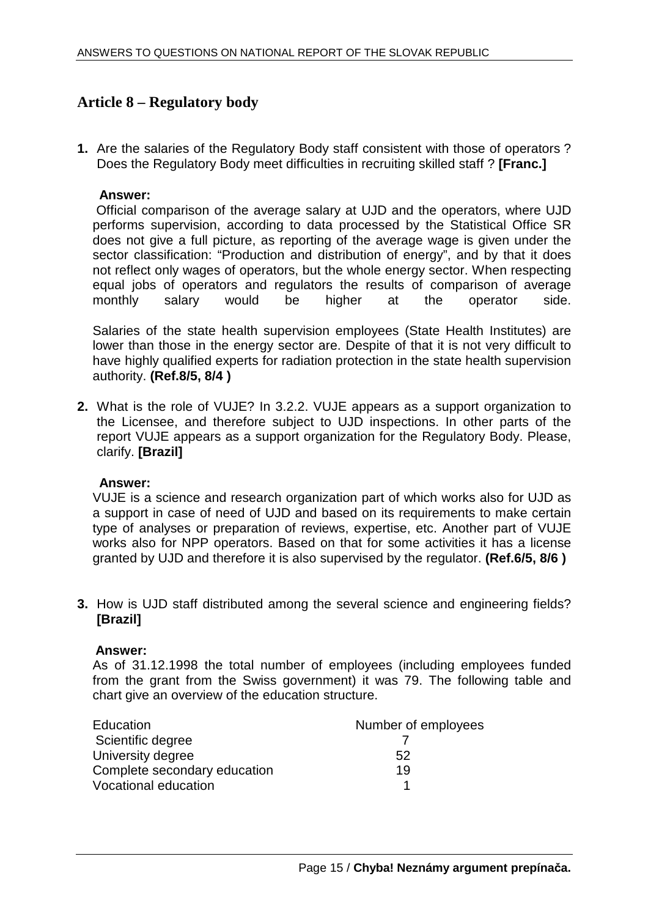## Article 8 – Regulatory body

**1.** Are the salaries of the Regulatory Body staff consistent with those of operators ? Does the Regulatory Body meet difficulties in recruiting skilled staff ? **[Franc.]**

**Answer:**

Official comparison of the average salary at UJD and the operators, where UJD performs supervision, according to data processed by the Statistical Office SR does not give a full picture, as reporting of the average wage is given under the sector classification: "Production and distribution of energy", and by that it does not reflect only wages of operators, but the whole energy sector. When respecting equal jobs of operators and regulators the results of comparison of average monthly salary would be higher at the operator side.

Salaries of the state health supervision employees (State Health Institutes) are lower than those in the energy sector are. Despite of that it is not very difficult to have highly qualified experts for radiation protection in the state health supervision authority. **(Ref.8/5, 8/4 )**

**2.** What is the role of VUJE? In 3.2.2. VUJE appears as a support organization to the Licensee, and therefore subject to UJD inspections. In other parts of the report VUJE appears as a support organization for the Regulatory Body. Please, clarify. **[Brazil]**

**Answer:**

VUJE is a science and research organization part of which works also for UJD as a support in case of need of UJD and based on its requirements to make certain type of analyses or preparation of reviews, expertise, etc. Another part of VUJE works also for NPP operators. Based on that for some activities it has a license granted by UJD and therefore it is also supervised by the regulator. **(Ref.6/5, 8/6 )**

**3.** How is UJD staff distributed among the several science and engineering fields? **[Brazil]**

**Answer:**

As of 31.12.1998 the total number of employees (including employees funded from the grant from the Swiss government) it was 79. The following table and chart give an overview of the education structure.

| Education | Number of employees |
|---|---|
| Scientific degree | 7 |
| University degree | 52 |
| Complete secondary education | 19 |
| Vocational education | 1 |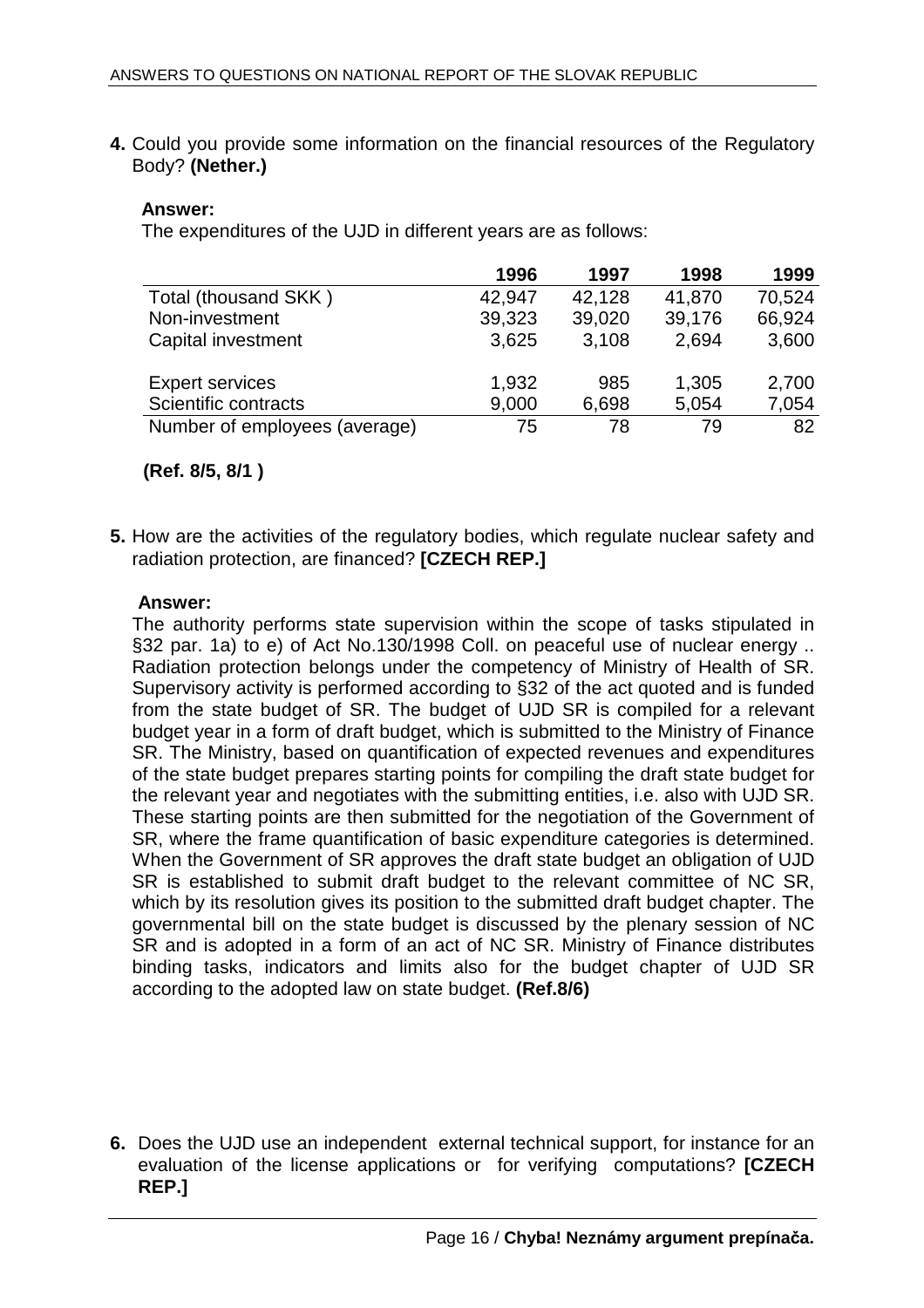**4.** Could you provide some information on the financial resources of the Regulatory Body? **(Nether.)**

**Answer:**

The expenditures of the UJD in different years are as follows:

| | 1996 | 1997 | 1998 | 1999 |
|---|---|---|---|---|
| Total (thousand SKK ) | 42,947 | 42,128 | 41,870 | 70,524 |
| Non-investment | 39,323 | 39,020 | 39,176 | 66,924 |
| Capital investment | 3,625 | 3,108 | 2,694 | 3,600 |
| Expert services | 1,932 | 985 | 1,305 | 2,700 |
| Scientific contracts | 9,000 | 6,698 | 5,054 | 7,054 |
| Number of employees (average) | 75 | 78 | 79 | 82 |

**(Ref. 8/5, 8/1 )**

**5.** How are the activities of the regulatory bodies, which regulate nuclear safety and radiation protection, are financed? **[CZECH REP.]**

**Answer:**

The authority performs state supervision within the scope of tasks stipulated in §32 par. 1a) to e) of Act No.130/1998 Coll. on peaceful use of nuclear energy .. Radiation protection belongs under the competency of Ministry of Health of SR. Supervisory activity is performed according to §32 of the act quoted and is funded from the state budget of SR. The budget of UJD SR is compiled for a relevant budget year in a form of draft budget, which is submitted to the Ministry of Finance SR. The Ministry, based on quantification of expected revenues and expenditures of the state budget prepares starting points for compiling the draft state budget for the relevant year and negotiates with the submitting entities, i.e. also with UJD SR. These starting points are then submitted for the negotiation of the Government of SR, where the frame quantification of basic expenditure categories is determined. When the Government of SR approves the draft state budget an obligation of UJD SR is established to submit draft budget to the relevant committee of NC SR, which by its resolution gives its position to the submitted draft budget chapter. The governmental bill on the state budget is discussed by the plenary session of NC SR and is adopted in a form of an act of NC SR. Ministry of Finance distributes binding tasks, indicators and limits also for the budget chapter of UJD SR according to the adopted law on state budget. **(Ref.8/6)**

**6.** Does the UJD use an independent external technical support, for instance for an evaluation of the license applications or for verifying computations? **[CZECH REP.]**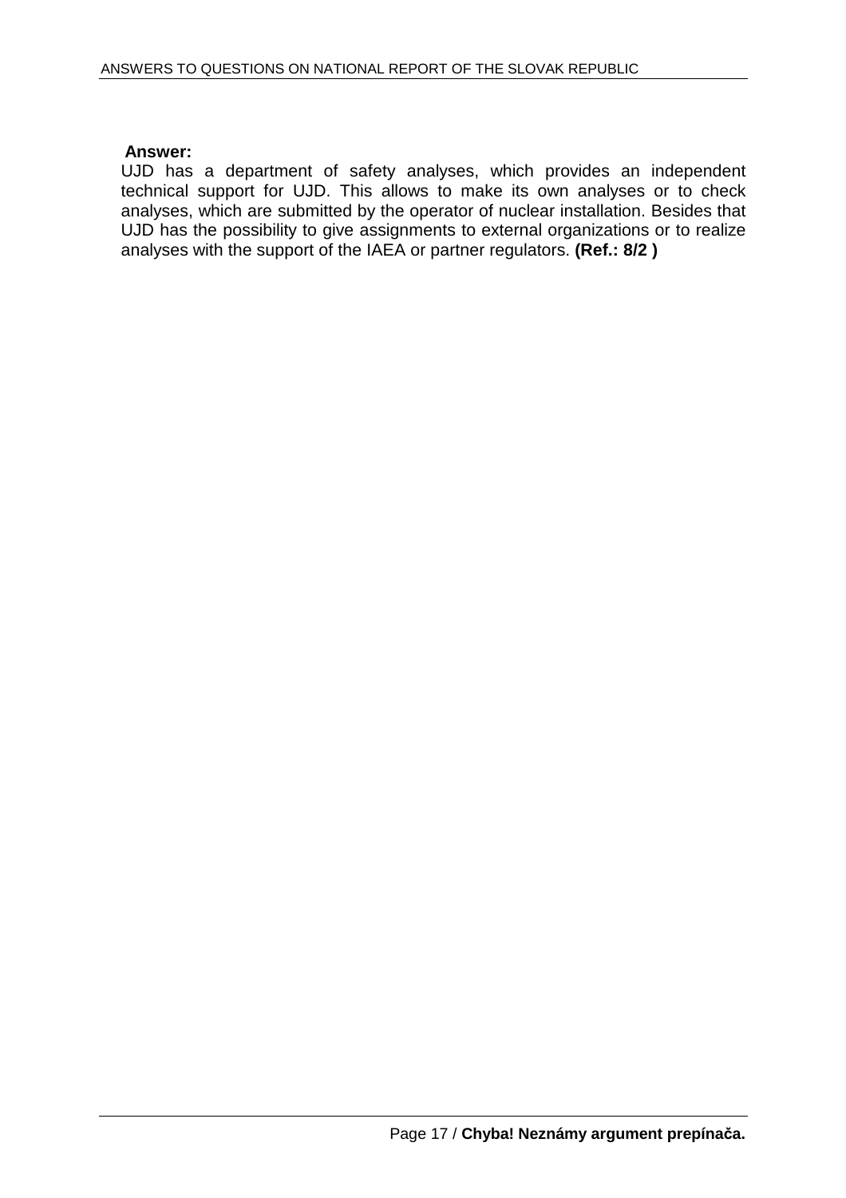**Answer:**

UJD has a department of safety analyses, which provides an independent technical support for UJD. This allows to make its own analyses or to check analyses, which are submitted by the operator of nuclear installation. Besides that UJD has the possibility to give assignments to external organizations or to realize analyses with the support of the IAEA or partner regulators. **(Ref.: 8/2 )**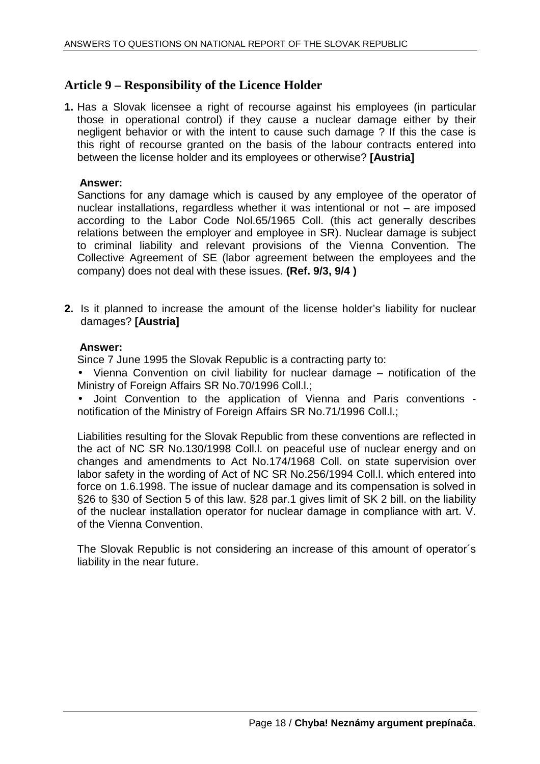## Article 9 – Responsibility of the Licence Holder

**1.** Has a Slovak licensee a right of recourse against his employees (in particular those in operational control) if they cause a nuclear damage either by their negligent behavior or with the intent to cause such damage ? If this the case is this right of recourse granted on the basis of the labour contracts entered into between the license holder and its employees or otherwise? **[Austria]**

**Answer:**

Sanctions for any damage which is caused by any employee of the operator of nuclear installations, regardless whether it was intentional or not – are imposed according to the Labor Code Nol.65/1965 Coll. (this act generally describes relations between the employer and employee in SR). Nuclear damage is subject to criminal liability and relevant provisions of the Vienna Convention. The Collective Agreement of SE (labor agreement between the employees and the company) does not deal with these issues. **(Ref. 9/3, 9/4 )**

**2.** Is it planned to increase the amount of the license holder's liability for nuclear damages? **[Austria]**

**Answer:**

Since 7 June 1995 the Slovak Republic is a contracting party to:

- Vienna Convention on civil liability for nuclear damage – notification of the Ministry of Foreign Affairs SR No.70/1996 Coll.l.;
- Joint Convention to the application of Vienna and Paris conventions - notification of the Ministry of Foreign Affairs SR No.71/1996 Coll.l.;

Liabilities resulting for the Slovak Republic from these conventions are reflected in the act of NC SR No.130/1998 Coll.l. on peaceful use of nuclear energy and on changes and amendments to Act No.174/1968 Coll. on state supervision over labor safety in the wording of Act of NC SR No.256/1994 Coll.l. which entered into force on 1.6.1998. The issue of nuclear damage and its compensation is solved in §26 to §30 of Section 5 of this law. §28 par.1 gives limit of SK 2 bill. on the liability of the nuclear installation operator for nuclear damage in compliance with art. V. of the Vienna Convention.

The Slovak Republic is not considering an increase of this amount of operator´s liability in the near future.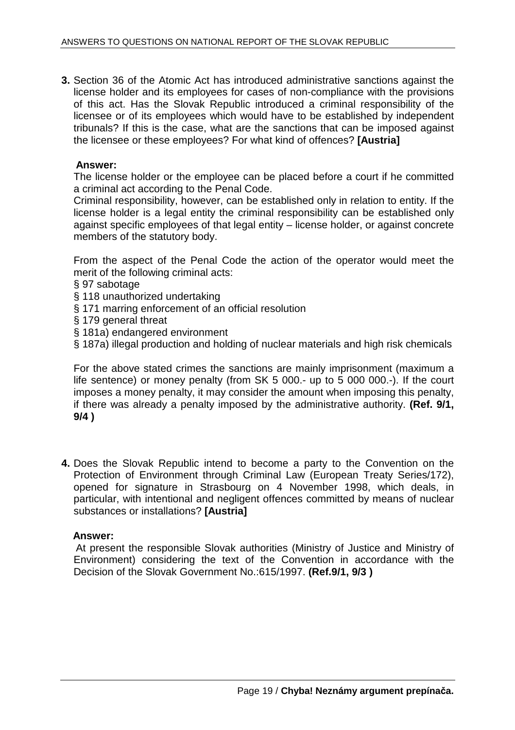**3.** Section 36 of the Atomic Act has introduced administrative sanctions against the license holder and its employees for cases of non-compliance with the provisions of this act. Has the Slovak Republic introduced a criminal responsibility of the licensee or of its employees which would have to be established by independent tribunals? If this is the case, what are the sanctions that can be imposed against the licensee or these employees? For what kind of offences? **[Austria]**

**Answer:**

The license holder or the employee can be placed before a court if he committed a criminal act according to the Penal Code.

Criminal responsibility, however, can be established only in relation to entity. If the license holder is a legal entity the criminal responsibility can be established only against specific employees of that legal entity – license holder, or against concrete members of the statutory body.

From the aspect of the Penal Code the action of the operator would meet the merit of the following criminal acts:

§ 97 sabotage
§ 118 unauthorized undertaking
§ 171 marring enforcement of an official resolution
§ 179 general threat
§ 181a) endangered environment
§ 187a) illegal production and holding of nuclear materials and high risk chemicals

For the above stated crimes the sanctions are mainly imprisonment (maximum a life sentence) or money penalty (from SK 5 000.- up to 5 000 000.-). If the court imposes a money penalty, it may consider the amount when imposing this penalty, if there was already a penalty imposed by the administrative authority. **(Ref. 9/1, 9/4 )**

**4.** Does the Slovak Republic intend to become a party to the Convention on the Protection of Environment through Criminal Law (European Treaty Series/172), opened for signature in Strasbourg on 4 November 1998, which deals, in particular, with intentional and negligent offences committed by means of nuclear substances or installations? **[Austria]**

**Answer:**

At present the responsible Slovak authorities (Ministry of Justice and Ministry of Environment) considering the text of the Convention in accordance with the Decision of the Slovak Government No.:615/1997. **(Ref.9/1, 9/3 )**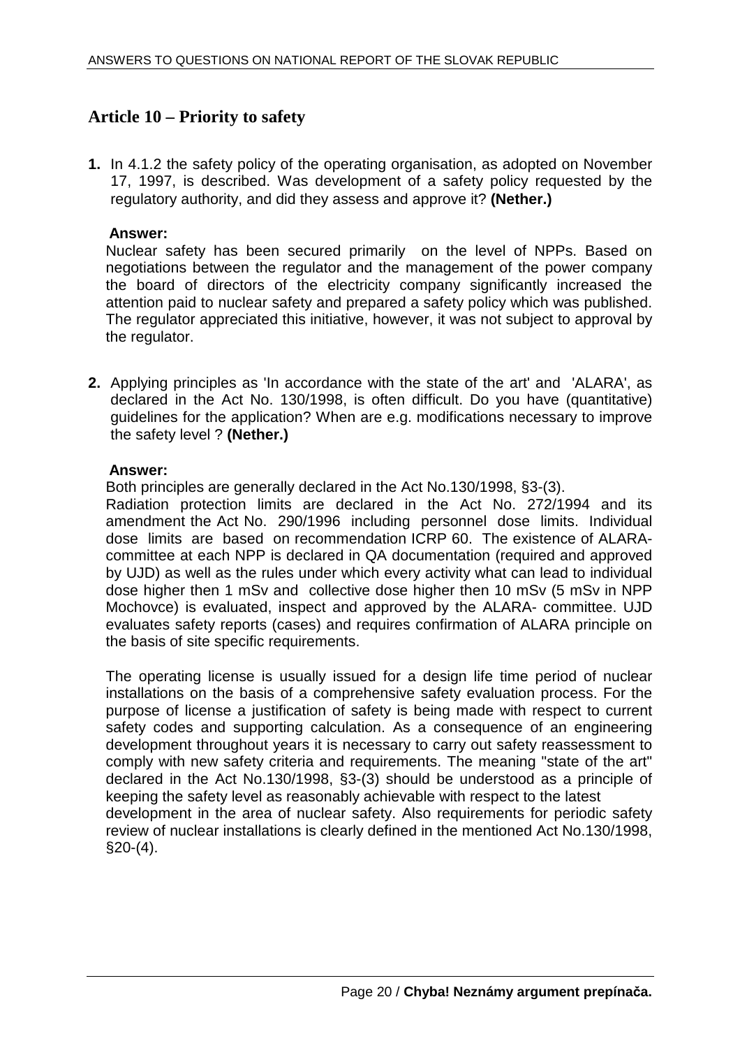## Article 10 – Priority to safety

**1.** In 4.1.2 the safety policy of the operating organisation, as adopted on November 17, 1997, is described. Was development of a safety policy requested by the regulatory authority, and did they assess and approve it? **(Nether.)**

**Answer:**

Nuclear safety has been secured primarily on the level of NPPs. Based on negotiations between the regulator and the management of the power company the board of directors of the electricity company significantly increased the attention paid to nuclear safety and prepared a safety policy which was published. The regulator appreciated this initiative, however, it was not subject to approval by the regulator.

**2.** Applying principles as 'In accordance with the state of the art' and 'ALARA', as declared in the Act No. 130/1998, is often difficult. Do you have (quantitative) guidelines for the application? When are e.g. modifications necessary to improve the safety level ? **(Nether.)**

**Answer:**

Both principles are generally declared in the Act No.130/1998, §3-(3).

Radiation protection limits are declared in the Act No. 272/1994 and its amendment the Act No. 290/1996 including personnel dose limits. Individual dose limits are based on recommendation ICRP 60. The existence of ALARA-committee at each NPP is declared in QA documentation (required and approved by UJD) as well as the rules under which every activity what can lead to individual dose higher then 1 mSv and collective dose higher then 10 mSv (5 mSv in NPP Mochovce) is evaluated, inspect and approved by the ALARA- committee. UJD evaluates safety reports (cases) and requires confirmation of ALARA principle on the basis of site specific requirements.

The operating license is usually issued for a design life time period of nuclear installations on the basis of a comprehensive safety evaluation process. For the purpose of license a justification of safety is being made with respect to current safety codes and supporting calculation. As a consequence of an engineering development throughout years it is necessary to carry out safety reassessment to comply with new safety criteria and requirements. The meaning "state of the art" declared in the Act No.130/1998, §3-(3) should be understood as a principle of keeping the safety level as reasonably achievable with respect to the latest development in the area of nuclear safety. Also requirements for periodic safety review of nuclear installations is clearly defined in the mentioned Act No.130/1998, §20-(4).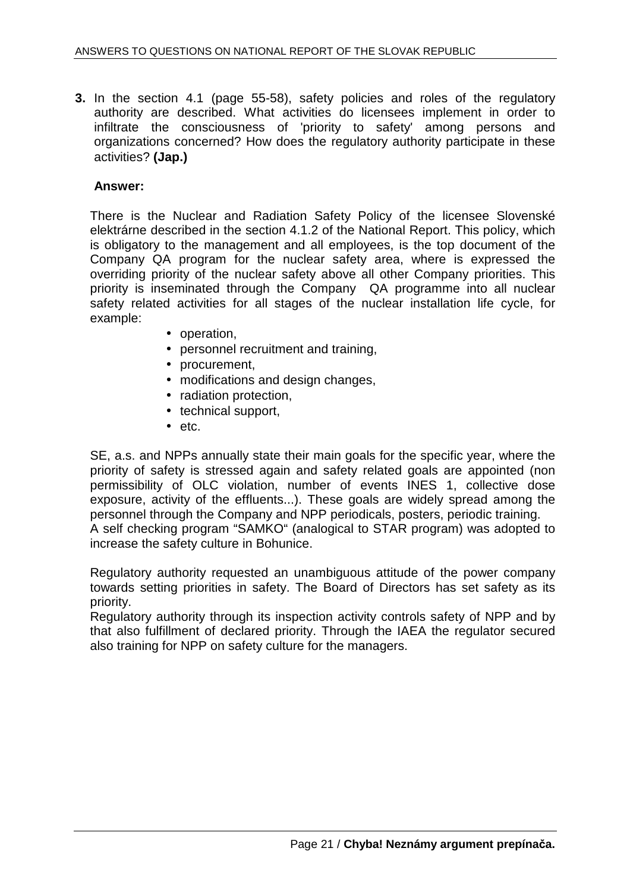**3.** In the section 4.1 (page 55-58), safety policies and roles of the regulatory authority are described. What activities do licensees implement in order to infiltrate the consciousness of 'priority to safety' among persons and organizations concerned? How does the regulatory authority participate in these activities? **(Jap.)**

**Answer:**

There is the Nuclear and Radiation Safety Policy of the licensee Slovenské elektrárne described in the section 4.1.2 of the National Report. This policy, which is obligatory to the management and all employees, is the top document of the Company QA program for the nuclear safety area, where is expressed the overriding priority of the nuclear safety above all other Company priorities. This priority is inseminated through the Company QA programme into all nuclear safety related activities for all stages of the nuclear installation life cycle, for example:

- operation,
- personnel recruitment and training,
- procurement,
- modifications and design changes,
- radiation protection,
- technical support,
- etc.

SE, a.s. and NPPs annually state their main goals for the specific year, where the priority of safety is stressed again and safety related goals are appointed (non permissibility of OLC violation, number of events INES 1, collective dose exposure, activity of the effluents...). These goals are widely spread among the personnel through the Company and NPP periodicals, posters, periodic training.
A self checking program "SAMKO" (analogical to STAR program) was adopted to increase the safety culture in Bohunice.

Regulatory authority requested an unambiguous attitude of the power company towards setting priorities in safety. The Board of Directors has set safety as its priority.
Regulatory authority through its inspection activity controls safety of NPP and by that also fulfillment of declared priority. Through the IAEA the regulator secured also training for NPP on safety culture for the managers.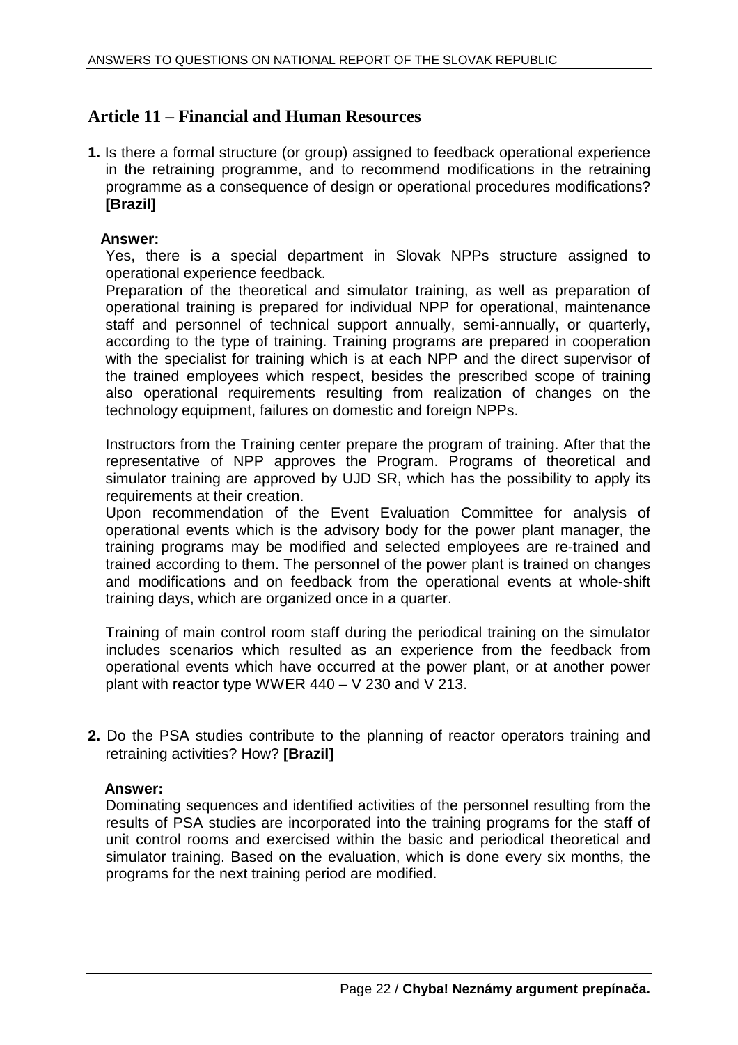## Article 11 – Financial and Human Resources

**1.** Is there a formal structure (or group) assigned to feedback operational experience in the retraining programme, and to recommend modifications in the retraining programme as a consequence of design or operational procedures modifications? **[Brazil]**

**Answer:**

Yes, there is a special department in Slovak NPPs structure assigned to operational experience feedback.

Preparation of the theoretical and simulator training, as well as preparation of operational training is prepared for individual NPP for operational, maintenance staff and personnel of technical support annually, semi-annually, or quarterly, according to the type of training. Training programs are prepared in cooperation with the specialist for training which is at each NPP and the direct supervisor of the trained employees which respect, besides the prescribed scope of training also operational requirements resulting from realization of changes on the technology equipment, failures on domestic and foreign NPPs.

Instructors from the Training center prepare the program of training. After that the representative of NPP approves the Program. Programs of theoretical and simulator training are approved by UJD SR, which has the possibility to apply its requirements at their creation.

Upon recommendation of the Event Evaluation Committee for analysis of operational events which is the advisory body for the power plant manager, the training programs may be modified and selected employees are re-trained and trained according to them. The personnel of the power plant is trained on changes and modifications and on feedback from the operational events at whole-shift training days, which are organized once in a quarter.

Training of main control room staff during the periodical training on the simulator includes scenarios which resulted as an experience from the feedback from operational events which have occurred at the power plant, or at another power plant with reactor type WWER 440 – V 230 and V 213.

**2.** Do the PSA studies contribute to the planning of reactor operators training and retraining activities? How? **[Brazil]**

**Answer:**

Dominating sequences and identified activities of the personnel resulting from the results of PSA studies are incorporated into the training programs for the staff of unit control rooms and exercised within the basic and periodical theoretical and simulator training. Based on the evaluation, which is done every six months, the programs for the next training period are modified.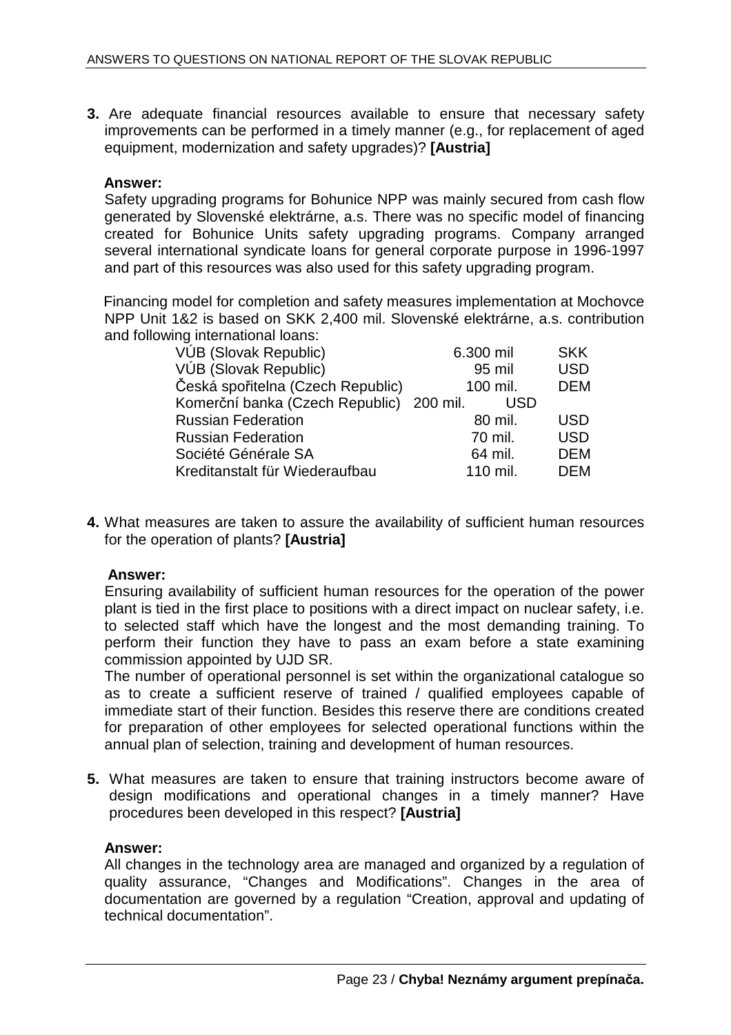**3.** Are adequate financial resources available to ensure that necessary safety improvements can be performed in a timely manner (e.g., for replacement of aged equipment, modernization and safety upgrades)? **[Austria]**

**Answer:**

Safety upgrading programs for Bohunice NPP was mainly secured from cash flow generated by Slovenské elektrárne, a.s. There was no specific model of financing created for Bohunice Units safety upgrading programs. Company arranged several international syndicate loans for general corporate purpose in 1996-1997 and part of this resources was also used for this safety upgrading program.

Financing model for completion and safety measures implementation at Mochovce NPP Unit 1&2 is based on SKK 2,400 mil. Slovenské elektrárne, a.s. contribution and following international loans:

| | | |
|---|---|---|
| VÚB (Slovak Republic) | 6.300 mil | SKK |
| VÚB (Slovak Republic) | 95 mil | USD |
| Česká spořitelna (Czech Republic) | 100 mil. | DEM |
| Komerční banka (Czech Republic) | 200 mil. | USD |
| Russian Federation | 80 mil. | USD |
| Russian Federation | 70 mil. | USD |
| Société Générale SA | 64 mil. | DEM |
| Kreditanstalt für Wiederaufbau | 110 mil. | DEM |

**4.** What measures are taken to assure the availability of sufficient human resources for the operation of plants? **[Austria]**

**Answer:**

Ensuring availability of sufficient human resources for the operation of the power plant is tied in the first place to positions with a direct impact on nuclear safety, i.e. to selected staff which have the longest and the most demanding training. To perform their function they have to pass an exam before a state examining commission appointed by UJD SR.

The number of operational personnel is set within the organizational catalogue so as to create a sufficient reserve of trained / qualified employees capable of immediate start of their function. Besides this reserve there are conditions created for preparation of other employees for selected operational functions within the annual plan of selection, training and development of human resources.

**5.** What measures are taken to ensure that training instructors become aware of design modifications and operational changes in a timely manner? Have procedures been developed in this respect? **[Austria]**

**Answer:**

All changes in the technology area are managed and organized by a regulation of quality assurance, "Changes and Modifications". Changes in the area of documentation are governed by a regulation "Creation, approval and updating of technical documentation".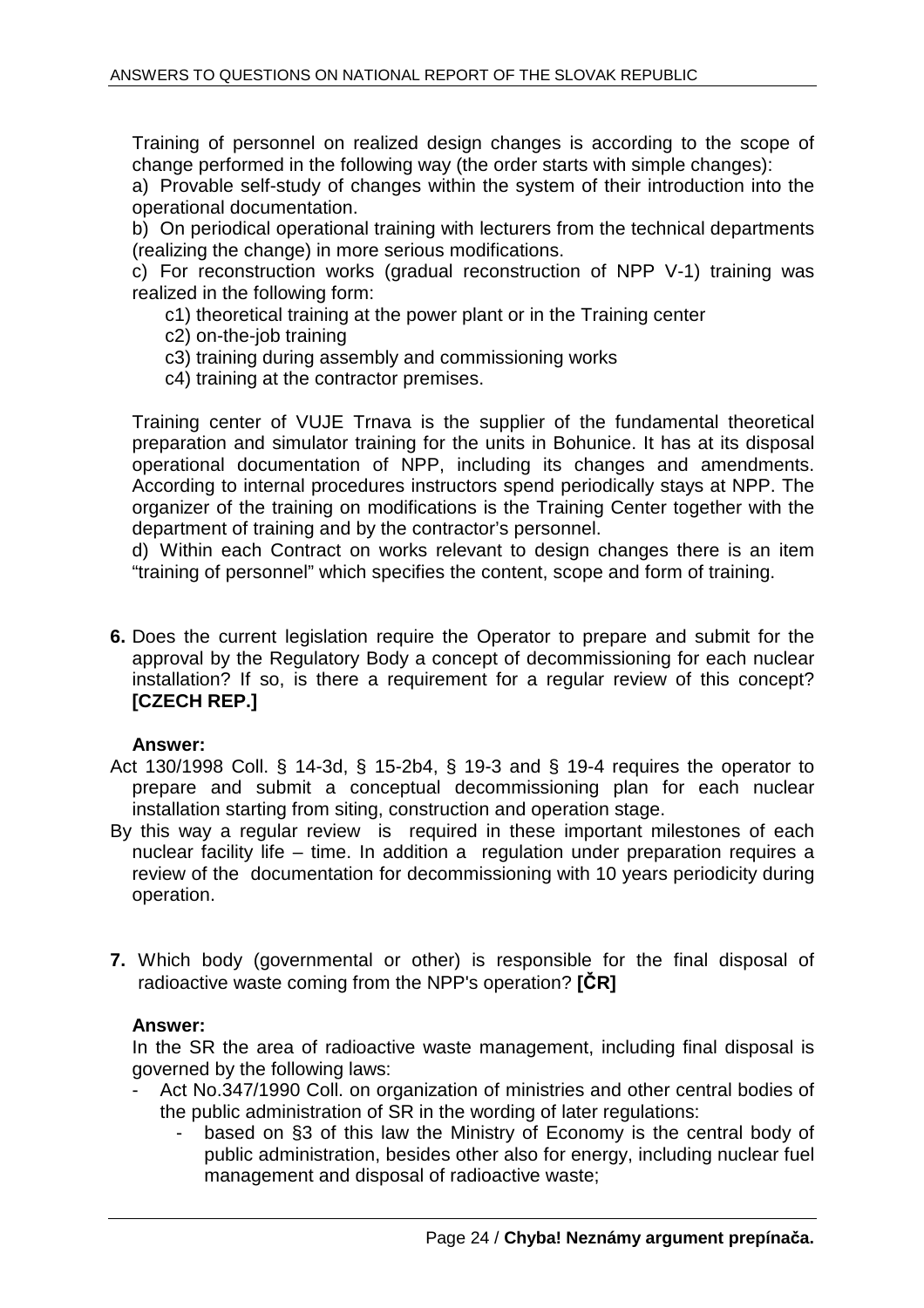Training of personnel on realized design changes is according to the scope of change performed in the following way (the order starts with simple changes):

a) Provable self-study of changes within the system of their introduction into the operational documentation.

b) On periodical operational training with lecturers from the technical departments (realizing the change) in more serious modifications.

c) For reconstruction works (gradual reconstruction of NPP V-1) training was realized in the following form:

- c1) theoretical training at the power plant or in the Training center
- c2) on-the-job training
- c3) training during assembly and commissioning works
- c4) training at the contractor premises.

Training center of VUJE Trnava is the supplier of the fundamental theoretical preparation and simulator training for the units in Bohunice. It has at its disposal operational documentation of NPP, including its changes and amendments. According to internal procedures instructors spend periodically stays at NPP. The organizer of the training on modifications is the Training Center together with the department of training and by the contractor's personnel.

d) Within each Contract on works relevant to design changes there is an item "training of personnel" which specifies the content, scope and form of training.

**6.** Does the current legislation require the Operator to prepare and submit for the approval by the Regulatory Body a concept of decommissioning for each nuclear installation? If so, is there a requirement for a regular review of this concept? **[CZECH REP.]**

**Answer:**

Act 130/1998 Coll. § 14-3d, § 15-2b4, § 19-3 and § 19-4 requires the operator to prepare and submit a conceptual decommissioning plan for each nuclear installation starting from siting, construction and operation stage.

By this way a regular review is required in these important milestones of each nuclear facility life – time. In addition a regulation under preparation requires a review of the documentation for decommissioning with 10 years periodicity during operation.

**7.** Which body (governmental or other) is responsible for the final disposal of radioactive waste coming from the NPP's operation? **[ČR]**

**Answer:**

In the SR the area of radioactive waste management, including final disposal is governed by the following laws:

- Act No.347/1990 Coll. on organization of ministries and other central bodies of the public administration of SR in the wording of later regulations:
    - based on §3 of this law the Ministry of Economy is the central body of public administration, besides other also for energy, including nuclear fuel management and disposal of radioactive waste;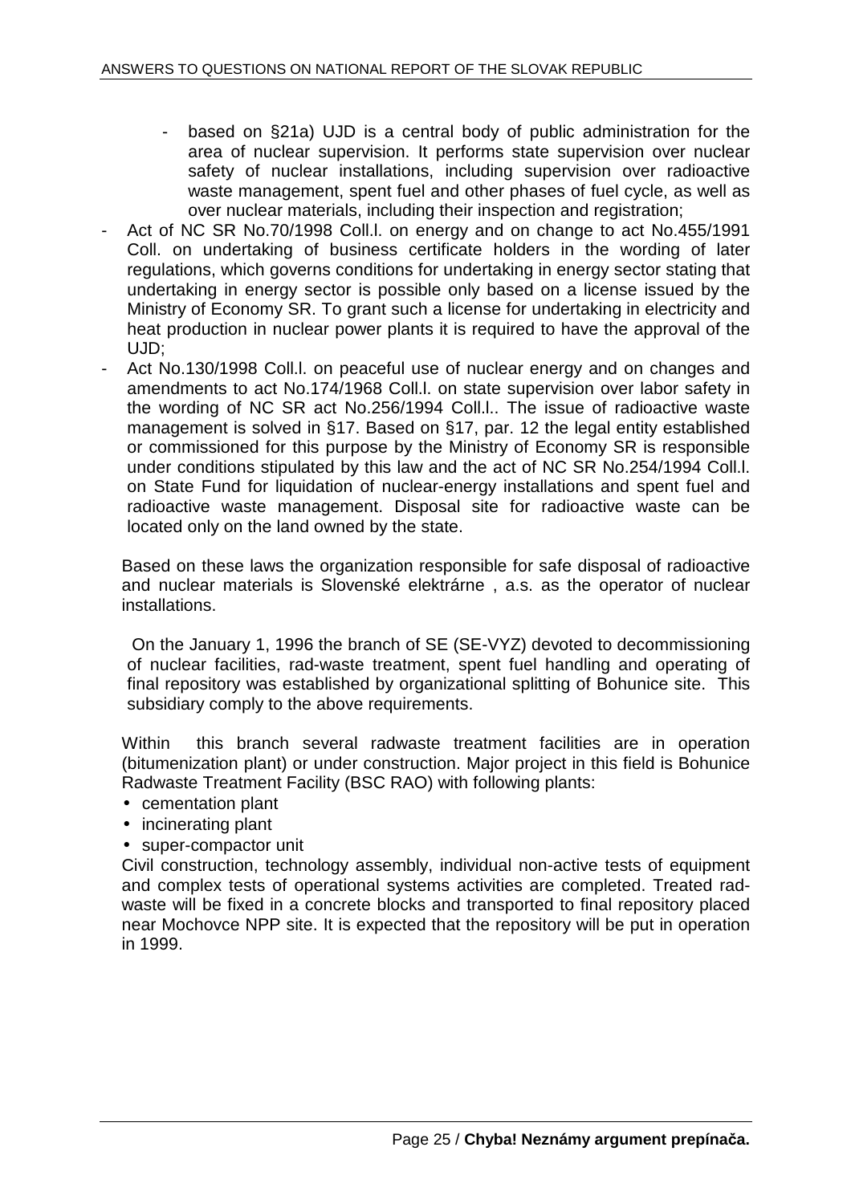- based on §21a) UJD is a central body of public administration for the area of nuclear supervision. It performs state supervision over nuclear safety of nuclear installations, including supervision over radioactive waste management, spent fuel and other phases of fuel cycle, as well as over nuclear materials, including their inspection and registration;
- Act of NC SR No.70/1998 Coll.l. on energy and on change to act No.455/1991 Coll. on undertaking of business certificate holders in the wording of later regulations, which governs conditions for undertaking in energy sector stating that undertaking in energy sector is possible only based on a license issued by the Ministry of Economy SR. To grant such a license for undertaking in electricity and heat production in nuclear power plants it is required to have the approval of the UJD;
- Act No.130/1998 Coll.l. on peaceful use of nuclear energy and on changes and amendments to act No.174/1968 Coll.l. on state supervision over labor safety in the wording of NC SR act No.256/1994 Coll.l.. The issue of radioactive waste management is solved in §17. Based on §17, par. 12 the legal entity established or commissioned for this purpose by the Ministry of Economy SR is responsible under conditions stipulated by this law and the act of NC SR No.254/1994 Coll.l. on State Fund for liquidation of nuclear-energy installations and spent fuel and radioactive waste management. Disposal site for radioactive waste can be located only on the land owned by the state.

Based on these laws the organization responsible for safe disposal of radioactive and nuclear materials is Slovenské elektrárne , a.s. as the operator of nuclear installations.

On the January 1, 1996 the branch of SE (SE-VYZ) devoted to decommissioning of nuclear facilities, rad-waste treatment, spent fuel handling and operating of final repository was established by organizational splitting of Bohunice site. This subsidiary comply to the above requirements.

Within this branch several radwaste treatment facilities are in operation (bitumenization plant) or under construction. Major project in this field is Bohunice Radwaste Treatment Facility (BSC RAO) with following plants:

- cementation plant
- incinerating plant
- super-compactor unit

Civil construction, technology assembly, individual non-active tests of equipment and complex tests of operational systems activities are completed. Treated rad-waste will be fixed in a concrete blocks and transported to final repository placed near Mochovce NPP site. It is expected that the repository will be put in operation in 1999.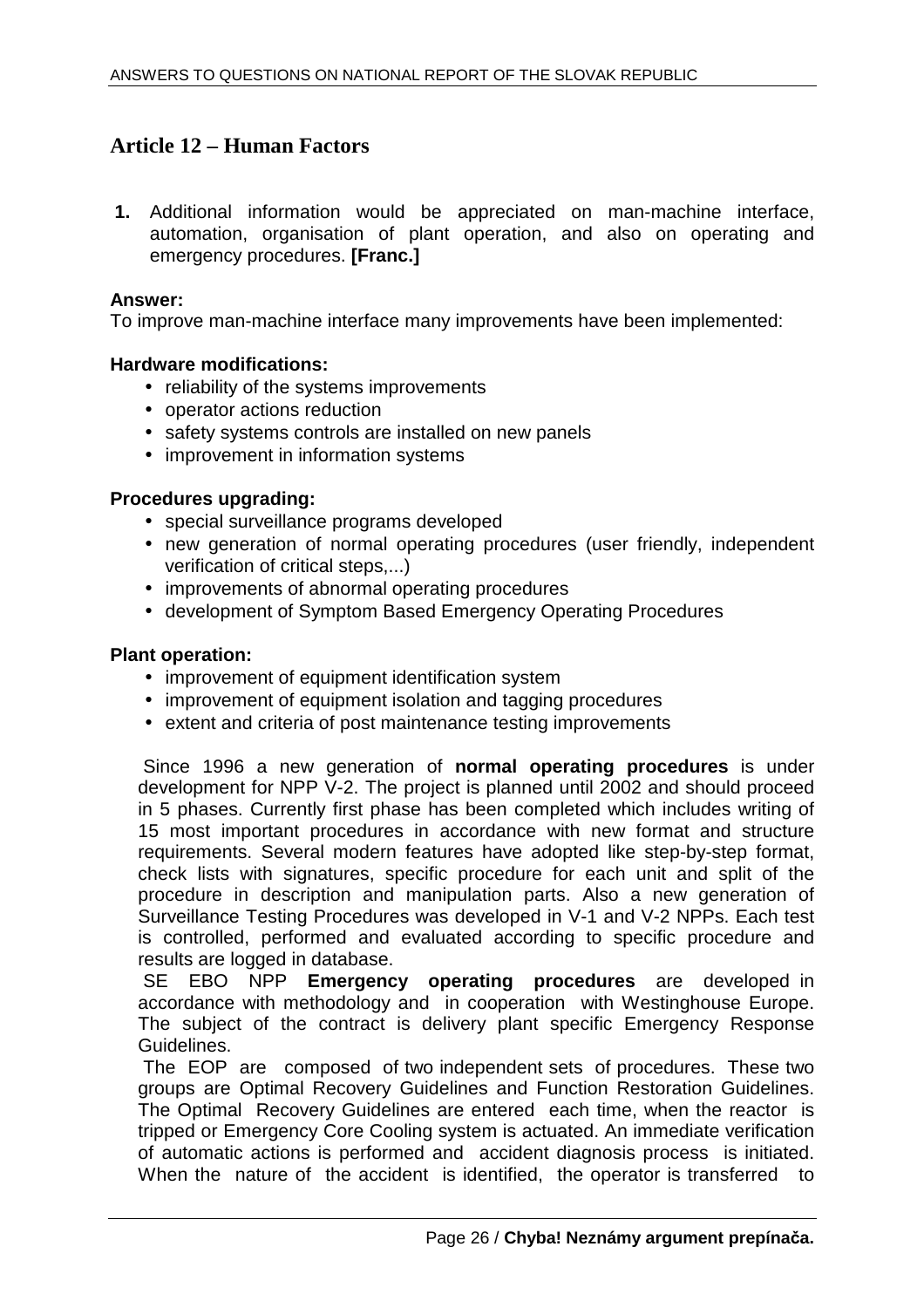## Article 12 – Human Factors

**1.** Additional information would be appreciated on man-machine interface, automation, organisation of plant operation, and also on operating and emergency procedures. **[Franc.]**

**Answer:**
To improve man-machine interface many improvements have been implemented:

**Hardware modifications:**

- reliability of the systems improvements
- operator actions reduction
- safety systems controls are installed on new panels
- improvement in information systems

**Procedures upgrading:**

- special surveillance programs developed
- new generation of normal operating procedures (user friendly, independent verification of critical steps,...)
- improvements of abnormal operating procedures
- development of Symptom Based Emergency Operating Procedures

**Plant operation:**

- improvement of equipment identification system
- improvement of equipment isolation and tagging procedures
- extent and criteria of post maintenance testing improvements

Since 1996 a new generation of **normal operating procedures** is under development for NPP V-2. The project is planned until 2002 and should proceed in 5 phases. Currently first phase has been completed which includes writing of 15 most important procedures in accordance with new format and structure requirements. Several modern features have adopted like step-by-step format, check lists with signatures, specific procedure for each unit and split of the procedure in description and manipulation parts. Also a new generation of Surveillance Testing Procedures was developed in V-1 and V-2 NPPs. Each test is controlled, performed and evaluated according to specific procedure and results are logged in database.

SE EBO NPP **Emergency operating procedures** are developed in accordance with methodology and in cooperation with Westinghouse Europe. The subject of the contract is delivery plant specific Emergency Response Guidelines.

The EOP are composed of two independent sets of procedures. These two groups are Optimal Recovery Guidelines and Function Restoration Guidelines. The Optimal Recovery Guidelines are entered each time, when the reactor is tripped or Emergency Core Cooling system is actuated. An immediate verification of automatic actions is performed and accident diagnosis process is initiated. When the nature of the accident is identified, the operator is transferred to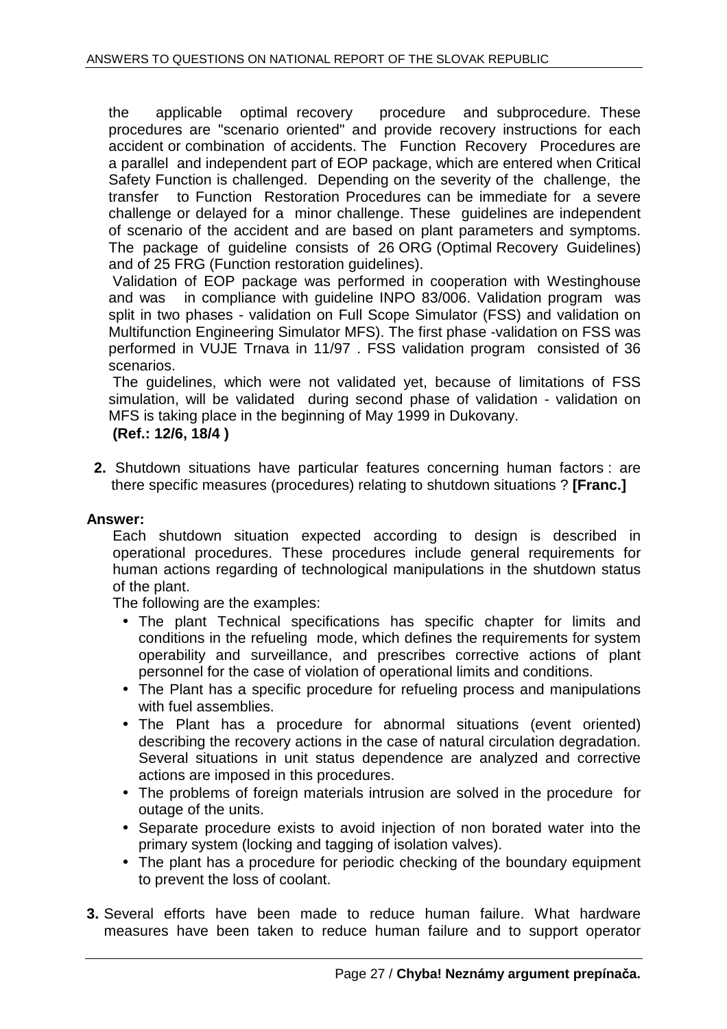the applicable optimal recovery procedure and subprocedure. These procedures are "scenario oriented" and provide recovery instructions for each accident or combination of accidents. The Function Recovery Procedures are a parallel and independent part of EOP package, which are entered when Critical Safety Function is challenged. Depending on the severity of the challenge, the transfer to Function Restoration Procedures can be immediate for a severe challenge or delayed for a minor challenge. These guidelines are independent of scenario of the accident and are based on plant parameters and symptoms. The package of guideline consists of 26 ORG (Optimal Recovery Guidelines) and of 25 FRG (Function restoration guidelines).

Validation of EOP package was performed in cooperation with Westinghouse and was in compliance with guideline INPO 83/006. Validation program was split in two phases - validation on Full Scope Simulator (FSS) and validation on Multifunction Engineering Simulator MFS). The first phase -validation on FSS was performed in VUJE Trnava in 11/97 . FSS validation program consisted of 36 scenarios.

The guidelines, which were not validated yet, because of limitations of FSS simulation, will be validated during second phase of validation - validation on MFS is taking place in the beginning of May 1999 in Dukovany.

**(Ref.: 12/6, 18/4 )**

**2.** Shutdown situations have particular features concerning human factors : are there specific measures (procedures) relating to shutdown situations ? **[Franc.]**

**Answer:**

Each shutdown situation expected according to design is described in operational procedures. These procedures include general requirements for human actions regarding of technological manipulations in the shutdown status of the plant.

The following are the examples:

- The plant Technical specifications has specific chapter for limits and conditions in the refueling mode, which defines the requirements for system operability and surveillance, and prescribes corrective actions of plant personnel for the case of violation of operational limits and conditions.
- The Plant has a specific procedure for refueling process and manipulations with fuel assemblies.
- The Plant has a procedure for abnormal situations (event oriented) describing the recovery actions in the case of natural circulation degradation. Several situations in unit status dependence are analyzed and corrective actions are imposed in this procedures.
- The problems of foreign materials intrusion are solved in the procedure for outage of the units.
- Separate procedure exists to avoid injection of non borated water into the primary system (locking and tagging of isolation valves).
- The plant has a procedure for periodic checking of the boundary equipment to prevent the loss of coolant.

**3.** Several efforts have been made to reduce human failure. What hardware measures have been taken to reduce human failure and to support operator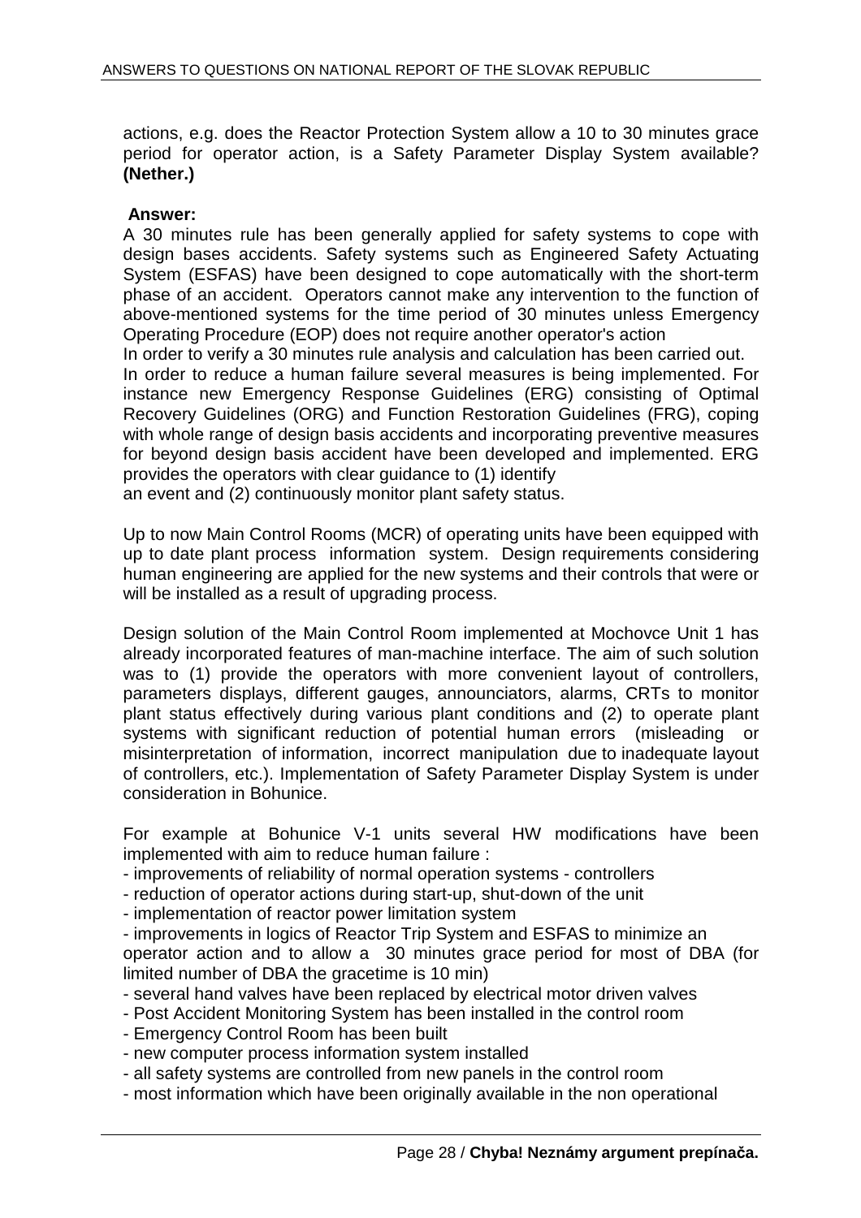actions, e.g. does the Reactor Protection System allow a 10 to 30 minutes grace period for operator action, is a Safety Parameter Display System available? **(Nether.)**

**Answer:**

A 30 minutes rule has been generally applied for safety systems to cope with design bases accidents. Safety systems such as Engineered Safety Actuating System (ESFAS) have been designed to cope automatically with the short-term phase of an accident. Operators cannot make any intervention to the function of above-mentioned systems for the time period of 30 minutes unless Emergency Operating Procedure (EOP) does not require another operator's action

In order to verify a 30 minutes rule analysis and calculation has been carried out.

In order to reduce a human failure several measures is being implemented. For instance new Emergency Response Guidelines (ERG) consisting of Optimal Recovery Guidelines (ORG) and Function Restoration Guidelines (FRG), coping with whole range of design basis accidents and incorporating preventive measures for beyond design basis accident have been developed and implemented. ERG provides the operators with clear guidance to (1) identify an event and (2) continuously monitor plant safety status.

Up to now Main Control Rooms (MCR) of operating units have been equipped with up to date plant process information system. Design requirements considering human engineering are applied for the new systems and their controls that were or will be installed as a result of upgrading process.

Design solution of the Main Control Room implemented at Mochovce Unit 1 has already incorporated features of man-machine interface. The aim of such solution was to (1) provide the operators with more convenient layout of controllers, parameters displays, different gauges, announciators, alarms, CRTs to monitor plant status effectively during various plant conditions and (2) to operate plant systems with significant reduction of potential human errors (misleading or misinterpretation of information, incorrect manipulation due to inadequate layout of controllers, etc.). Implementation of Safety Parameter Display System is under consideration in Bohunice.

For example at Bohunice V-1 units several HW modifications have been implemented with aim to reduce human failure :

- improvements of reliability of normal operation systems - controllers
- reduction of operator actions during start-up, shut-down of the unit
- implementation of reactor power limitation system
- improvements in logics of Reactor Trip System and ESFAS to minimize an operator action and to allow a 30 minutes grace period for most of DBA (for limited number of DBA the gracetime is 10 min)
- several hand valves have been replaced by electrical motor driven valves
- Post Accident Monitoring System has been installed in the control room
- Emergency Control Room has been built
- new computer process information system installed
- all safety systems are controlled from new panels in the control room
- most information which have been originally available in the non operational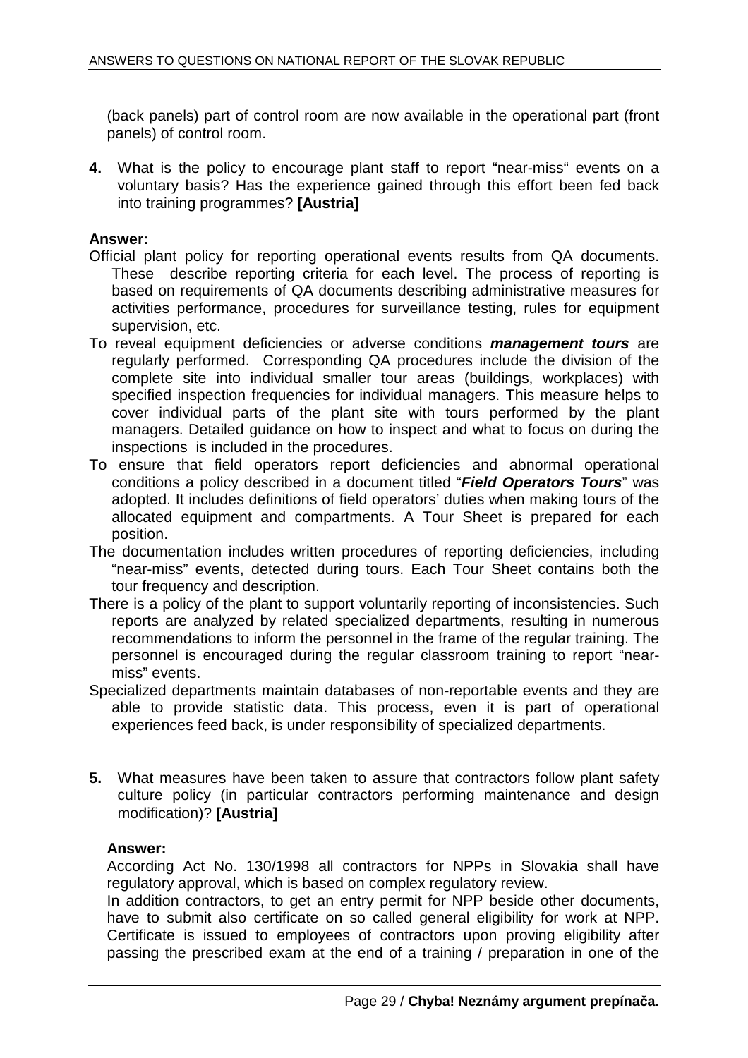(back panels) part of control room are now available in the operational part (front panels) of control room.

**4.** What is the policy to encourage plant staff to report "near-miss" events on a voluntary basis? Has the experience gained through this effort been fed back into training programmes? **[Austria]**

**Answer:**

Official plant policy for reporting operational events results from QA documents. These describe reporting criteria for each level. The process of reporting is based on requirements of QA documents describing administrative measures for activities performance, procedures for surveillance testing, rules for equipment supervision, etc.

To reveal equipment deficiencies or adverse conditions ***management tours*** are regularly performed. Corresponding QA procedures include the division of the complete site into individual smaller tour areas (buildings, workplaces) with specified inspection frequencies for individual managers. This measure helps to cover individual parts of the plant site with tours performed by the plant managers. Detailed guidance on how to inspect and what to focus on during the inspections is included in the procedures.

To ensure that field operators report deficiencies and abnormal operational conditions a policy described in a document titled "***Field Operators Tours***" was adopted. It includes definitions of field operators' duties when making tours of the allocated equipment and compartments. A Tour Sheet is prepared for each position.

The documentation includes written procedures of reporting deficiencies, including "near-miss" events, detected during tours. Each Tour Sheet contains both the tour frequency and description.

There is a policy of the plant to support voluntarily reporting of inconsistencies. Such reports are analyzed by related specialized departments, resulting in numerous recommendations to inform the personnel in the frame of the regular training. The personnel is encouraged during the regular classroom training to report "near-miss" events.

Specialized departments maintain databases of non-reportable events and they are able to provide statistic data. This process, even it is part of operational experiences feed back, is under responsibility of specialized departments.

**5.** What measures have been taken to assure that contractors follow plant safety culture policy (in particular contractors performing maintenance and design modification)? **[Austria]**

**Answer:**

According Act No. 130/1998 all contractors for NPPs in Slovakia shall have regulatory approval, which is based on complex regulatory review.

In addition contractors, to get an entry permit for NPP beside other documents, have to submit also certificate on so called general eligibility for work at NPP. Certificate is issued to employees of contractors upon proving eligibility after passing the prescribed exam at the end of a training / preparation in one of the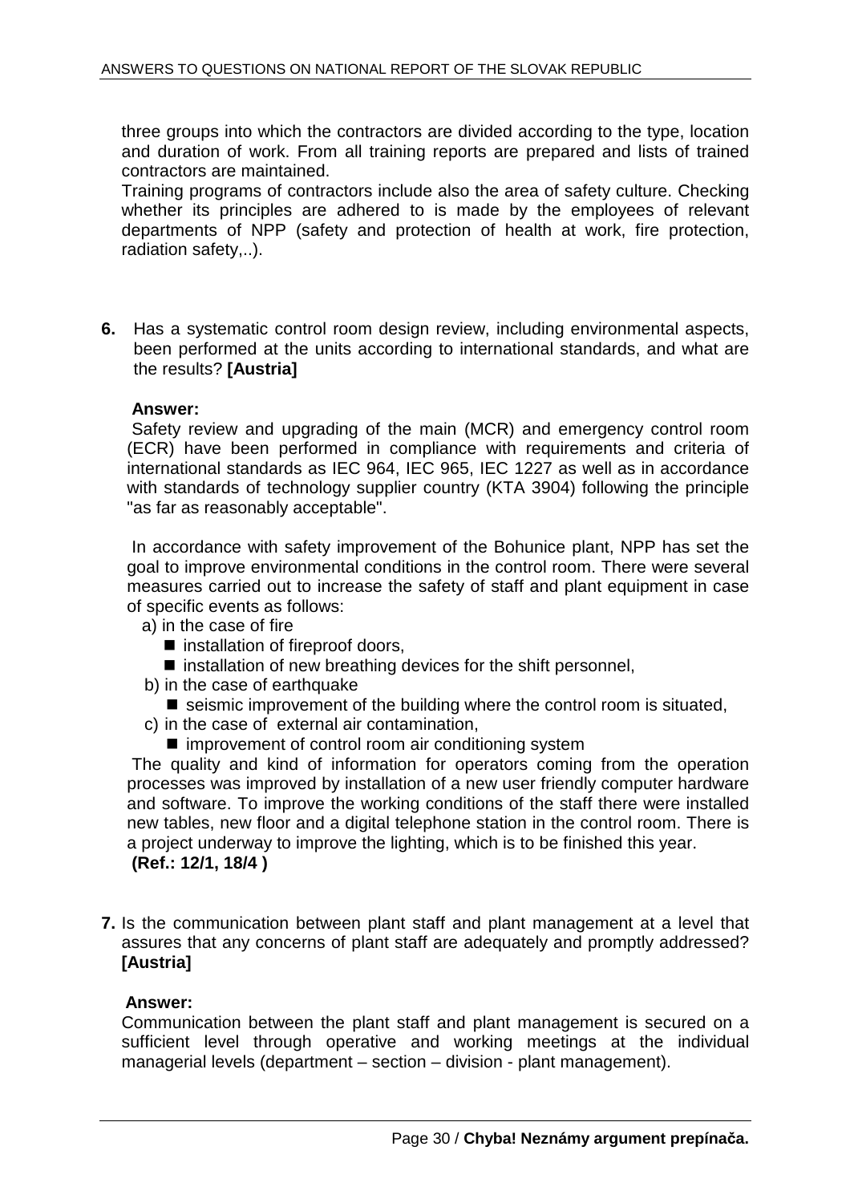three groups into which the contractors are divided according to the type, location and duration of work. From all training reports are prepared and lists of trained contractors are maintained.
Training programs of contractors include also the area of safety culture. Checking whether its principles are adhered to is made by the employees of relevant departments of NPP (safety and protection of health at work, fire protection, radiation safety,..).

**6.** Has a systematic control room design review, including environmental aspects, been performed at the units according to international standards, and what are the results? **[Austria]**

**Answer:**

Safety review and upgrading of the main (MCR) and emergency control room (ECR) have been performed in compliance with requirements and criteria of international standards as IEC 964, IEC 965, IEC 1227 as well as in accordance with standards of technology supplier country (KTA 3904) following the principle "as far as reasonably acceptable".

In accordance with safety improvement of the Bohunice plant, NPP has set the goal to improve environmental conditions in the control room. There were several measures carried out to increase the safety of staff and plant equipment in case of specific events as follows:

a) in the case of fire
- installation of fireproof doors,
- installation of new breathing devices for the shift personnel,

b) in the case of earthquake
- seismic improvement of the building where the control room is situated,

c) in the case of external air contamination,
- improvement of control room air conditioning system

The quality and kind of information for operators coming from the operation processes was improved by installation of a new user friendly computer hardware and software. To improve the working conditions of the staff there were installed new tables, new floor and a digital telephone station in the control room. There is a project underway to improve the lighting, which is to be finished this year.
**(Ref.: 12/1, 18/4 )**

**7.** Is the communication between plant staff and plant management at a level that assures that any concerns of plant staff are adequately and promptly addressed? **[Austria]**

**Answer:**

Communication between the plant staff and plant management is secured on a sufficient level through operative and working meetings at the individual managerial levels (department – section – division - plant management).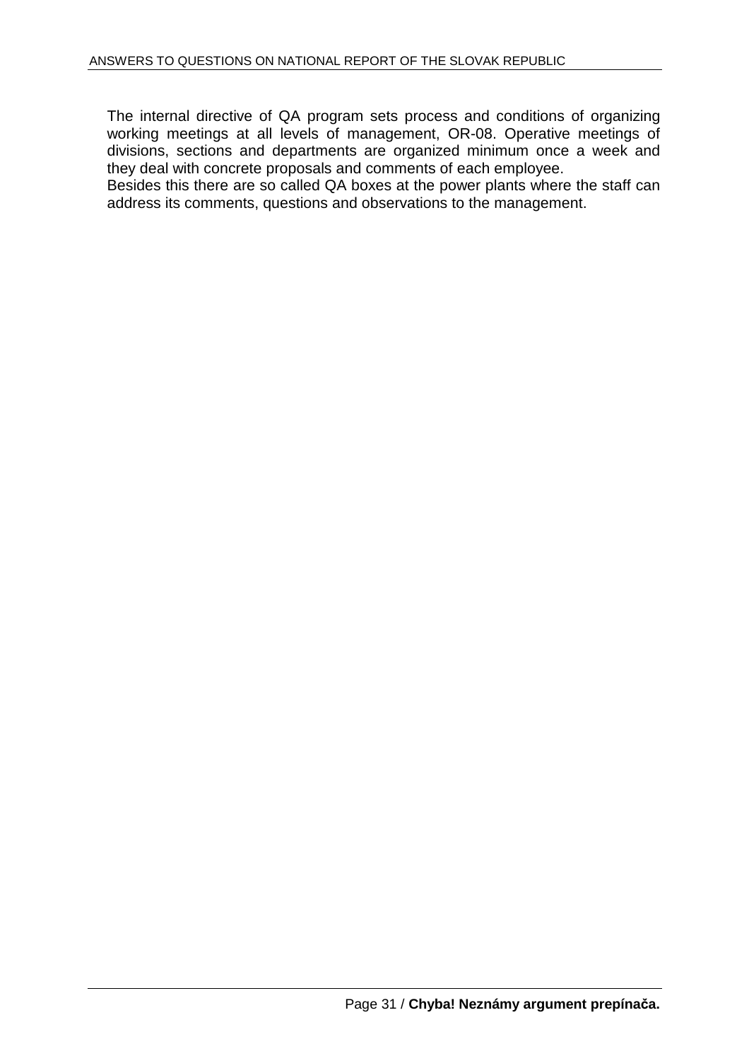The internal directive of QA program sets process and conditions of organizing working meetings at all levels of management, OR-08. Operative meetings of divisions, sections and departments are organized minimum once a week and they deal with concrete proposals and comments of each employee.

Besides this there are so called QA boxes at the power plants where the staff can address its comments, questions and observations to the management.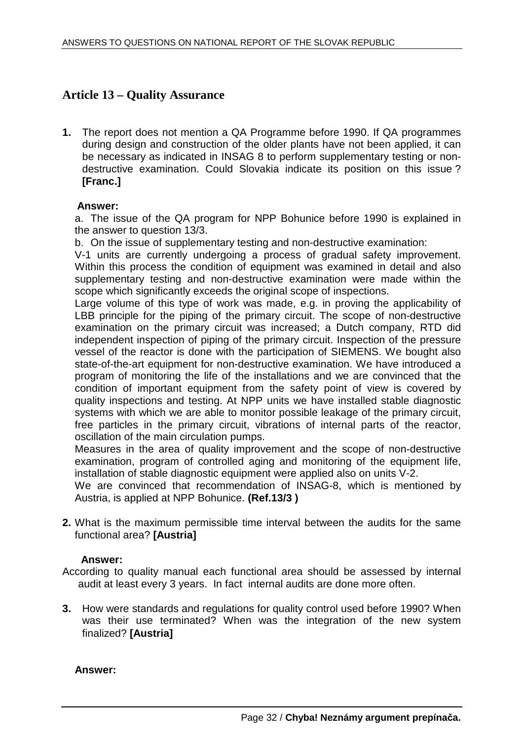## Article 13 – Quality Assurance

**1.** The report does not mention a QA Programme before 1990. If QA programmes during design and construction of the older plants have not been applied, it can be necessary as indicated in INSAG 8 to perform supplementary testing or non-destructive examination. Could Slovakia indicate its position on this issue ? **[Franc.]**

**Answer:**

a. The issue of the QA program for NPP Bohunice before 1990 is explained in the answer to question 13/3.

b. On the issue of supplementary testing and non-destructive examination:

V-1 units are currently undergoing a process of gradual safety improvement. Within this process the condition of equipment was examined in detail and also supplementary testing and non-destructive examination were made within the scope which significantly exceeds the original scope of inspections.

Large volume of this type of work was made, e.g. in proving the applicability of LBB principle for the piping of the primary circuit. The scope of non-destructive examination on the primary circuit was increased; a Dutch company, RTD did independent inspection of piping of the primary circuit. Inspection of the pressure vessel of the reactor is done with the participation of SIEMENS. We bought also state-of-the-art equipment for non-destructive examination. We have introduced a program of monitoring the life of the installations and we are convinced that the condition of important equipment from the safety point of view is covered by quality inspections and testing. At NPP units we have installed stable diagnostic systems with which we are able to monitor possible leakage of the primary circuit, free particles in the primary circuit, vibrations of internal parts of the reactor, oscillation of the main circulation pumps.

Measures in the area of quality improvement and the scope of non-destructive examination, program of controlled aging and monitoring of the equipment life, installation of stable diagnostic equipment were applied also on units V-2.

We are convinced that recommendation of INSAG-8, which is mentioned by Austria, is applied at NPP Bohunice. **(Ref.13/3 )**

**2.** What is the maximum permissible time interval between the audits for the same functional area? **[Austria]**

**Answer:**

According to quality manual each functional area should be assessed by internal audit at least every 3 years. In fact internal audits are done more often.

**3.** How were standards and regulations for quality control used before 1990? When was their use terminated? When was the integration of the new system finalized? **[Austria]**

**Answer:**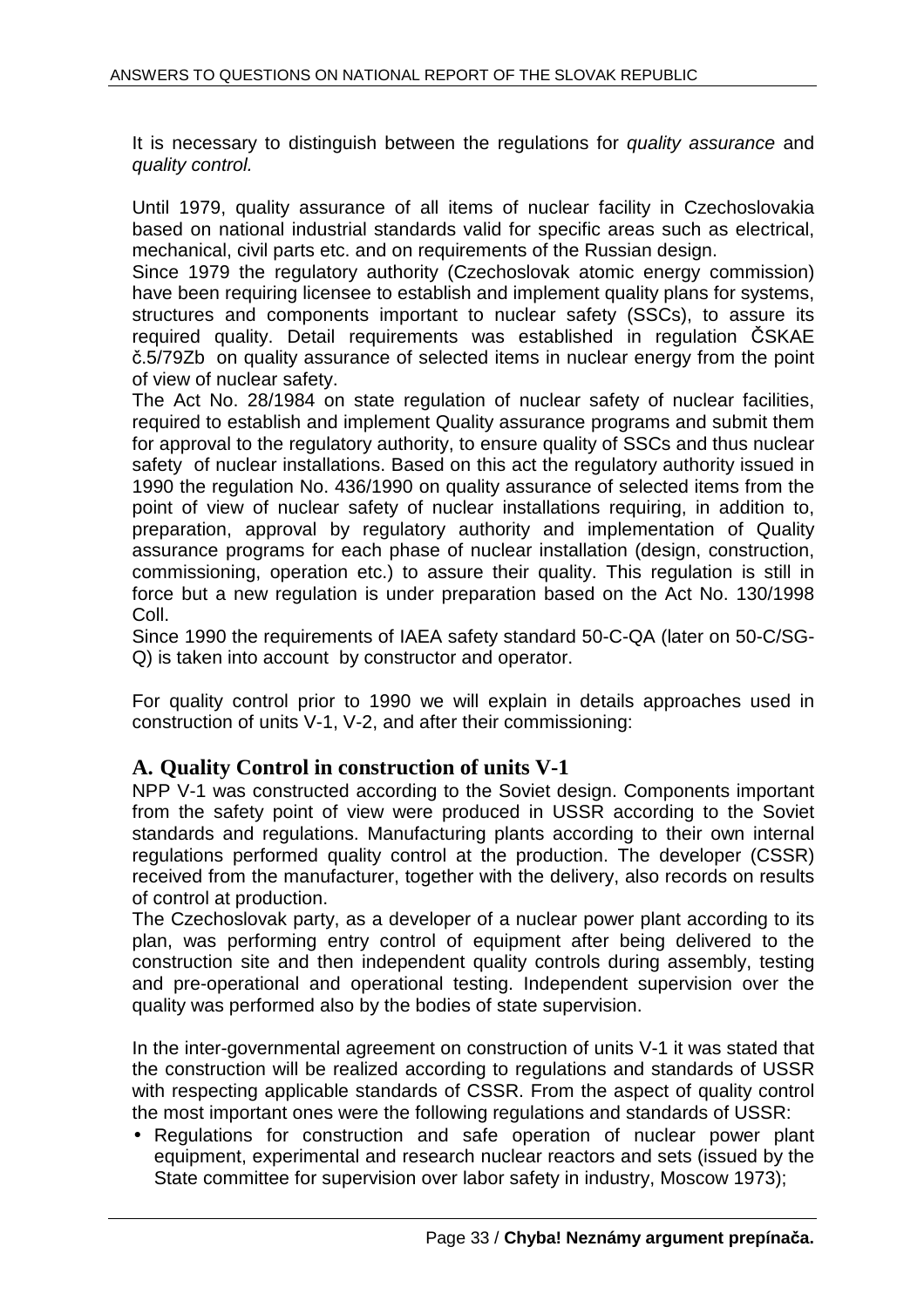It is necessary to distinguish between the regulations for *quality assurance* and *quality control.*

Until 1979, quality assurance of all items of nuclear facility in Czechoslovakia based on national industrial standards valid for specific areas such as electrical, mechanical, civil parts etc. and on requirements of the Russian design.

Since 1979 the regulatory authority (Czechoslovak atomic energy commission) have been requiring licensee to establish and implement quality plans for systems, structures and components important to nuclear safety (SSCs), to assure its required quality. Detail requirements was established in regulation ČSKAE č.5/79Zb on quality assurance of selected items in nuclear energy from the point of view of nuclear safety.

The Act No. 28/1984 on state regulation of nuclear safety of nuclear facilities, required to establish and implement Quality assurance programs and submit them for approval to the regulatory authority, to ensure quality of SSCs and thus nuclear safety of nuclear installations. Based on this act the regulatory authority issued in 1990 the regulation No. 436/1990 on quality assurance of selected items from the point of view of nuclear safety of nuclear installations requiring, in addition to, preparation, approval by regulatory authority and implementation of Quality assurance programs for each phase of nuclear installation (design, construction, commissioning, operation etc.) to assure their quality. This regulation is still in force but a new regulation is under preparation based on the Act No. 130/1998 Coll.

Since 1990 the requirements of IAEA safety standard 50-C-QA (later on 50-C/SG-Q) is taken into account by constructor and operator.

For quality control prior to 1990 we will explain in details approaches used in construction of units V-1, V-2, and after their commissioning:

## A. Quality Control in construction of units V-1

NPP V-1 was constructed according to the Soviet design. Components important from the safety point of view were produced in USSR according to the Soviet standards and regulations. Manufacturing plants according to their own internal regulations performed quality control at the production. The developer (CSSR) received from the manufacturer, together with the delivery, also records on results of control at production.

The Czechoslovak party, as a developer of a nuclear power plant according to its plan, was performing entry control of equipment after being delivered to the construction site and then independent quality controls during assembly, testing and pre-operational and operational testing. Independent supervision over the quality was performed also by the bodies of state supervision.

In the inter-governmental agreement on construction of units V-1 it was stated that the construction will be realized according to regulations and standards of USSR with respecting applicable standards of CSSR. From the aspect of quality control the most important ones were the following regulations and standards of USSR:

- Regulations for construction and safe operation of nuclear power plant equipment, experimental and research nuclear reactors and sets (issued by the State committee for supervision over labor safety in industry, Moscow 1973);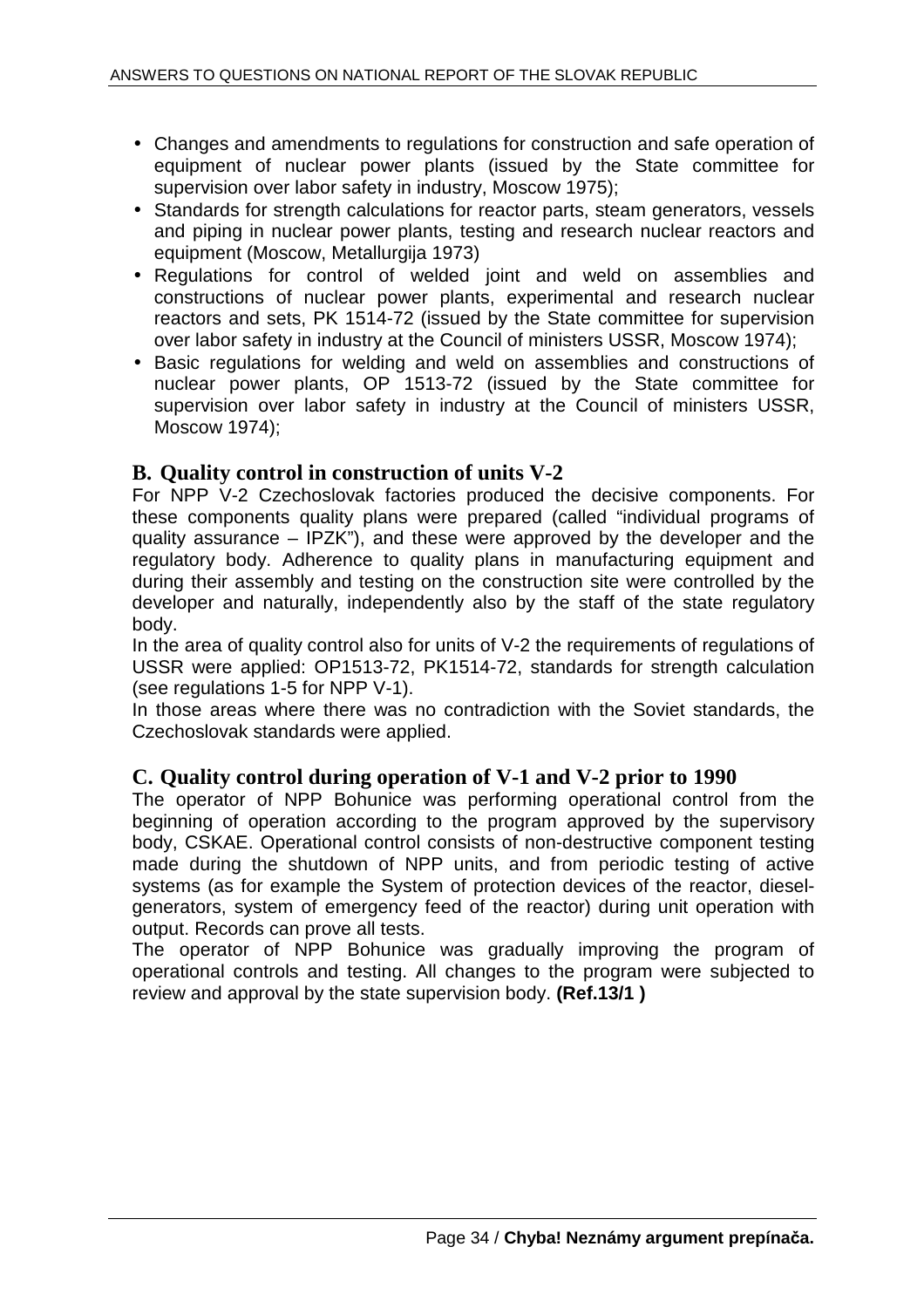- Changes and amendments to regulations for construction and safe operation of equipment of nuclear power plants (issued by the State committee for supervision over labor safety in industry, Moscow 1975);
- Standards for strength calculations for reactor parts, steam generators, vessels and piping in nuclear power plants, testing and research nuclear reactors and equipment (Moscow, Metallurgija 1973)
- Regulations for control of welded joint and weld on assemblies and constructions of nuclear power plants, experimental and research nuclear reactors and sets, PK 1514-72 (issued by the State committee for supervision over labor safety in industry at the Council of ministers USSR, Moscow 1974);
- Basic regulations for welding and weld on assemblies and constructions of nuclear power plants, OP 1513-72 (issued by the State committee for supervision over labor safety in industry at the Council of ministers USSR, Moscow 1974);

## B. Quality control in construction of units V-2

For NPP V-2 Czechoslovak factories produced the decisive components. For these components quality plans were prepared (called "individual programs of quality assurance – IPZK"), and these were approved by the developer and the regulatory body. Adherence to quality plans in manufacturing equipment and during their assembly and testing on the construction site were controlled by the developer and naturally, independently also by the staff of the state regulatory body.

In the area of quality control also for units of V-2 the requirements of regulations of USSR were applied: OP1513-72, PK1514-72, standards for strength calculation (see regulations 1-5 for NPP V-1).

In those areas where there was no contradiction with the Soviet standards, the Czechoslovak standards were applied.

## C. Quality control during operation of V-1 and V-2 prior to 1990

The operator of NPP Bohunice was performing operational control from the beginning of operation according to the program approved by the supervisory body, CSKAE. Operational control consists of non-destructive component testing made during the shutdown of NPP units, and from periodic testing of active systems (as for example the System of protection devices of the reactor, diesel-generators, system of emergency feed of the reactor) during unit operation with output. Records can prove all tests.

The operator of NPP Bohunice was gradually improving the program of operational controls and testing. All changes to the program were subjected to review and approval by the state supervision body. **(Ref.13/1 )**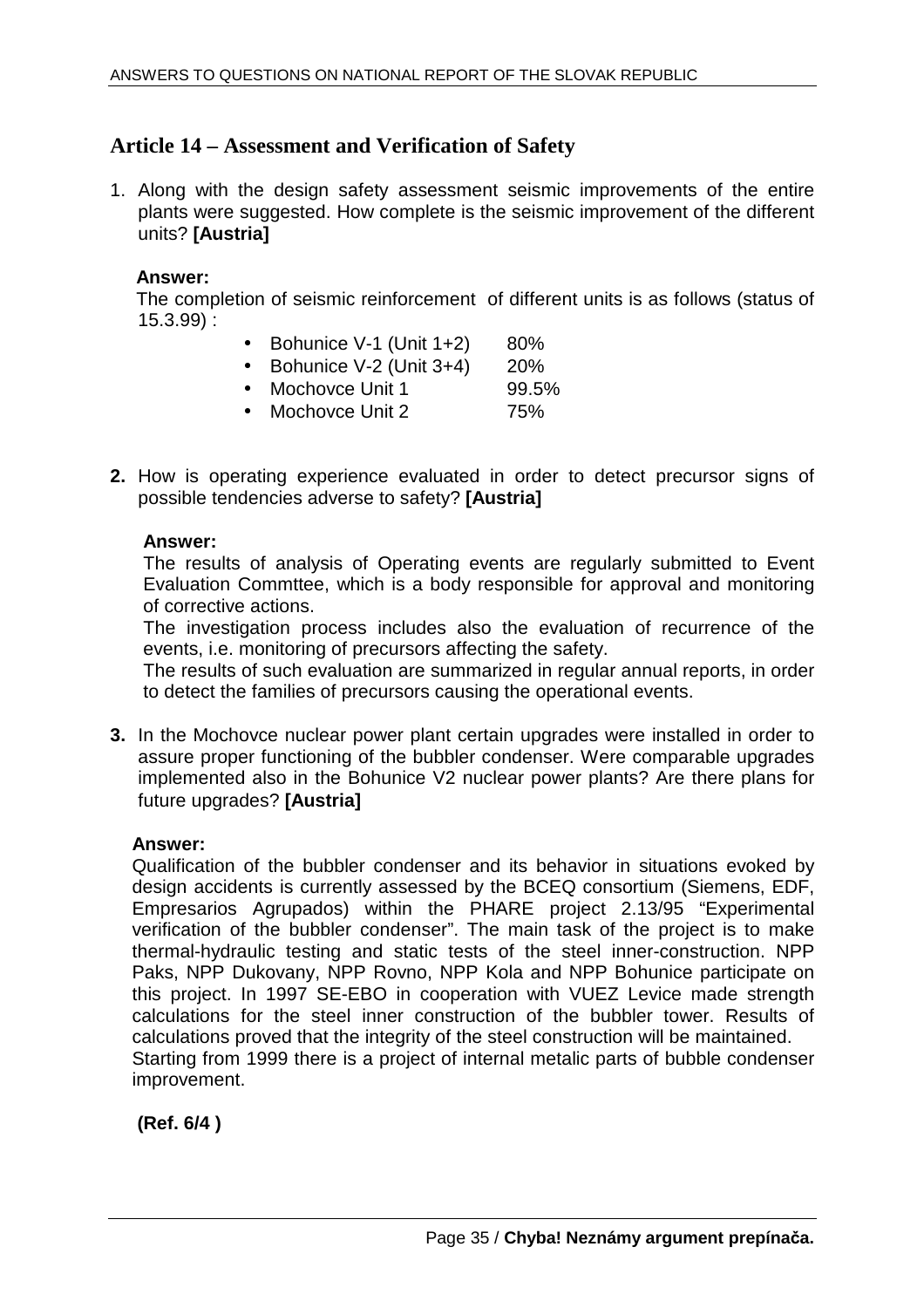## Article 14 – Assessment and Verification of Safety

1. Along with the design safety assessment seismic improvements of the entire plants were suggested. How complete is the seismic improvement of the different units? **[Austria]**

   **Answer:**
   The completion of seismic reinforcement of different units is as follows (status of 15.3.99) :

   - Bohunice V-1 (Unit 1+2) 80%
   - Bohunice V-2 (Unit 3+4) 20%
   - Mochovce Unit 1 99.5%
   - Mochovce Unit 2 75%

2. How is operating experience evaluated in order to detect precursor signs of possible tendencies adverse to safety? **[Austria]**

   **Answer:**
   The results of analysis of Operating events are regularly submitted to Event Evaluation Commttee, which is a body responsible for approval and monitoring of corrective actions.
   The investigation process includes also the evaluation of recurrence of the events, i.e. monitoring of precursors affecting the safety.
   The results of such evaluation are summarized in regular annual reports, in order to detect the families of precursors causing the operational events.

3. In the Mochovce nuclear power plant certain upgrades were installed in order to assure proper functioning of the bubbler condenser. Were comparable upgrades implemented also in the Bohunice V2 nuclear power plants? Are there plans for future upgrades? **[Austria]**

   **Answer:**
   Qualification of the bubbler condenser and its behavior in situations evoked by design accidents is currently assessed by the BCEQ consortium (Siemens, EDF, Empresarios Agrupados) within the PHARE project 2.13/95 "Experimental verification of the bubbler condenser". The main task of the project is to make thermal-hydraulic testing and static tests of the steel inner-construction. NPP Paks, NPP Dukovany, NPP Rovno, NPP Kola and NPP Bohunice participate on this project. In 1997 SE-EBO in cooperation with VUEZ Levice made strength calculations for the steel inner construction of the bubbler tower. Results of calculations proved that the integrity of the steel construction will be maintained.
   Starting from 1999 there is a project of internal metalic parts of bubble condenser improvement.

   **(Ref. 6/4 )**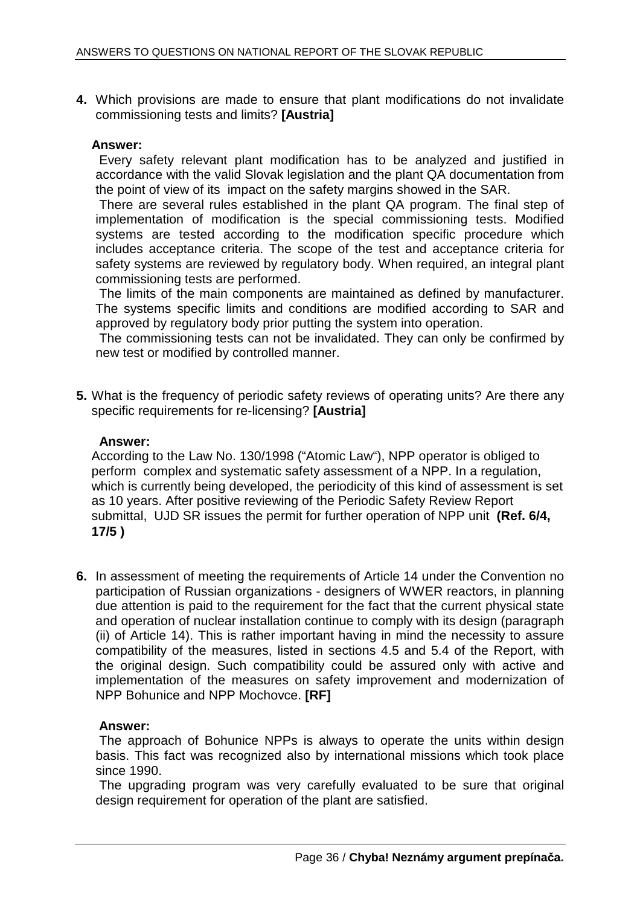**4.** Which provisions are made to ensure that plant modifications do not invalidate commissioning tests and limits? **[Austria]**

**Answer:**

Every safety relevant plant modification has to be analyzed and justified in accordance with the valid Slovak legislation and the plant QA documentation from the point of view of its impact on the safety margins showed in the SAR.

There are several rules established in the plant QA program. The final step of implementation of modification is the special commissioning tests. Modified systems are tested according to the modification specific procedure which includes acceptance criteria. The scope of the test and acceptance criteria for safety systems are reviewed by regulatory body. When required, an integral plant commissioning tests are performed.

The limits of the main components are maintained as defined by manufacturer. The systems specific limits and conditions are modified according to SAR and approved by regulatory body prior putting the system into operation.

The commissioning tests can not be invalidated. They can only be confirmed by new test or modified by controlled manner.

**5.** What is the frequency of periodic safety reviews of operating units? Are there any specific requirements for re-licensing? **[Austria]**

**Answer:**

According to the Law No. 130/1998 ("Atomic Law"), NPP operator is obliged to perform complex and systematic safety assessment of a NPP. In a regulation, which is currently being developed, the periodicity of this kind of assessment is set as 10 years. After positive reviewing of the Periodic Safety Review Report submittal, UJD SR issues the permit for further operation of NPP unit **(Ref. 6/4, 17/5 )**

**6.** In assessment of meeting the requirements of Article 14 under the Convention no participation of Russian organizations - designers of WWER reactors, in planning due attention is paid to the requirement for the fact that the current physical state and operation of nuclear installation continue to comply with its design (paragraph (ii) of Article 14). This is rather important having in mind the necessity to assure compatibility of the measures, listed in sections 4.5 and 5.4 of the Report, with the original design. Such compatibility could be assured only with active and implementation of the measures on safety improvement and modernization of NPP Bohunice and NPP Mochovce. **[RF]**

**Answer:**

The approach of Bohunice NPPs is always to operate the units within design basis. This fact was recognized also by international missions which took place since 1990.

The upgrading program was very carefully evaluated to be sure that original design requirement for operation of the plant are satisfied.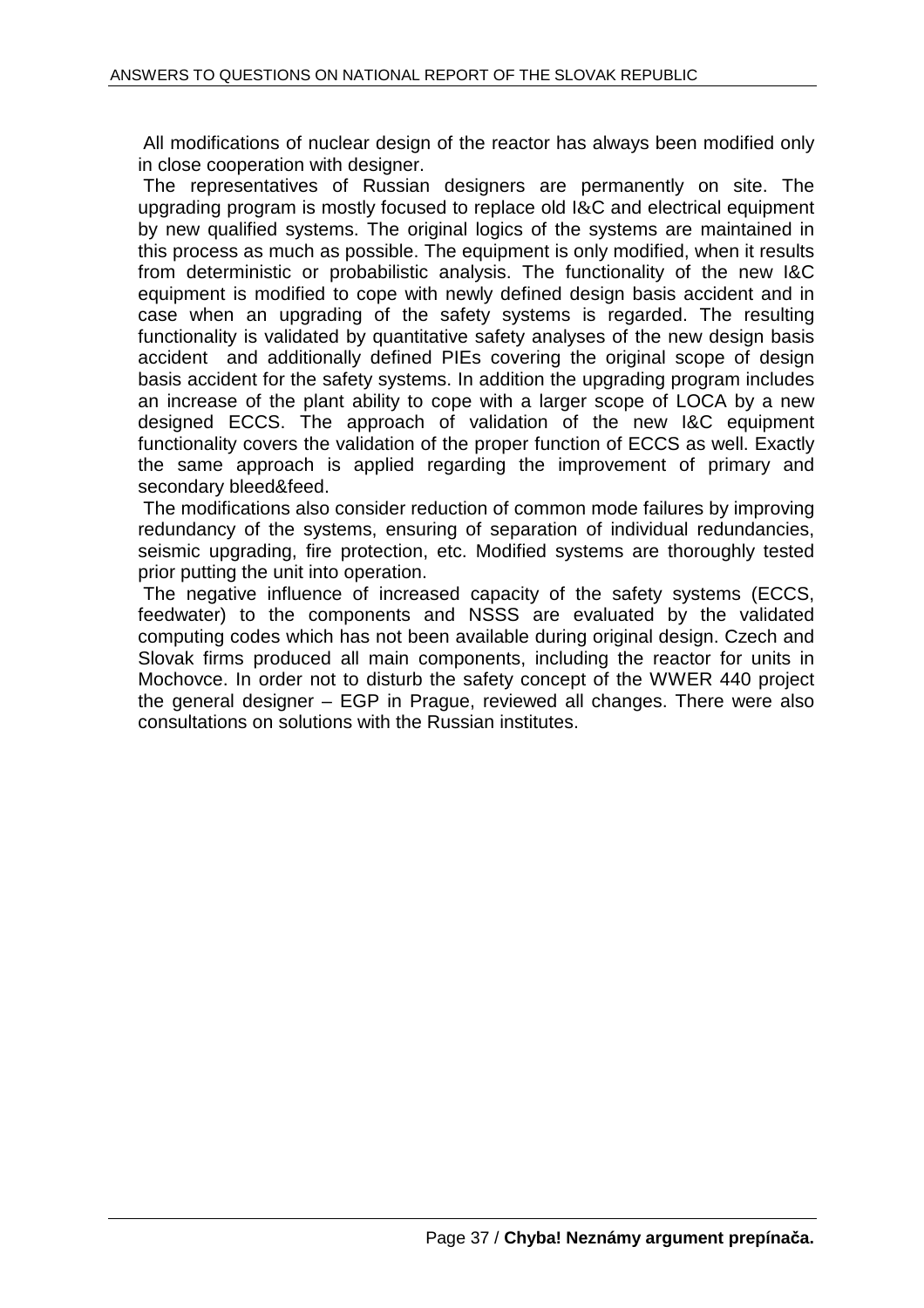All modifications of nuclear design of the reactor has always been modified only in close cooperation with designer.

The representatives of Russian designers are permanently on site. The upgrading program is mostly focused to replace old I&C and electrical equipment by new qualified systems. The original logics of the systems are maintained in this process as much as possible. The equipment is only modified, when it results from deterministic or probabilistic analysis. The functionality of the new I&C equipment is modified to cope with newly defined design basis accident and in case when an upgrading of the safety systems is regarded. The resulting functionality is validated by quantitative safety analyses of the new design basis accident and additionally defined PIEs covering the original scope of design basis accident for the safety systems. In addition the upgrading program includes an increase of the plant ability to cope with a larger scope of LOCA by a new designed ECCS. The approach of validation of the new I&C equipment functionality covers the validation of the proper function of ECCS as well. Exactly the same approach is applied regarding the improvement of primary and secondary bleed&feed.

The modifications also consider reduction of common mode failures by improving redundancy of the systems, ensuring of separation of individual redundancies, seismic upgrading, fire protection, etc. Modified systems are thoroughly tested prior putting the unit into operation.

The negative influence of increased capacity of the safety systems (ECCS, feedwater) to the components and NSSS are evaluated by the validated computing codes which has not been available during original design. Czech and Slovak firms produced all main components, including the reactor for units in Mochovce. In order not to disturb the safety concept of the WWER 440 project the general designer – EGP in Prague, reviewed all changes. There were also consultations on solutions with the Russian institutes.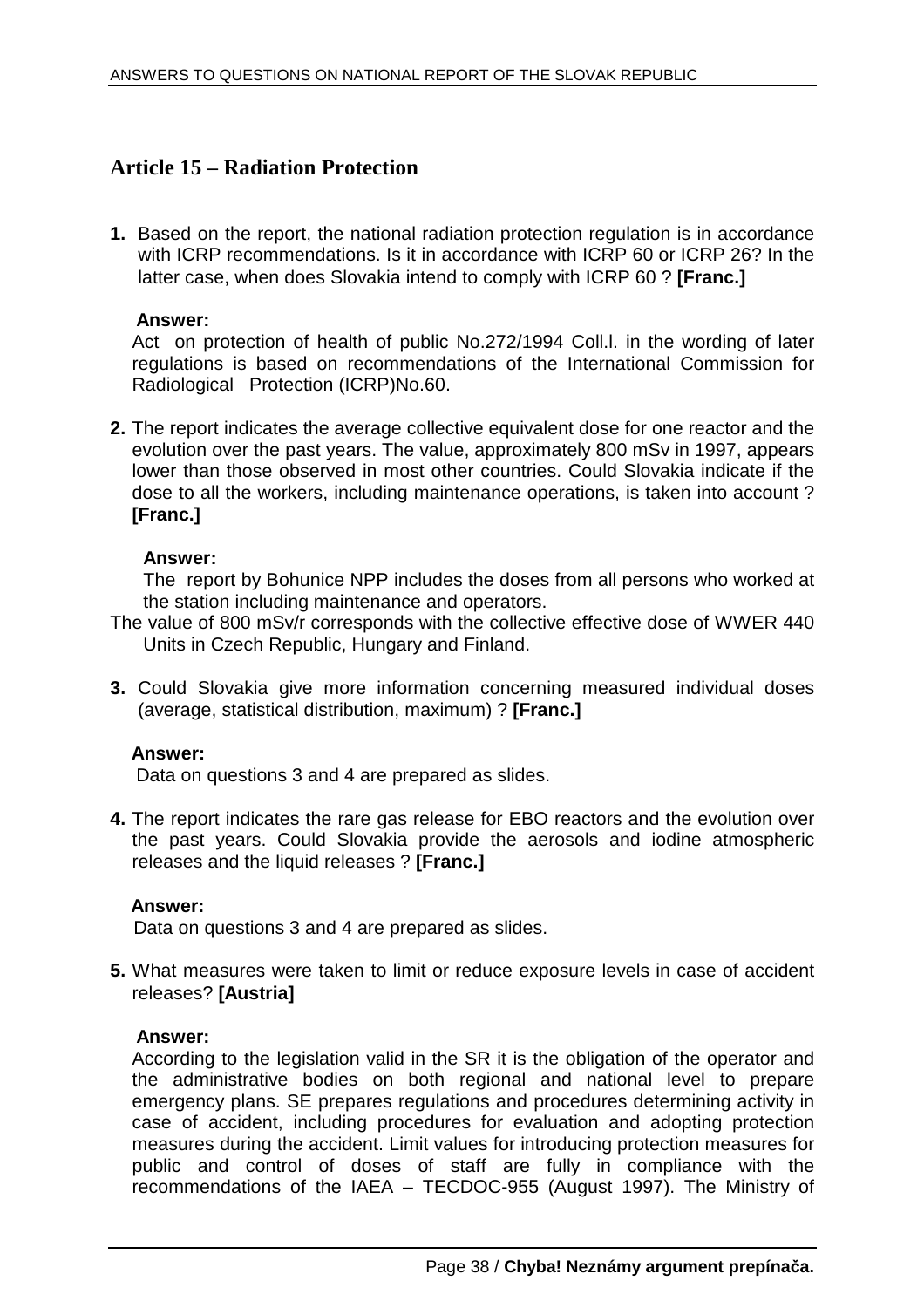## Article 15 – Radiation Protection

**1.** Based on the report, the national radiation protection regulation is in accordance with ICRP recommendations. Is it in accordance with ICRP 60 or ICRP 26? In the latter case, when does Slovakia intend to comply with ICRP 60 ? **[Franc.]**

**Answer:**
Act on protection of health of public No.272/1994 Coll.l. in the wording of later regulations is based on recommendations of the International Commission for Radiological Protection (ICRP)No.60.

**2.** The report indicates the average collective equivalent dose for one reactor and the evolution over the past years. The value, approximately 800 mSv in 1997, appears lower than those observed in most other countries. Could Slovakia indicate if the dose to all the workers, including maintenance operations, is taken into account ? **[Franc.]**

**Answer:**
The report by Bohunice NPP includes the doses from all persons who worked at the station including maintenance and operators.
The value of 800 mSv/r corresponds with the collective effective dose of WWER 440 Units in Czech Republic, Hungary and Finland.

**3.** Could Slovakia give more information concerning measured individual doses (average, statistical distribution, maximum) ? **[Franc.]**

**Answer:**
Data on questions 3 and 4 are prepared as slides.

**4.** The report indicates the rare gas release for EBO reactors and the evolution over the past years. Could Slovakia provide the aerosols and iodine atmospheric releases and the liquid releases ? **[Franc.]**

**Answer:**
Data on questions 3 and 4 are prepared as slides.

**5.** What measures were taken to limit or reduce exposure levels in case of accident releases? **[Austria]**

**Answer:**
According to the legislation valid in the SR it is the obligation of the operator and the administrative bodies on both regional and national level to prepare emergency plans. SE prepares regulations and procedures determining activity in case of accident, including procedures for evaluation and adopting protection measures during the accident. Limit values for introducing protection measures for public and control of doses of staff are fully in compliance with the recommendations of the IAEA – TECDOC-955 (August 1997). The Ministry of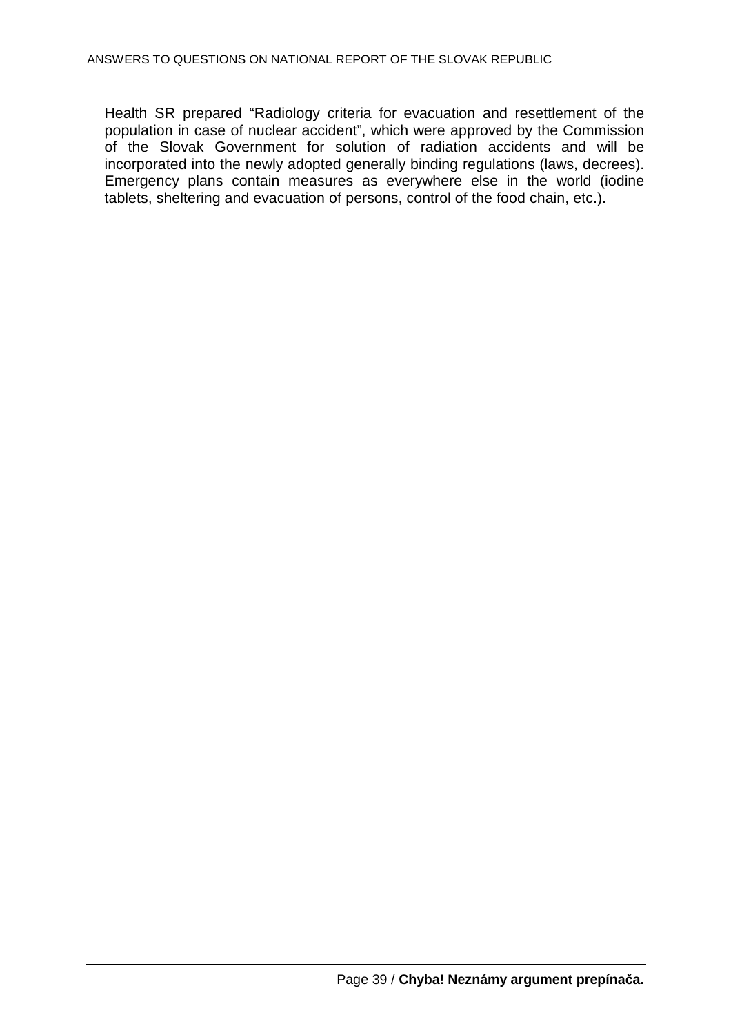Health SR prepared “Radiology criteria for evacuation and resettlement of the population in case of nuclear accident”, which were approved by the Commission of the Slovak Government for solution of radiation accidents and will be incorporated into the newly adopted generally binding regulations (laws, decrees). Emergency plans contain measures as everywhere else in the world (iodine tablets, sheltering and evacuation of persons, control of the food chain, etc.).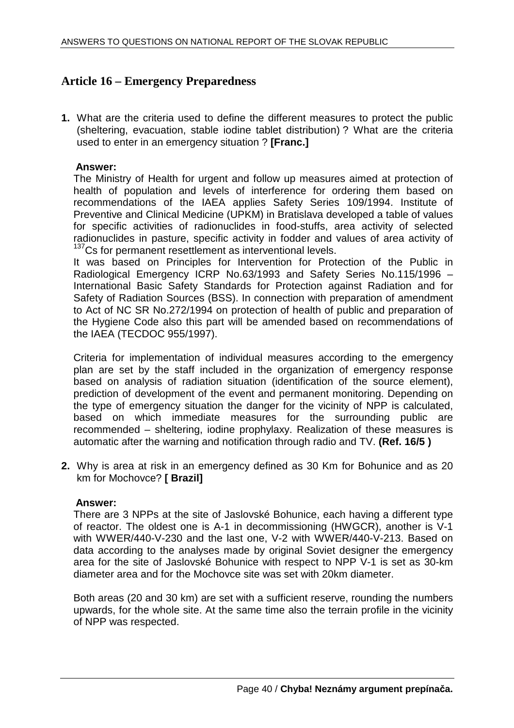## Article 16 – Emergency Preparedness

**1.** What are the criteria used to define the different measures to protect the public (sheltering, evacuation, stable iodine tablet distribution) ? What are the criteria used to enter in an emergency situation ? **[Franc.]**

**Answer:**

The Ministry of Health for urgent and follow up measures aimed at protection of health of population and levels of interference for ordering them based on recommendations of the IAEA applies Safety Series 109/1994. Institute of Preventive and Clinical Medicine (UPKM) in Bratislava developed a table of values for specific activities of radionuclides in food-stuffs, area activity of selected radionuclides in pasture, specific activity in fodder and values of area activity of $^{137}$Cs for permanent resettlement as interventional levels.

It was based on Principles for Intervention for Protection of the Public in Radiological Emergency ICRP No.63/1993 and Safety Series No.115/1996 – International Basic Safety Standards for Protection against Radiation and for Safety of Radiation Sources (BSS). In connection with preparation of amendment to Act of NC SR No.272/1994 on protection of health of public and preparation of the Hygiene Code also this part will be amended based on recommendations of the IAEA (TECDOC 955/1997).

Criteria for implementation of individual measures according to the emergency plan are set by the staff included in the organization of emergency response based on analysis of radiation situation (identification of the source element), prediction of development of the event and permanent monitoring. Depending on the type of emergency situation the danger for the vicinity of NPP is calculated, based on which immediate measures for the surrounding public are recommended – sheltering, iodine prophylaxy. Realization of these measures is automatic after the warning and notification through radio and TV. **(Ref. 16/5 )**

**2.** Why is area at risk in an emergency defined as 30 Km for Bohunice and as 20 km for Mochovce? **[ Brazil]**

**Answer:**

There are 3 NPPs at the site of Jaslovské Bohunice, each having a different type of reactor. The oldest one is A-1 in decommissioning (HWGCR), another is V-1 with WWER/440-V-230 and the last one, V-2 with WWER/440-V-213. Based on data according to the analyses made by original Soviet designer the emergency area for the site of Jaslovské Bohunice with respect to NPP V-1 is set as 30-km diameter area and for the Mochovce site was set with 20km diameter.

Both areas (20 and 30 km) are set with a sufficient reserve, rounding the numbers upwards, for the whole site. At the same time also the terrain profile in the vicinity of NPP was respected.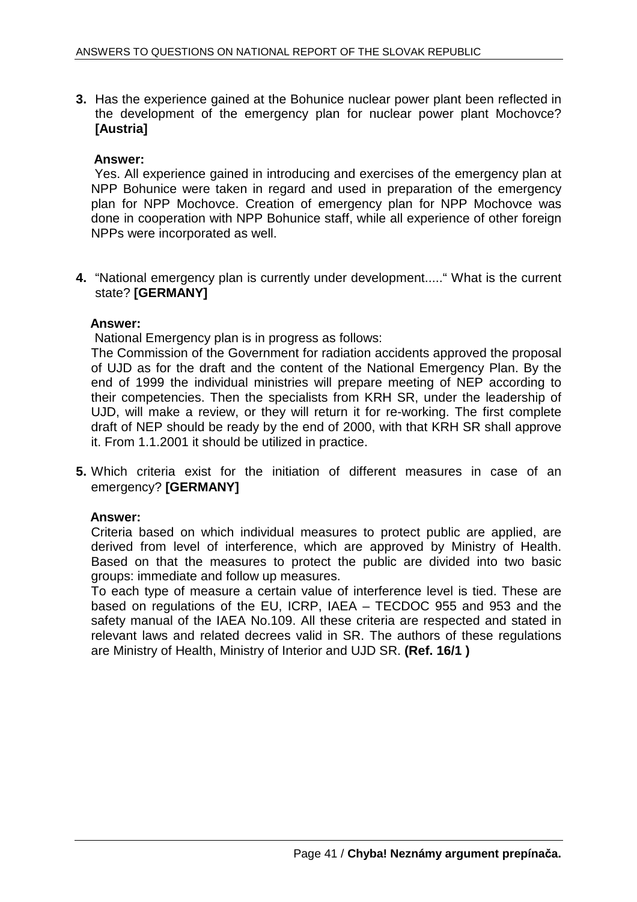**3.** Has the experience gained at the Bohunice nuclear power plant been reflected in the development of the emergency plan for nuclear power plant Mochovce? **[Austria]**

**Answer:**

Yes. All experience gained in introducing and exercises of the emergency plan at NPP Bohunice were taken in regard and used in preparation of the emergency plan for NPP Mochovce. Creation of emergency plan for NPP Mochovce was done in cooperation with NPP Bohunice staff, while all experience of other foreign NPPs were incorporated as well.

**4.** "National emergency plan is currently under development....." What is the current state? **[GERMANY]**

**Answer:**

National Emergency plan is in progress as follows:

The Commission of the Government for radiation accidents approved the proposal of UJD as for the draft and the content of the National Emergency Plan. By the end of 1999 the individual ministries will prepare meeting of NEP according to their competencies. Then the specialists from KRH SR, under the leadership of UJD, will make a review, or they will return it for re-working. The first complete draft of NEP should be ready by the end of 2000, with that KRH SR shall approve it. From 1.1.2001 it should be utilized in practice.

**5.** Which criteria exist for the initiation of different measures in case of an emergency? **[GERMANY]**

**Answer:**

Criteria based on which individual measures to protect public are applied, are derived from level of interference, which are approved by Ministry of Health. Based on that the measures to protect the public are divided into two basic groups: immediate and follow up measures.

To each type of measure a certain value of interference level is tied. These are based on regulations of the EU, ICRP, IAEA – TECDOC 955 and 953 and the safety manual of the IAEA No.109. All these criteria are respected and stated in relevant laws and related decrees valid in SR. The authors of these regulations are Ministry of Health, Ministry of Interior and UJD SR. **(Ref. 16/1 )**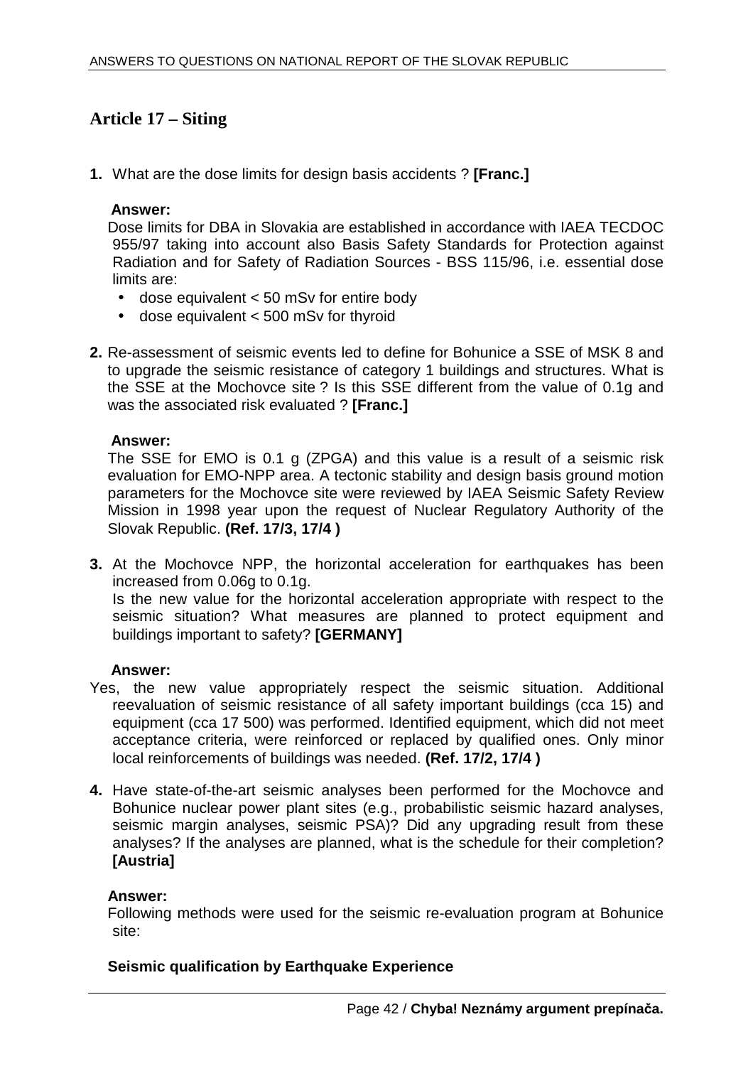## Article 17 – Siting

**1.** What are the dose limits for design basis accidents ? **[Franc.]**

**Answer:**
Dose limits for DBA in Slovakia are established in accordance with IAEA TECDOC 955/97 taking into account also Basis Safety Standards for Protection against Radiation and for Safety of Radiation Sources - BSS 115/96, i.e. essential dose limits are:

- dose equivalent < 50 mSv for entire body
- dose equivalent < 500 mSv for thyroid

**2.** Re-assessment of seismic events led to define for Bohunice a SSE of MSK 8 and to upgrade the seismic resistance of category 1 buildings and structures. What is the SSE at the Mochovce site ? Is this SSE different from the value of 0.1g and was the associated risk evaluated ? **[Franc.]**

**Answer:**
The SSE for EMO is 0.1 g (ZPGA) and this value is a result of a seismic risk evaluation for EMO-NPP area. A tectonic stability and design basis ground motion parameters for the Mochovce site were reviewed by IAEA Seismic Safety Review Mission in 1998 year upon the request of Nuclear Regulatory Authority of the Slovak Republic. **(Ref. 17/3, 17/4 )**

**3.** At the Mochovce NPP, the horizontal acceleration for earthquakes has been increased from 0.06g to 0.1g.
Is the new value for the horizontal acceleration appropriate with respect to the seismic situation? What measures are planned to protect equipment and buildings important to safety? **[GERMANY]**

**Answer:**
Yes, the new value appropriately respect the seismic situation. Additional reevaluation of seismic resistance of all safety important buildings (cca 15) and equipment (cca 17 500) was performed. Identified equipment, which did not meet acceptance criteria, were reinforced or replaced by qualified ones. Only minor local reinforcements of buildings was needed. **(Ref. 17/2, 17/4 )**

**4.** Have state-of-the-art seismic analyses been performed for the Mochovce and Bohunice nuclear power plant sites (e.g., probabilistic seismic hazard analyses, seismic margin analyses, seismic PSA)? Did any upgrading result from these analyses? If the analyses are planned, what is the schedule for their completion? **[Austria]**

**Answer:**
Following methods were used for the seismic re-evaluation program at Bohunice site:

**Seismic qualification by Earthquake Experience**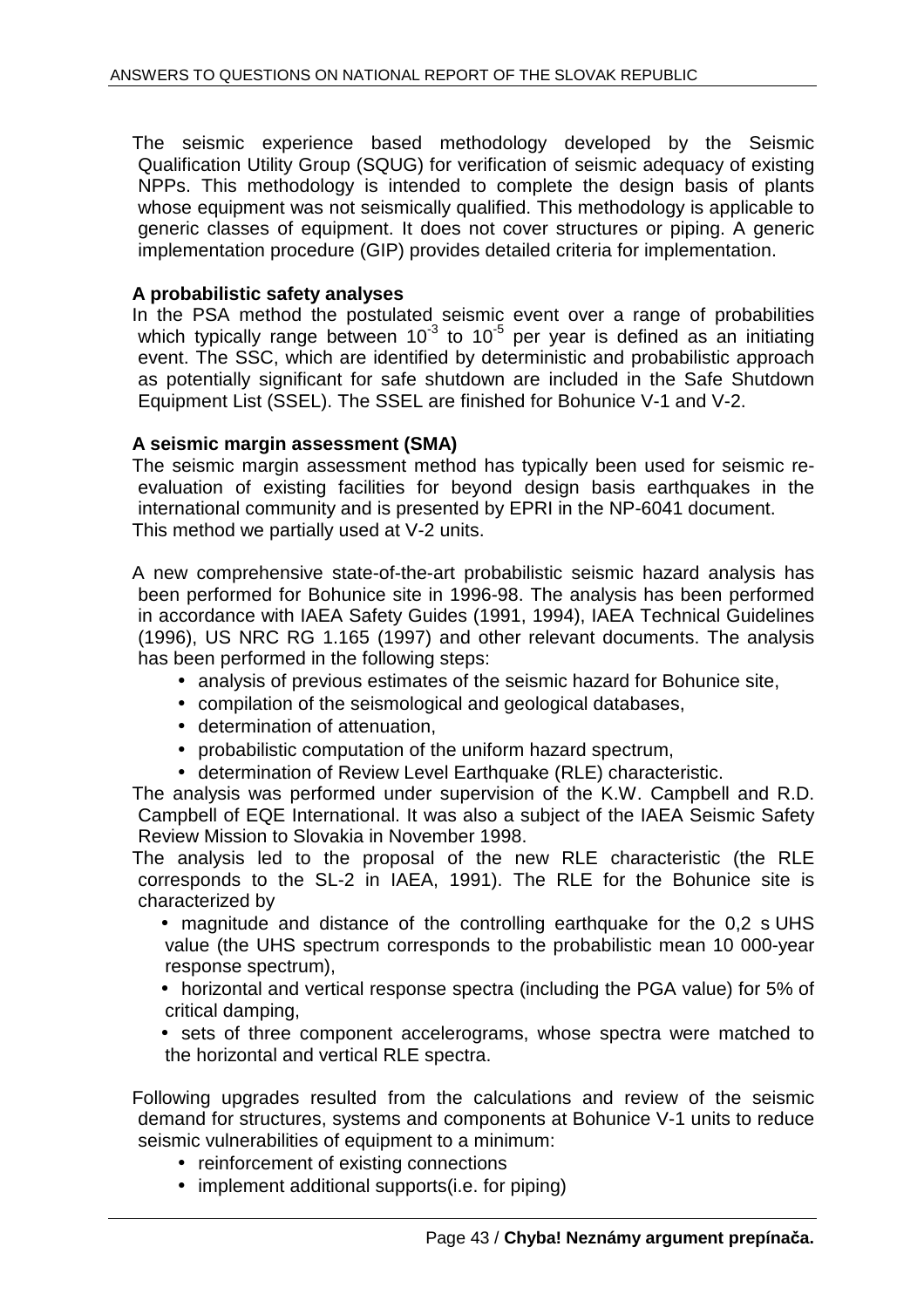The seismic experience based methodology developed by the Seismic Qualification Utility Group (SQUG) for verification of seismic adequacy of existing NPPs. This methodology is intended to complete the design basis of plants whose equipment was not seismically qualified. This methodology is applicable to generic classes of equipment. It does not cover structures or piping. A generic implementation procedure (GIP) provides detailed criteria for implementation.

**A probabilistic safety analyses**

In the PSA method the postulated seismic event over a range of probabilities which typically range between $10^{-3}$ to $10^{-5}$ per year is defined as an initiating event. The SSC, which are identified by deterministic and probabilistic approach as potentially significant for safe shutdown are included in the Safe Shutdown Equipment List (SSEL). The SSEL are finished for Bohunice V-1 and V-2.

**A seismic margin assessment (SMA)**

The seismic margin assessment method has typically been used for seismic re-evaluation of existing facilities for beyond design basis earthquakes in the international community and is presented by EPRI in the NP-6041 document.
This method we partially used at V-2 units.

A new comprehensive state-of-the-art probabilistic seismic hazard analysis has been performed for Bohunice site in 1996-98. The analysis has been performed in accordance with IAEA Safety Guides (1991, 1994), IAEA Technical Guidelines (1996), US NRC RG 1.165 (1997) and other relevant documents. The analysis has been performed in the following steps:

- analysis of previous estimates of the seismic hazard for Bohunice site,
- compilation of the seismological and geological databases,
- determination of attenuation,
- probabilistic computation of the uniform hazard spectrum,
- determination of Review Level Earthquake (RLE) characteristic.

The analysis was performed under supervision of the K.W. Campbell and R.D. Campbell of EQE International. It was also a subject of the IAEA Seismic Safety Review Mission to Slovakia in November 1998.
The analysis led to the proposal of the new RLE characteristic (the RLE corresponds to the SL-2 in IAEA, 1991). The RLE for the Bohunice site is characterized by

- magnitude and distance of the controlling earthquake for the 0,2 s UHS value (the UHS spectrum corresponds to the probabilistic mean 10 000-year response spectrum),
- horizontal and vertical response spectra (including the PGA value) for 5% of critical damping,
- sets of three component accelerograms, whose spectra were matched to the horizontal and vertical RLE spectra.

Following upgrades resulted from the calculations and review of the seismic demand for structures, systems and components at Bohunice V-1 units to reduce seismic vulnerabilities of equipment to a minimum:

- reinforcement of existing connections
- implement additional supports(i.e. for piping)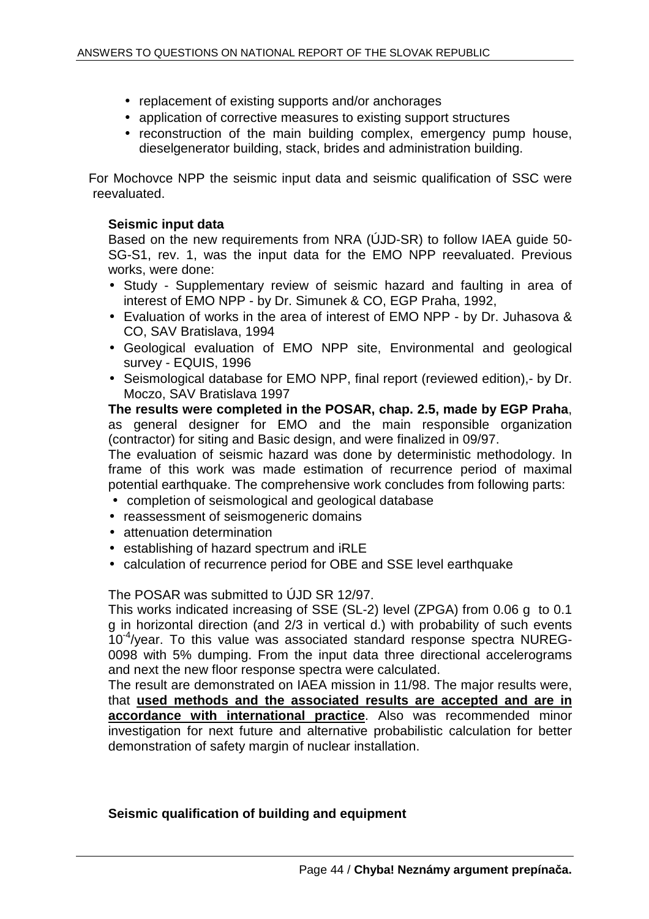- replacement of existing supports and/or anchorages
- application of corrective measures to existing support structures
- reconstruction of the main building complex, emergency pump house, dieselgenerator building, stack, brides and administration building.

For Mochovce NPP the seismic input data and seismic qualification of SSC were reevaluated.

**Seismic input data**

Based on the new requirements from NRA (ÚJD-SR) to follow IAEA guide 50-SG-S1, rev. 1, was the input data for the EMO NPP reevaluated. Previous works, were done:

- Study - Supplementary review of seismic hazard and faulting in area of interest of EMO NPP - by Dr. Simunek & CO, EGP Praha, 1992,
- Evaluation of works in the area of interest of EMO NPP - by Dr. Juhasova & CO, SAV Bratislava, 1994
- Geological evaluation of EMO NPP site, Environmental and geological survey - EQUIS, 1996
- Seismological database for EMO NPP, final report (reviewed edition),- by Dr. Moczo, SAV Bratislava 1997

**The results were completed in the POSAR, chap. 2.5, made by EGP Praha**, as general designer for EMO and the main responsible organization (contractor) for siting and Basic design, and were finalized in 09/97.

The evaluation of seismic hazard was done by deterministic methodology. In frame of this work was made estimation of recurrence period of maximal potential earthquake. The comprehensive work concludes from following parts:

- completion of seismological and geological database
- reassessment of seismogeneric domains
- attenuation determination
- establishing of hazard spectrum and iRLE
- calculation of recurrence period for OBE and SSE level earthquake

The POSAR was submitted to ÚJD SR 12/97.

This works indicated increasing of SSE (SL-2) level (ZPGA) from 0.06 g to 0.1 g in horizontal direction (and 2/3 in vertical d.) with probability of such events $10^{-4}$/year. To this value was associated standard response spectra NUREG-0098 with 5% dumping. From the input data three directional accelerograms and next the new floor response spectra were calculated.

The result are demonstrated on IAEA mission in 11/98. The major results were, that **<u>used methods and the associated results are accepted and are in accordance with international practice</u>**. Also was recommended minor investigation for next future and alternative probabilistic calculation for better demonstration of safety margin of nuclear installation.

**Seismic qualification of building and equipment**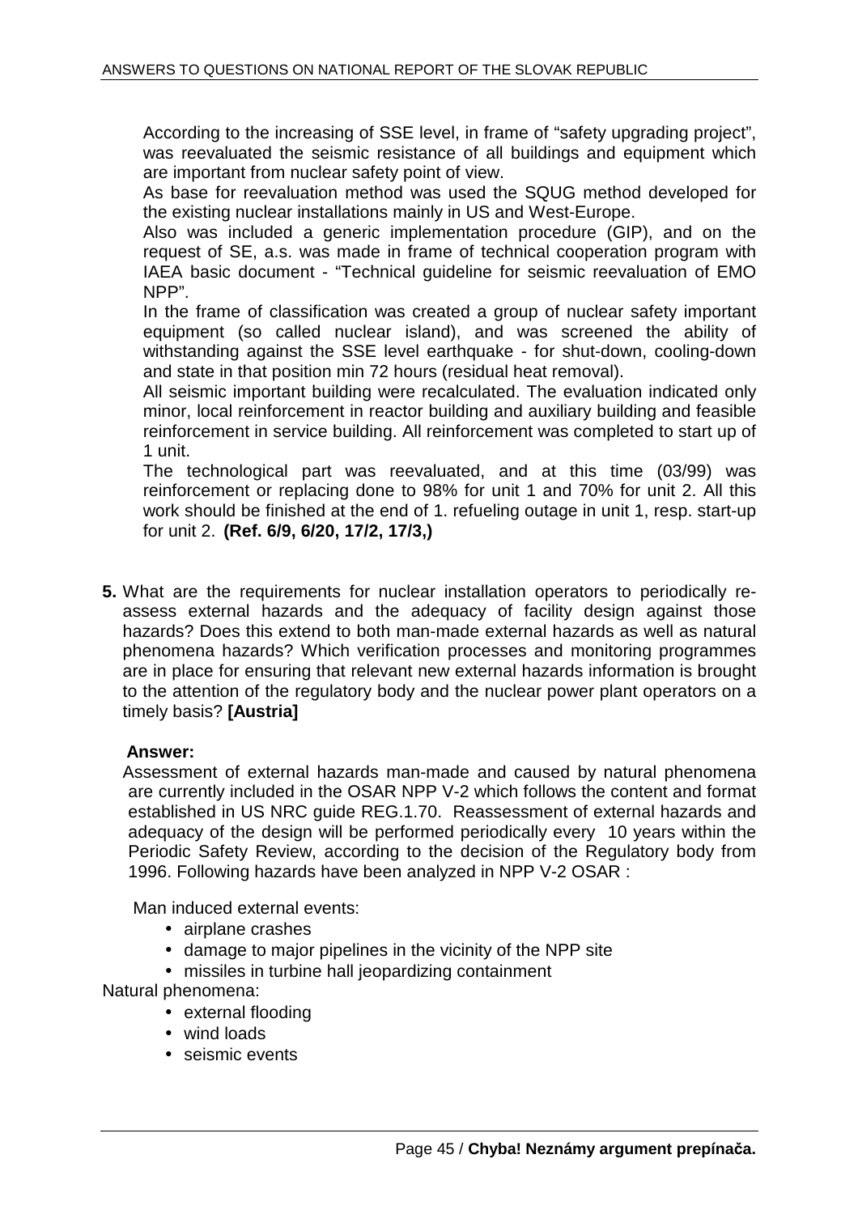According to the increasing of SSE level, in frame of "safety upgrading project", was reevaluated the seismic resistance of all buildings and equipment which are important from nuclear safety point of view.

As base for reevaluation method was used the SQUG method developed for the existing nuclear installations mainly in US and West-Europe.

Also was included a generic implementation procedure (GIP), and on the request of SE, a.s. was made in frame of technical cooperation program with IAEA basic document - "Technical guideline for seismic reevaluation of EMO NPP".

In the frame of classification was created a group of nuclear safety important equipment (so called nuclear island), and was screened the ability of withstanding against the SSE level earthquake - for shut-down, cooling-down and state in that position min 72 hours (residual heat removal).

All seismic important building were recalculated. The evaluation indicated only minor, local reinforcement in reactor building and auxiliary building and feasible reinforcement in service building. All reinforcement was completed to start up of 1 unit.

The technological part was reevaluated, and at this time (03/99) was reinforcement or replacing done to 98% for unit 1 and 70% for unit 2. All this work should be finished at the end of 1. refueling outage in unit 1, resp. start-up for unit 2. **(Ref. 6/9, 6/20, 17/2, 17/3,)**

**5.** What are the requirements for nuclear installation operators to periodically re-assess external hazards and the adequacy of facility design against those hazards? Does this extend to both man-made external hazards as well as natural phenomena hazards? Which verification processes and monitoring programmes are in place for ensuring that relevant new external hazards information is brought to the attention of the regulatory body and the nuclear power plant operators on a timely basis? **[Austria]**

**Answer:**

Assessment of external hazards man-made and caused by natural phenomena are currently included in the OSAR NPP V-2 which follows the content and format established in US NRC guide REG.1.70. Reassessment of external hazards and adequacy of the design will be performed periodically every 10 years within the Periodic Safety Review, according to the decision of the Regulatory body from 1996. Following hazards have been analyzed in NPP V-2 OSAR :

Man induced external events:

- airplane crashes
- damage to major pipelines in the vicinity of the NPP site
- missiles in turbine hall jeopardizing containment

Natural phenomena:

- external flooding
- wind loads
- seismic events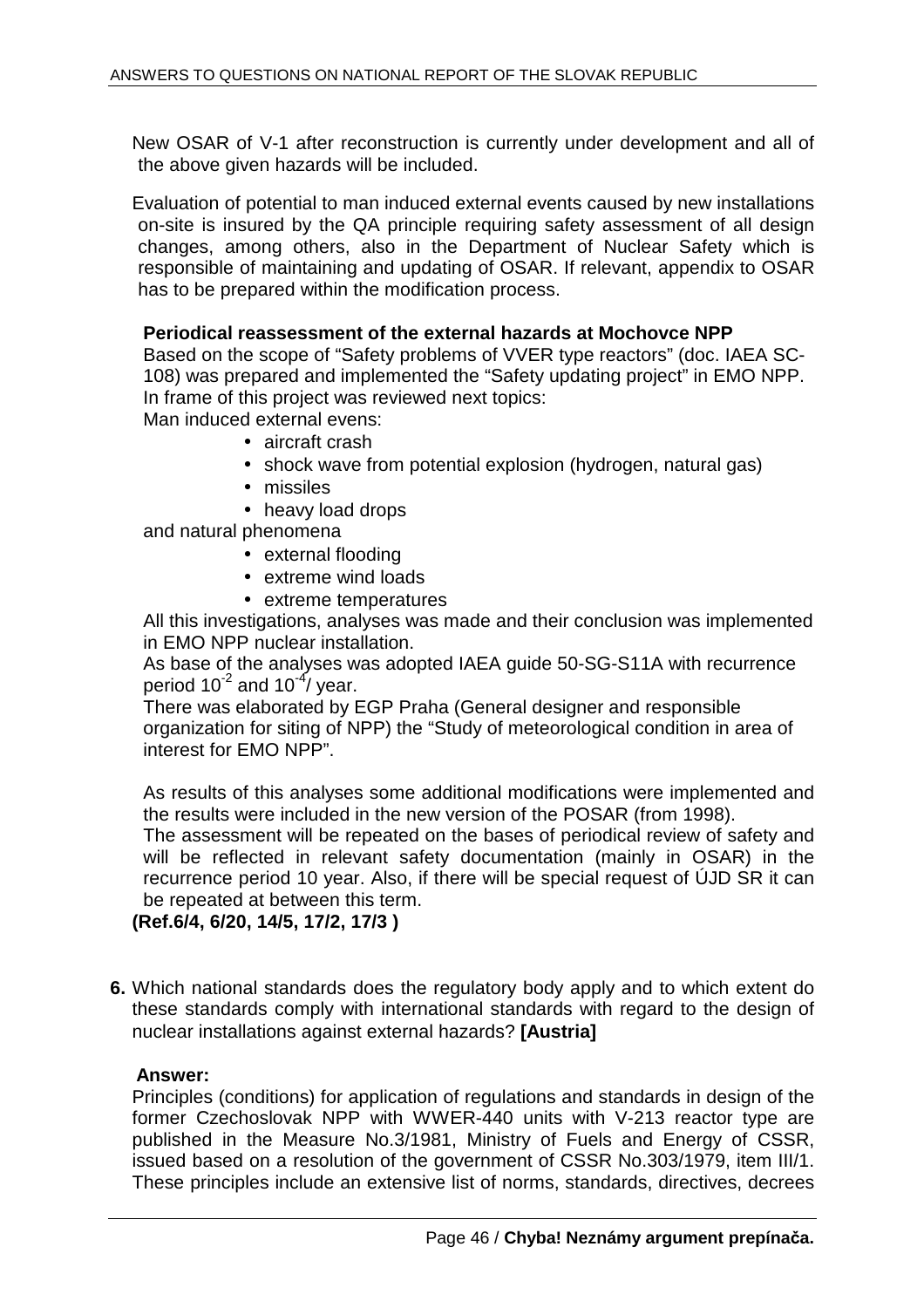New OSAR of V-1 after reconstruction is currently under development and all of the above given hazards will be included.

Evaluation of potential to man induced external events caused by new installations on-site is insured by the QA principle requiring safety assessment of all design changes, among others, also in the Department of Nuclear Safety which is responsible of maintaining and updating of OSAR. If relevant, appendix to OSAR has to be prepared within the modification process.

**Periodical reassessment of the external hazards at Mochovce NPP**

Based on the scope of "Safety problems of VVER type reactors" (doc. IAEA SC-108) was prepared and implemented the "Safety updating project" in EMO NPP. In frame of this project was reviewed next topics:

Man induced external evens:

- aircraft crash
- shock wave from potential explosion (hydrogen, natural gas)
- missiles
- heavy load drops

and natural phenomena

- external flooding
- extreme wind loads
- extreme temperatures

All this investigations, analyses was made and their conclusion was implemented in EMO NPP nuclear installation.

As base of the analyses was adopted IAEA guide 50-SG-S11A with recurrence period $10^{-2}$ and $10^{-4}$/ year.

There was elaborated by EGP Praha (General designer and responsible organization for siting of NPP) the "Study of meteorological condition in area of interest for EMO NPP".

As results of this analyses some additional modifications were implemented and the results were included in the new version of the POSAR (from 1998).

The assessment will be repeated on the bases of periodical review of safety and will be reflected in relevant safety documentation (mainly in OSAR) in the recurrence period 10 year. Also, if there will be special request of ÚJD SR it can be repeated at between this term.

**(Ref.6/4, 6/20, 14/5, 17/2, 17/3 )**

**6.** Which national standards does the regulatory body apply and to which extent do these standards comply with international standards with regard to the design of nuclear installations against external hazards? **[Austria]**

**Answer:**

Principles (conditions) for application of regulations and standards in design of the former Czechoslovak NPP with WWER-440 units with V-213 reactor type are published in the Measure No.3/1981, Ministry of Fuels and Energy of CSSR, issued based on a resolution of the government of CSSR No.303/1979, item III/1. These principles include an extensive list of norms, standards, directives, decrees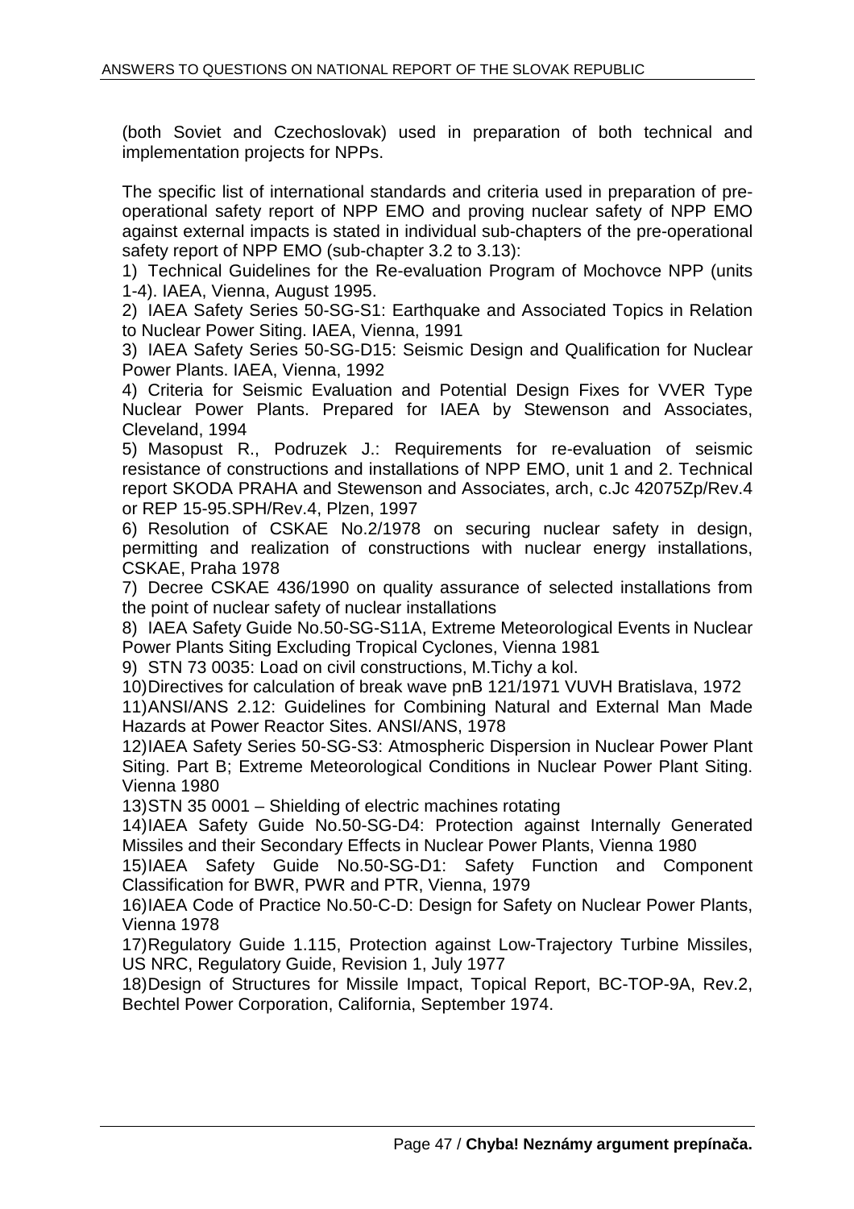(both Soviet and Czechoslovak) used in preparation of both technical and implementation projects for NPPs.

The specific list of international standards and criteria used in preparation of pre-operational safety report of NPP EMO and proving nuclear safety of NPP EMO against external impacts is stated in individual sub-chapters of the pre-operational safety report of NPP EMO (sub-chapter 3.2 to 3.13):

1) Technical Guidelines for the Re-evaluation Program of Mochovce NPP (units 1-4). IAEA, Vienna, August 1995.
2) IAEA Safety Series 50-SG-S1: Earthquake and Associated Topics in Relation to Nuclear Power Siting. IAEA, Vienna, 1991
3) IAEA Safety Series 50-SG-D15: Seismic Design and Qualification for Nuclear Power Plants. IAEA, Vienna, 1992
4) Criteria for Seismic Evaluation and Potential Design Fixes for VVER Type Nuclear Power Plants. Prepared for IAEA by Stewenson and Associates, Cleveland, 1994
5) Masopust R., Podruzek J.: Requirements for re-evaluation of seismic resistance of constructions and installations of NPP EMO, unit 1 and 2. Technical report SKODA PRAHA and Stewenson and Associates, arch, c.Jc 42075Zp/Rev.4 or REP 15-95.SPH/Rev.4, Plzen, 1997
6) Resolution of CSKAE No.2/1978 on securing nuclear safety in design, permitting and realization of constructions with nuclear energy installations, CSKAE, Praha 1978
7) Decree CSKAE 436/1990 on quality assurance of selected installations from the point of nuclear safety of nuclear installations
8) IAEA Safety Guide No.50-SG-S11A, Extreme Meteorological Events in Nuclear Power Plants Siting Excluding Tropical Cyclones, Vienna 1981
9) STN 73 0035: Load on civil constructions, M.Tichy a kol.
10) Directives for calculation of break wave pnB 121/1971 VUVH Bratislava, 1972
11) ANSI/ANS 2.12: Guidelines for Combining Natural and External Man Made Hazards at Power Reactor Sites. ANSI/ANS, 1978
12) IAEA Safety Series 50-SG-S3: Atmospheric Dispersion in Nuclear Power Plant Siting. Part B; Extreme Meteorological Conditions in Nuclear Power Plant Siting. Vienna 1980
13) STN 35 0001 – Shielding of electric machines rotating
14) IAEA Safety Guide No.50-SG-D4: Protection against Internally Generated Missiles and their Secondary Effects in Nuclear Power Plants, Vienna 1980
15) IAEA Safety Guide No.50-SG-D1: Safety Function and Component Classification for BWR, PWR and PTR, Vienna, 1979
16) IAEA Code of Practice No.50-C-D: Design for Safety on Nuclear Power Plants, Vienna 1978
17) Regulatory Guide 1.115, Protection against Low-Trajectory Turbine Missiles, US NRC, Regulatory Guide, Revision 1, July 1977
18) Design of Structures for Missile Impact, Topical Report, BC-TOP-9A, Rev.2, Bechtel Power Corporation, California, September 1974.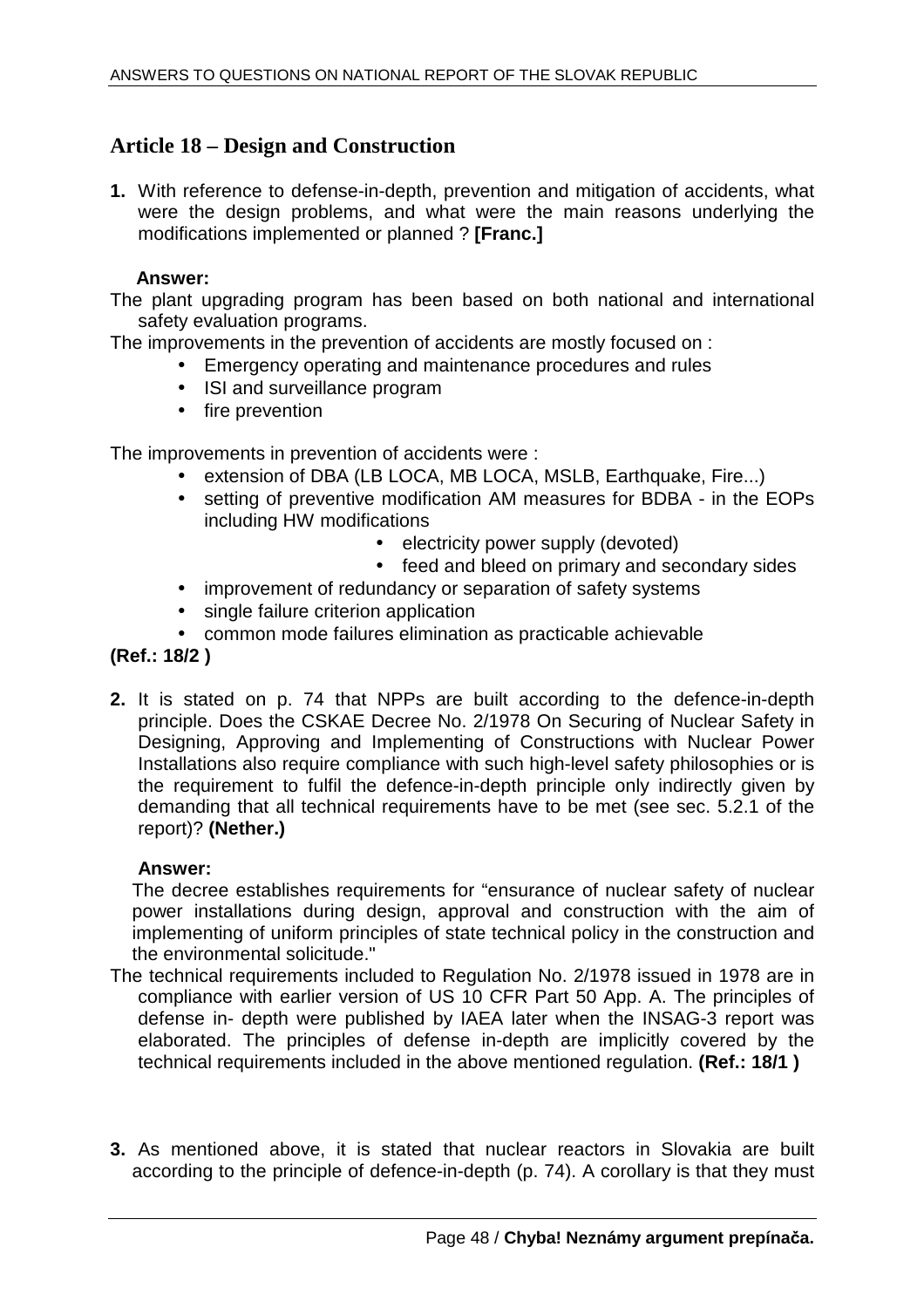## Article 18 – Design and Construction

**1.** With reference to defense-in-depth, prevention and mitigation of accidents, what were the design problems, and what were the main reasons underlying the modifications implemented or planned ? **[Franc.]**

**Answer:**

The plant upgrading program has been based on both national and international safety evaluation programs.

The improvements in the prevention of accidents are mostly focused on :

- Emergency operating and maintenance procedures and rules
- ISI and surveillance program
- fire prevention

The improvements in prevention of accidents were :

- extension of DBA (LB LOCA, MB LOCA, MSLB, Earthquake, Fire...)
- setting of preventive modification AM measures for BDBA - in the EOPs including HW modifications
    - electricity power supply (devoted)
    - feed and bleed on primary and secondary sides
- improvement of redundancy or separation of safety systems
- single failure criterion application
- common mode failures elimination as practicable achievable

**(Ref.: 18/2 )**

**2.** It is stated on p. 74 that NPPs are built according to the defence-in-depth principle. Does the CSKAE Decree No. 2/1978 On Securing of Nuclear Safety in Designing, Approving and Implementing of Constructions with Nuclear Power Installations also require compliance with such high-level safety philosophies or is the requirement to fulfil the defence-in-depth principle only indirectly given by demanding that all technical requirements have to be met (see sec. 5.2.1 of the report)? **(Nether.)**

**Answer:**

The decree establishes requirements for "ensurance of nuclear safety of nuclear power installations during design, approval and construction with the aim of implementing of uniform principles of state technical policy in the construction and the environmental solicitude."

The technical requirements included to Regulation No. 2/1978 issued in 1978 are in compliance with earlier version of US 10 CFR Part 50 App. A. The principles of defense in- depth were published by IAEA later when the INSAG-3 report was elaborated. The principles of defense in-depth are implicitly covered by the technical requirements included in the above mentioned regulation. **(Ref.: 18/1 )**

**3.** As mentioned above, it is stated that nuclear reactors in Slovakia are built according to the principle of defence-in-depth (p. 74). A corollary is that they must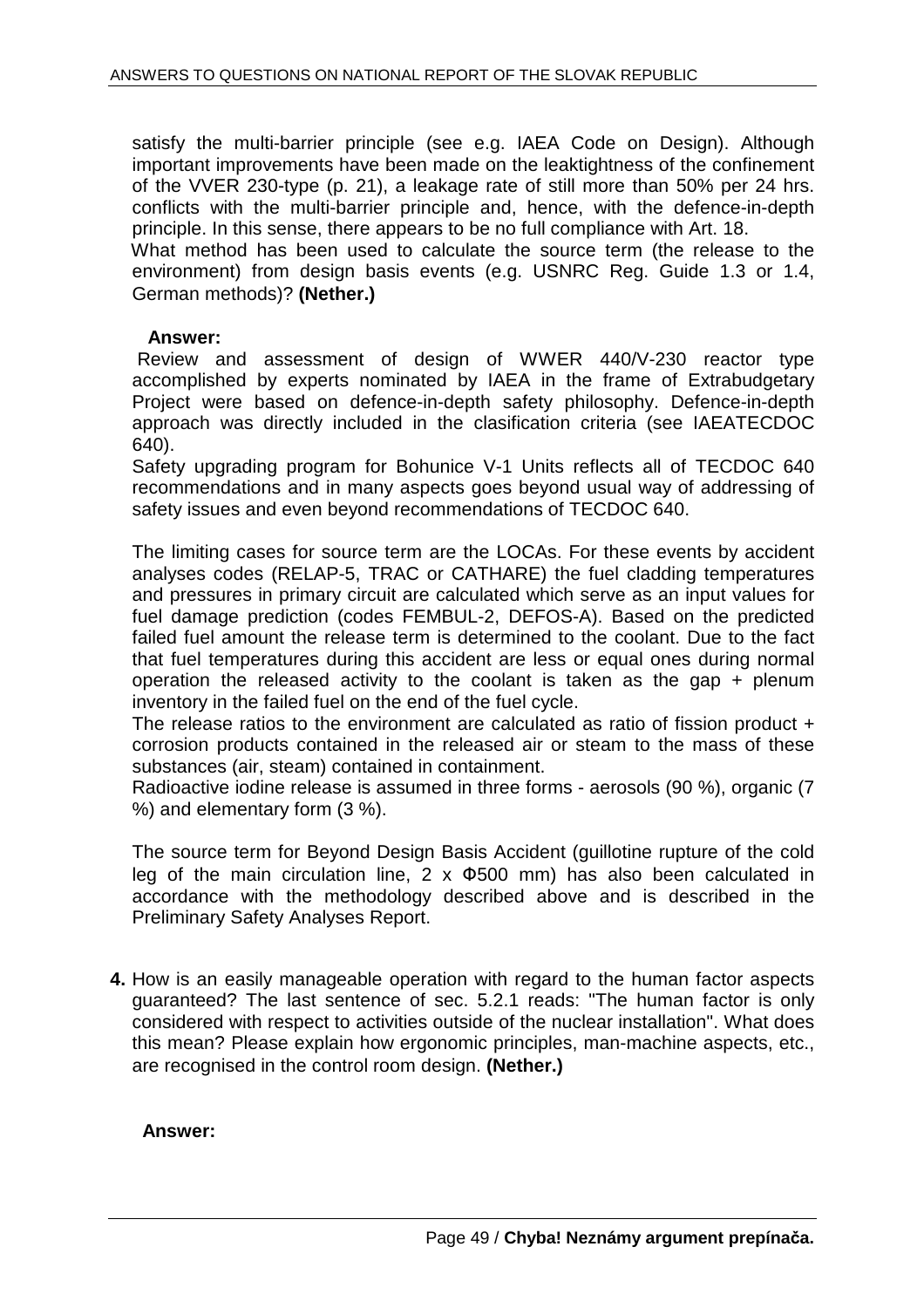satisfy the multi-barrier principle (see e.g. IAEA Code on Design). Although important improvements have been made on the leaktightness of the confinement of the VVER 230-type (p. 21), a leakage rate of still more than 50% per 24 hrs. conflicts with the multi-barrier principle and, hence, with the defence-in-depth principle. In this sense, there appears to be no full compliance with Art. 18.

What method has been used to calculate the source term (the release to the environment) from design basis events (e.g. USNRC Reg. Guide 1.3 or 1.4, German methods)? **(Nether.)**

**Answer:**

Review and assessment of design of WWER 440/V-230 reactor type accomplished by experts nominated by IAEA in the frame of Extrabudgetary Project were based on defence-in-depth safety philosophy. Defence-in-depth approach was directly included in the clasification criteria (see IAEATECDOC 640).

Safety upgrading program for Bohunice V-1 Units reflects all of TECDOC 640 recommendations and in many aspects goes beyond usual way of addressing of safety issues and even beyond recommendations of TECDOC 640.

The limiting cases for source term are the LOCAs. For these events by accident analyses codes (RELAP-5, TRAC or CATHARE) the fuel cladding temperatures and pressures in primary circuit are calculated which serve as an input values for fuel damage prediction (codes FEMBUL-2, DEFOS-A). Based on the predicted failed fuel amount the release term is determined to the coolant. Due to the fact that fuel temperatures during this accident are less or equal ones during normal operation the released activity to the coolant is taken as the gap + plenum inventory in the failed fuel on the end of the fuel cycle.

The release ratios to the environment are calculated as ratio of fission product + corrosion products contained in the released air or steam to the mass of these substances (air, steam) contained in containment.

Radioactive iodine release is assumed in three forms - aerosols (90 %), organic (7 %) and elementary form (3 %).

The source term for Beyond Design Basis Accident (guillotine rupture of the cold leg of the main circulation line, 2 x Φ500 mm) has also been calculated in accordance with the methodology described above and is described in the Preliminary Safety Analyses Report.

**4.** How is an easily manageable operation with regard to the human factor aspects guaranteed? The last sentence of sec. 5.2.1 reads: "The human factor is only considered with respect to activities outside of the nuclear installation". What does this mean? Please explain how ergonomic principles, man-machine aspects, etc., are recognised in the control room design. **(Nether.)**

**Answer:**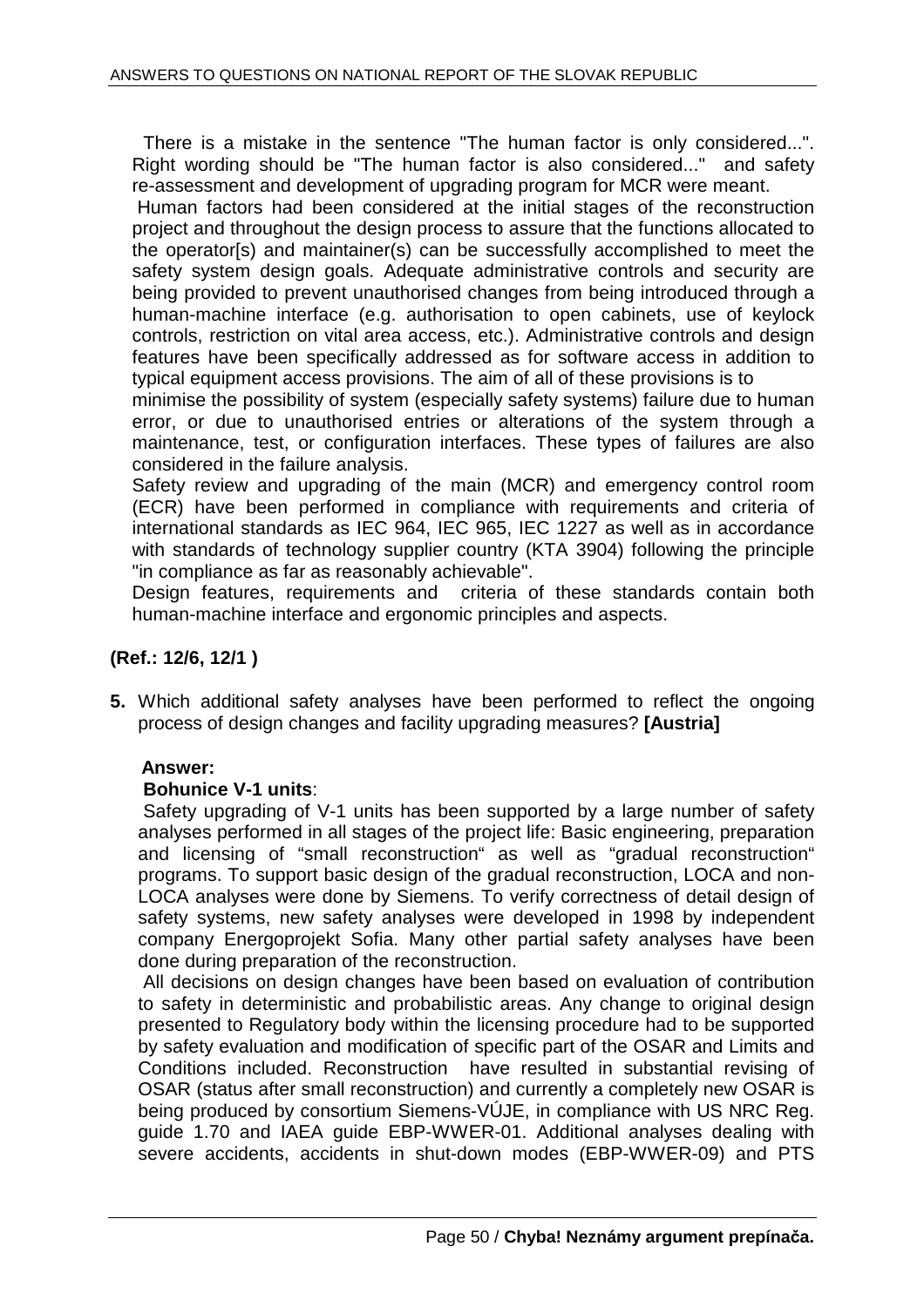There is a mistake in the sentence "The human factor is only considered...". Right wording should be "The human factor is also considered..." and safety re-assessment and development of upgrading program for MCR were meant.

Human factors had been considered at the initial stages of the reconstruction project and throughout the design process to assure that the functions allocated to the operator[s) and maintainer(s) can be successfully accomplished to meet the safety system design goals. Adequate administrative controls and security are being provided to prevent unauthorised changes from being introduced through a human-machine interface (e.g. authorisation to open cabinets, use of keylock controls, restriction on vital area access, etc.). Administrative controls and design features have been specifically addressed as for software access in addition to typical equipment access provisions. The aim of all of these provisions is to minimise the possibility of system (especially safety systems) failure due to human error, or due to unauthorised entries or alterations of the system through a maintenance, test, or configuration interfaces. These types of failures are also considered in the failure analysis.

Safety review and upgrading of the main (MCR) and emergency control room (ECR) have been performed in compliance with requirements and criteria of international standards as IEC 964, IEC 965, IEC 1227 as well as in accordance with standards of technology supplier country (KTA 3904) following the principle "in compliance as far as reasonably achievable".

Design features, requirements and criteria of these standards contain both human-machine interface and ergonomic principles and aspects.

**(Ref.: 12/6, 12/1 )**

**5.** Which additional safety analyses have been performed to reflect the ongoing process of design changes and facility upgrading measures? **[Austria]**

**Answer:**

**Bohunice V-1 units**:

Safety upgrading of V-1 units has been supported by a large number of safety analyses performed in all stages of the project life: Basic engineering, preparation and licensing of "small reconstruction" as well as "gradual reconstruction" programs. To support basic design of the gradual reconstruction, LOCA and non-LOCA analyses were done by Siemens. To verify correctness of detail design of safety systems, new safety analyses were developed in 1998 by independent company Energoprojekt Sofia. Many other partial safety analyses have been done during preparation of the reconstruction.

All decisions on design changes have been based on evaluation of contribution to safety in deterministic and probabilistic areas. Any change to original design presented to Regulatory body within the licensing procedure had to be supported by safety evaluation and modification of specific part of the OSAR and Limits and Conditions included. Reconstruction have resulted in substantial revising of OSAR (status after small reconstruction) and currently a completely new OSAR is being produced by consortium Siemens-VÚJE, in compliance with US NRC Reg. guide 1.70 and IAEA guide EBP-WWER-01. Additional analyses dealing with severe accidents, accidents in shut-down modes (EBP-WWER-09) and PTS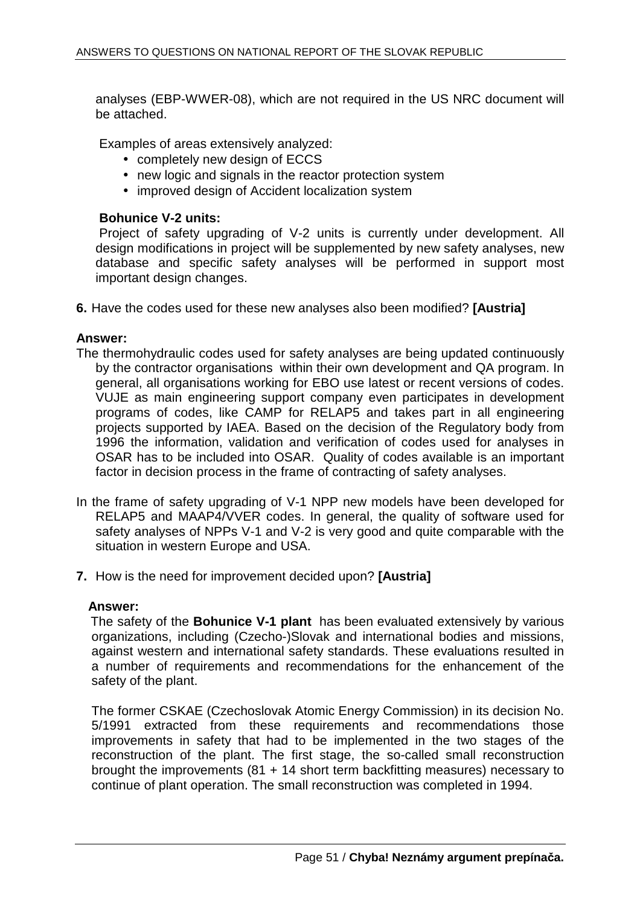analyses (EBP-WWER-08), which are not required in the US NRC document will be attached.

Examples of areas extensively analyzed:

- completely new design of ECCS
- new logic and signals in the reactor protection system
- improved design of Accident localization system

**Bohunice V-2 units:**

Project of safety upgrading of V-2 units is currently under development. All design modifications in project will be supplemented by new safety analyses, new database and specific safety analyses will be performed in support most important design changes.

**6.** Have the codes used for these new analyses also been modified? **[Austria]**

**Answer:**

The thermohydraulic codes used for safety analyses are being updated continuously by the contractor organisations within their own development and QA program. In general, all organisations working for EBO use latest or recent versions of codes. VUJE as main engineering support company even participates in development programs of codes, like CAMP for RELAP5 and takes part in all engineering projects supported by IAEA. Based on the decision of the Regulatory body from 1996 the information, validation and verification of codes used for analyses in OSAR has to be included into OSAR. Quality of codes available is an important factor in decision process in the frame of contracting of safety analyses.

In the frame of safety upgrading of V-1 NPP new models have been developed for RELAP5 and MAAP4/VVER codes. In general, the quality of software used for safety analyses of NPPs V-1 and V-2 is very good and quite comparable with the situation in western Europe and USA.

**7.** How is the need for improvement decided upon? **[Austria]**

**Answer:**

The safety of the **Bohunice V-1 plant** has been evaluated extensively by various organizations, including (Czecho-)Slovak and international bodies and missions, against western and international safety standards. These evaluations resulted in a number of requirements and recommendations for the enhancement of the safety of the plant.

The former CSKAE (Czechoslovak Atomic Energy Commission) in its decision No. 5/1991 extracted from these requirements and recommendations those improvements in safety that had to be implemented in the two stages of the reconstruction of the plant. The first stage, the so-called small reconstruction brought the improvements (81 + 14 short term backfitting measures) necessary to continue of plant operation. The small reconstruction was completed in 1994.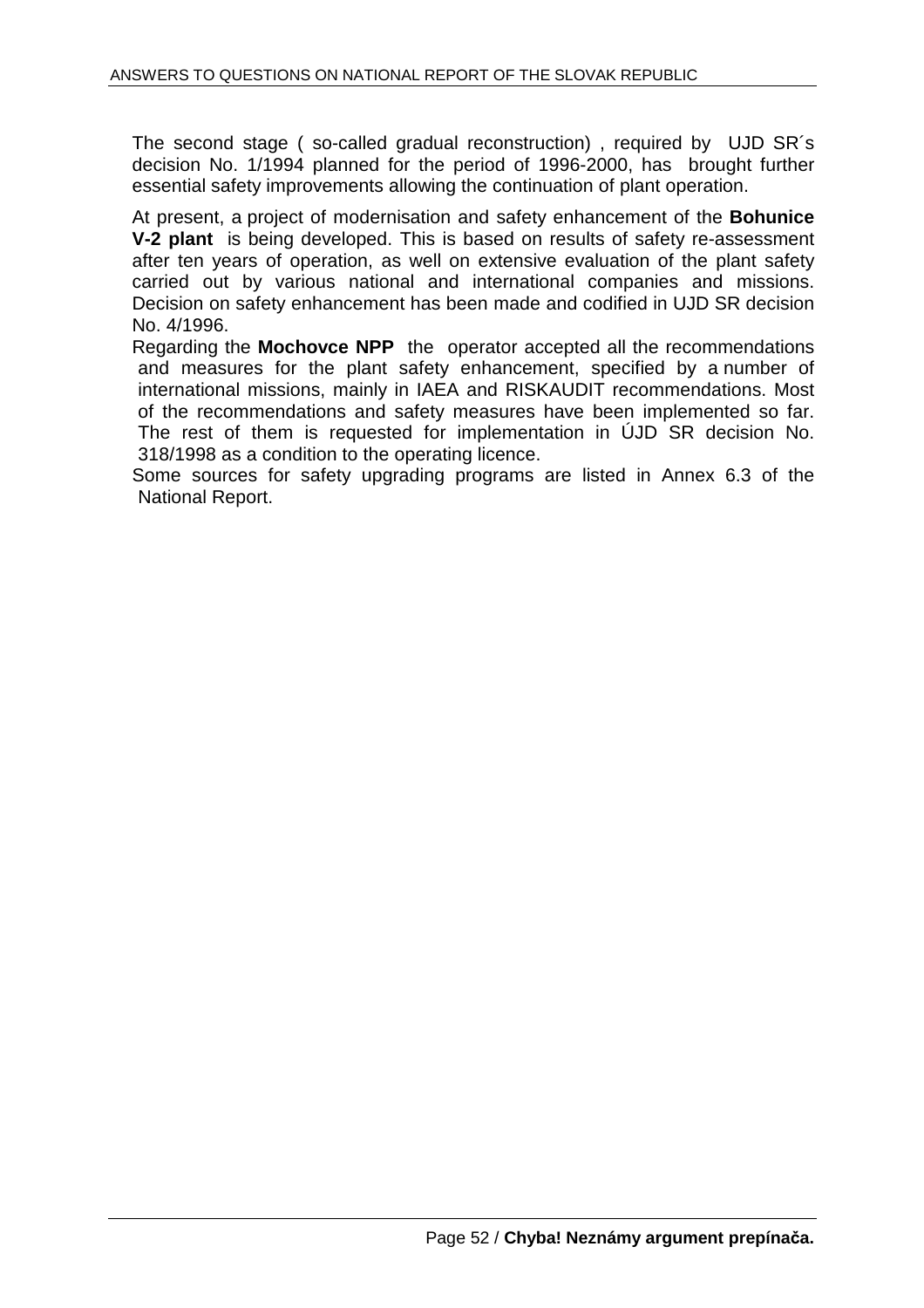The second stage ( so-called gradual reconstruction) , required by UJD SR´s decision No. 1/1994 planned for the period of 1996-2000, has brought further essential safety improvements allowing the continuation of plant operation.

At present, a project of modernisation and safety enhancement of the **Bohunice V-2 plant** is being developed. This is based on results of safety re-assessment after ten years of operation, as well on extensive evaluation of the plant safety carried out by various national and international companies and missions. Decision on safety enhancement has been made and codified in UJD SR decision No. 4/1996.

Regarding the **Mochovce NPP** the operator accepted all the recommendations and measures for the plant safety enhancement, specified by a number of international missions, mainly in IAEA and RISKAUDIT recommendations. Most of the recommendations and safety measures have been implemented so far. The rest of them is requested for implementation in ÚJD SR decision No. 318/1998 as a condition to the operating licence.

Some sources for safety upgrading programs are listed in Annex 6.3 of the National Report.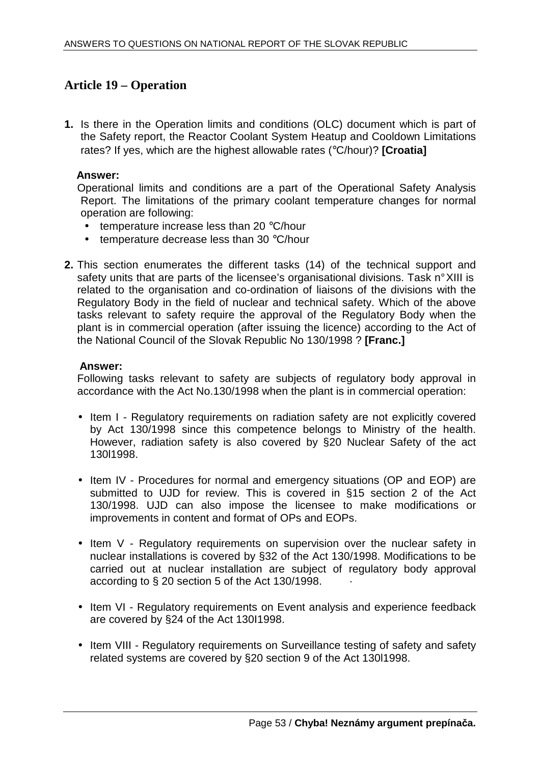## Article 19 – Operation

1. Is there in the Operation limits and conditions (OLC) document which is part of the Safety report, the Reactor Coolant System Heatup and Cooldown Limitations rates? If yes, which are the highest allowable rates (°C/hour)? **[Croatia]**

   **Answer:**
   Operational limits and conditions are a part of the Operational Safety Analysis Report. The limitations of the primary coolant temperature changes for normal operation are following:
   - temperature increase less than 20 °C/hour
   - temperature decrease less than 30 °C/hour

2. This section enumerates the different tasks (14) of the technical support and safety units that are parts of the licensee's organisational divisions. Task n° XIII is related to the organisation and co-ordination of liaisons of the divisions with the Regulatory Body in the field of nuclear and technical safety. Which of the above tasks relevant to safety require the approval of the Regulatory Body when the plant is in commercial operation (after issuing the licence) according to the Act of the National Council of the Slovak Republic No 130/1998 ? **[Franc.]**

   **Answer:**
   Following tasks relevant to safety are subjects of regulatory body approval in accordance with the Act No.130/1998 when the plant is in commercial operation:

   - Item I - Regulatory requirements on radiation safety are not explicitly covered by Act 130/1998 since this competence belongs to Ministry of the health. However, radiation safety is also covered by §20 Nuclear Safety of the act 130l1998.

   - Item IV - Procedures for normal and emergency situations (OP and EOP) are submitted to UJD for review. This is covered in §15 section 2 of the Act 130/1998. UJD can also impose the licensee to make modifications or improvements in content and format of OPs and EOPs.

   - Item V - Regulatory requirements on supervision over the nuclear safety in nuclear installations is covered by §32 of the Act 130/1998. Modifications to be carried out at nuclear installation are subject of regulatory body approval according to § 20 section 5 of the Act 130/1998.

   - Item VI - Regulatory requirements on Event analysis and experience feedback are covered by §24 of the Act 130I1998.

   - Item VIII - Regulatory requirements on Surveillance testing of safety and safety related systems are covered by §20 section 9 of the Act 130l1998.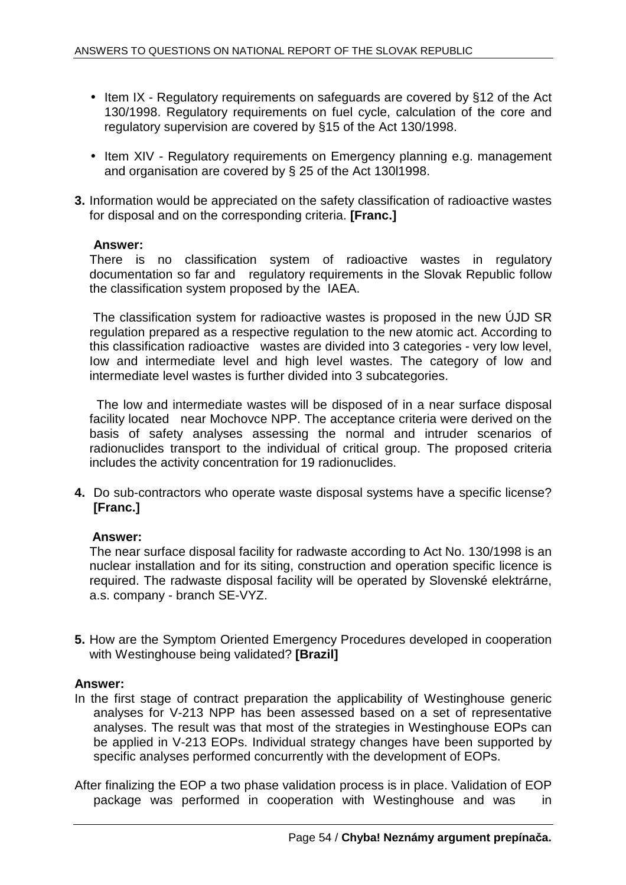- Item IX - Regulatory requirements on safeguards are covered by §12 of the Act 130/1998. Regulatory requirements on fuel cycle, calculation of the core and regulatory supervision are covered by §15 of the Act 130/1998.

- Item XIV - Regulatory requirements on Emergency planning e.g. management and organisation are covered by § 25 of the Act 130l1998.

**3.** Information would be appreciated on the safety classification of radioactive wastes for disposal and on the corresponding criteria. **[Franc.]**

**Answer:**
There is no classification system of radioactive wastes in regulatory documentation so far and regulatory requirements in the Slovak Republic follow the classification system proposed by the IAEA.

The classification system for radioactive wastes is proposed in the new ÚJD SR regulation prepared as a respective regulation to the new atomic act. According to this classification radioactive wastes are divided into 3 categories - very low level, Iow and intermediate level and high level wastes. The category of low and intermediate level wastes is further divided into 3 subcategories.

The low and intermediate wastes will be disposed of in a near surface disposal facility located near Mochovce NPP. The acceptance criteria were derived on the basis of safety analyses assessing the normal and intruder scenarios of radionuclides transport to the individual of critical group. The proposed criteria includes the activity concentration for 19 radionuclides.

**4.** Do sub-contractors who operate waste disposal systems have a specific license? **[Franc.]**

**Answer:**
The near surface disposal facility for radwaste according to Act No. 130/1998 is an nuclear installation and for its siting, construction and operation specific licence is required. The radwaste disposal facility will be operated by Slovenské elektrárne, a.s. company - branch SE-VYZ.

**5.** How are the Symptom Oriented Emergency Procedures developed in cooperation with Westinghouse being validated? **[Brazil]**

**Answer:**
In the first stage of contract preparation the applicability of Westinghouse generic analyses for V-213 NPP has been assessed based on a set of representative analyses. The result was that most of the strategies in Westinghouse EOPs can be applied in V-213 EOPs. Individual strategy changes have been supported by specific analyses performed concurrently with the development of EOPs.

After finalizing the EOP a two phase validation process is in place. Validation of EOP package was performed in cooperation with Westinghouse and was in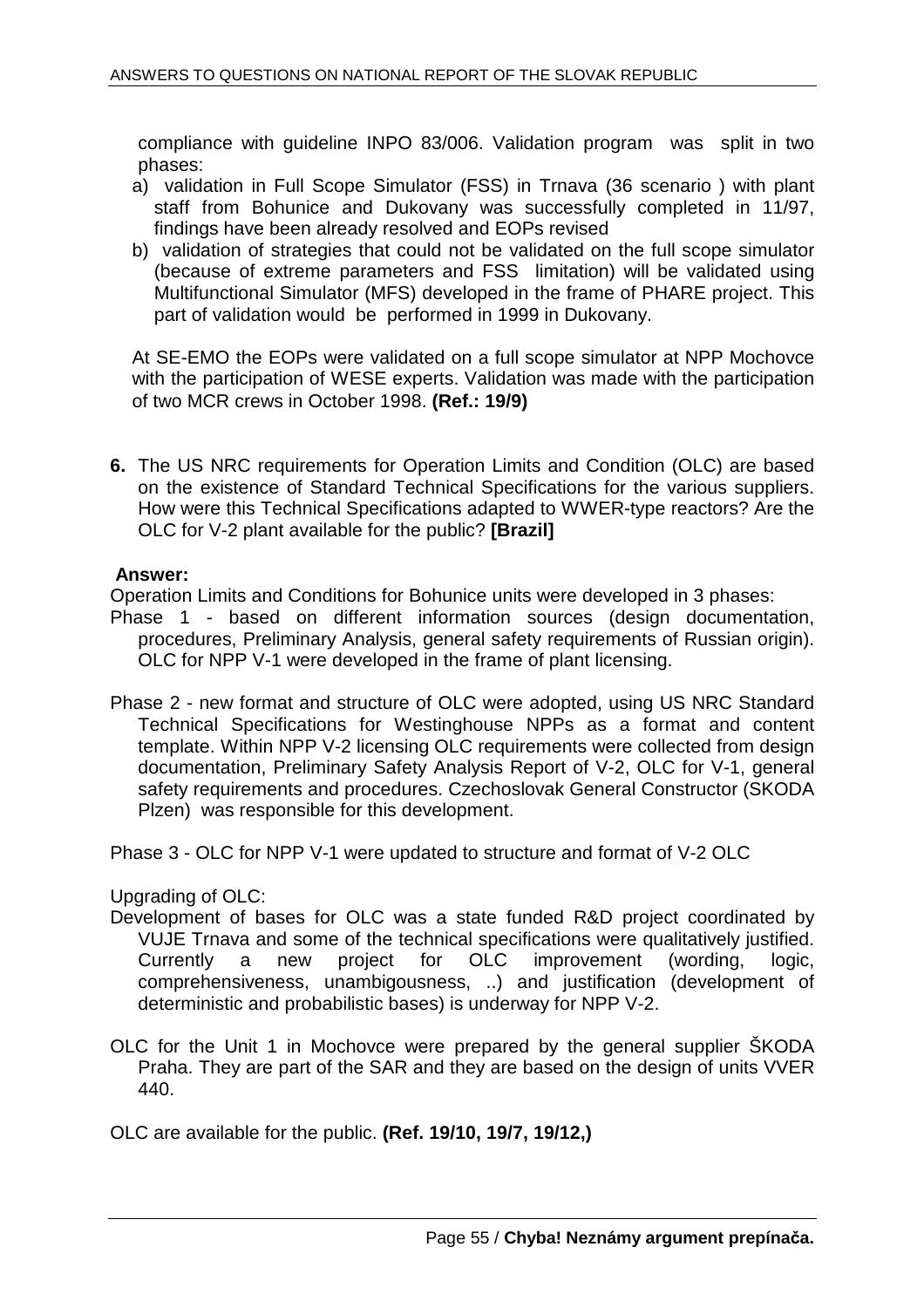compliance with guideline INPO 83/006. Validation program was split in two phases:

a) validation in Full Scope Simulator (FSS) in Trnava (36 scenario ) with plant staff from Bohunice and Dukovany was successfully completed in 11/97, findings have been already resolved and EOPs revised
b) validation of strategies that could not be validated on the full scope simulator (because of extreme parameters and FSS limitation) will be validated using Multifunctional Simulator (MFS) developed in the frame of PHARE project. This part of validation would be performed in 1999 in Dukovany.

At SE-EMO the EOPs were validated on a full scope simulator at NPP Mochovce with the participation of WESE experts. Validation was made with the participation of two MCR crews in October 1998. **(Ref.: 19/9)**

**6.** The US NRC requirements for Operation Limits and Condition (OLC) are based on the existence of Standard Technical Specifications for the various suppliers. How were this Technical Specifications adapted to WWER-type reactors? Are the OLC for V-2 plant available for the public? **[Brazil]**

**Answer:**

Operation Limits and Conditions for Bohunice units were developed in 3 phases:

Phase 1 - based on different information sources (design documentation, procedures, Preliminary Analysis, general safety requirements of Russian origin). OLC for NPP V-1 were developed in the frame of plant licensing.

Phase 2 - new format and structure of OLC were adopted, using US NRC Standard Technical Specifications for Westinghouse NPPs as a format and content template. Within NPP V-2 licensing OLC requirements were collected from design documentation, Preliminary Safety Analysis Report of V-2, OLC for V-1, general safety requirements and procedures. Czechoslovak General Constructor (SKODA Plzen) was responsible for this development.

Phase 3 - OLC for NPP V-1 were updated to structure and format of V-2 OLC

Upgrading of OLC:

Development of bases for OLC was a state funded R&D project coordinated by VUJE Trnava and some of the technical specifications were qualitatively justified. Currently a new project for OLC improvement (wording, logic, comprehensiveness, unambigousness, ..) and justification (development of deterministic and probabilistic bases) is underway for NPP V-2.

OLC for the Unit 1 in Mochovce were prepared by the general supplier ŠKODA Praha. They are part of the SAR and they are based on the design of units VVER 440.

OLC are available for the public. **(Ref. 19/10, 19/7, 19/12,)**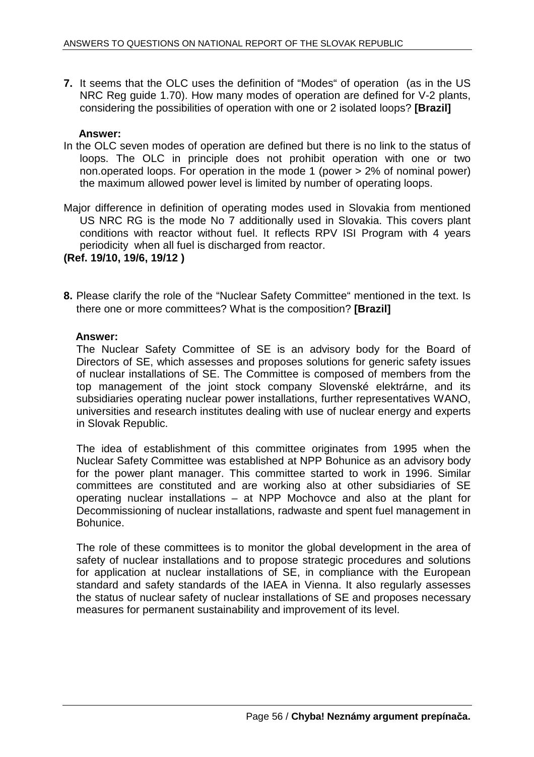**7.** It seems that the OLC uses the definition of "Modes" of operation (as in the US NRC Reg guide 1.70). How many modes of operation are defined for V-2 plants, considering the possibilities of operation with one or 2 isolated loops? **[Brazil]**

**Answer:**

In the OLC seven modes of operation are defined but there is no link to the status of loops. The OLC in principle does not prohibit operation with one or two non.operated loops. For operation in the mode 1 (power > 2% of nominal power) the maximum allowed power level is limited by number of operating loops.

Major difference in definition of operating modes used in Slovakia from mentioned US NRC RG is the mode No 7 additionally used in Slovakia. This covers plant conditions with reactor without fuel. It reflects RPV ISI Program with 4 years periodicity when all fuel is discharged from reactor.

**(Ref. 19/10, 19/6, 19/12 )**

**8.** Please clarify the role of the "Nuclear Safety Committee" mentioned in the text. Is there one or more committees? What is the composition? **[Brazil]**

**Answer:**

The Nuclear Safety Committee of SE is an advisory body for the Board of Directors of SE, which assesses and proposes solutions for generic safety issues of nuclear installations of SE. The Committee is composed of members from the top management of the joint stock company Slovenské elektrárne, and its subsidiaries operating nuclear power installations, further representatives WANO, universities and research institutes dealing with use of nuclear energy and experts in Slovak Republic.

The idea of establishment of this committee originates from 1995 when the Nuclear Safety Committee was established at NPP Bohunice as an advisory body for the power plant manager. This committee started to work in 1996. Similar committees are constituted and are working also at other subsidiaries of SE operating nuclear installations – at NPP Mochovce and also at the plant for Decommissioning of nuclear installations, radwaste and spent fuel management in Bohunice.

The role of these committees is to monitor the global development in the area of safety of nuclear installations and to propose strategic procedures and solutions for application at nuclear installations of SE, in compliance with the European standard and safety standards of the IAEA in Vienna. It also regularly assesses the status of nuclear safety of nuclear installations of SE and proposes necessary measures for permanent sustainability and improvement of its level.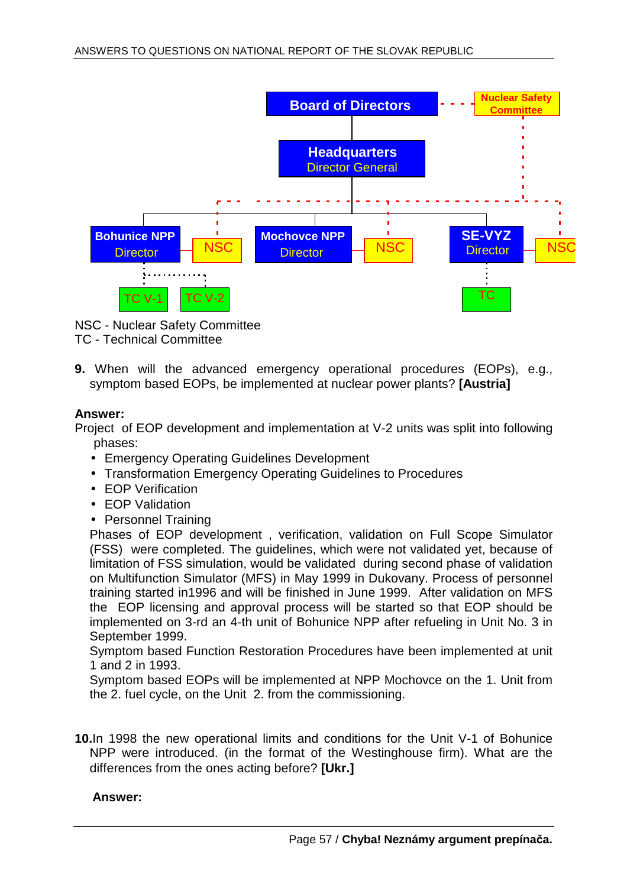Board of Directors — Nuclear Safety Committee

Headquarters — Director General

Bohunice NPP Director — NSC

Mochovce NPP Director — NSC

SE-VYZ Director — NSC

TC V-1, TC V-2, TC

NSC - Nuclear Safety Committee
TC - Technical Committee

**9.** When will the advanced emergency operational procedures (EOPs), e.g., symptom based EOPs, be implemented at nuclear power plants? **[Austria]**

**Answer:**

Project of EOP development and implementation at V-2 units was split into following phases:

- Emergency Operating Guidelines Development
- Transformation Emergency Operating Guidelines to Procedures
- EOP Verification
- EOP Validation
- Personnel Training

Phases of EOP development , verification, validation on Full Scope Simulator (FSS) were completed. The guidelines, which were not validated yet, because of limitation of FSS simulation, would be validated during second phase of validation on Multifunction Simulator (MFS) in May 1999 in Dukovany. Process of personnel training started in1996 and will be finished in June 1999. After validation on MFS the EOP licensing and approval process will be started so that EOP should be implemented on 3-rd an 4-th unit of Bohunice NPP after refueling in Unit No. 3 in September 1999.

Symptom based Function Restoration Procedures have been implemented at unit 1 and 2 in 1993.

Symptom based EOPs will be implemented at NPP Mochovce on the 1. Unit from the 2. fuel cycle, on the Unit 2. from the commissioning.

**10.** In 1998 the new operational limits and conditions for the Unit V-1 of Bohunice NPP were introduced. (in the format of the Westinghouse firm). What are the differences from the ones acting before? **[Ukr.]**

**Answer:**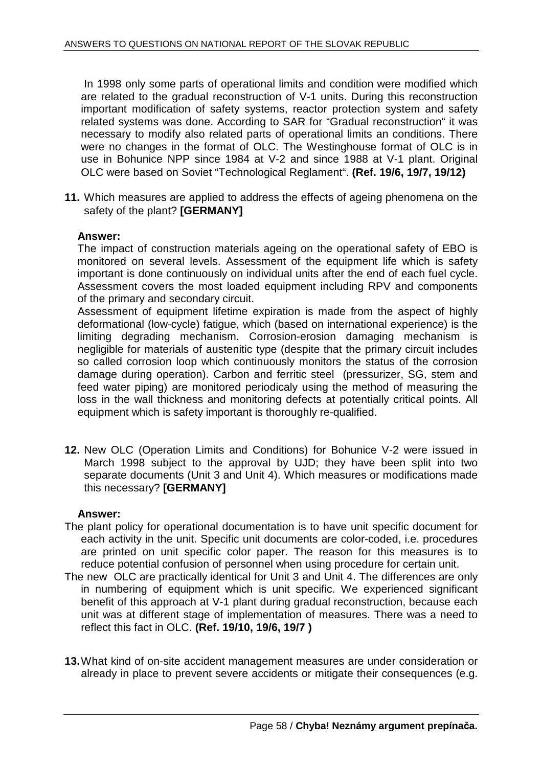In 1998 only some parts of operational limits and condition were modified which are related to the gradual reconstruction of V-1 units. During this reconstruction important modification of safety systems, reactor protection system and safety related systems was done. According to SAR for "Gradual reconstruction" it was necessary to modify also related parts of operational limits an conditions. There were no changes in the format of OLC. The Westinghouse format of OLC is in use in Bohunice NPP since 1984 at V-2 and since 1988 at V-1 plant. Original OLC were based on Soviet "Technological Reglament". **(Ref. 19/6, 19/7, 19/12)**

**11.** Which measures are applied to address the effects of ageing phenomena on the safety of the plant? **[GERMANY]**

**Answer:**

The impact of construction materials ageing on the operational safety of EBO is monitored on several levels. Assessment of the equipment life which is safety important is done continuously on individual units after the end of each fuel cycle. Assessment covers the most loaded equipment including RPV and components of the primary and secondary circuit.

Assessment of equipment lifetime expiration is made from the aspect of highly deformational (low-cycle) fatigue, which (based on international experience) is the limiting degrading mechanism. Corrosion-erosion damaging mechanism is negligible for materials of austenitic type (despite that the primary circuit includes so called corrosion loop which continuously monitors the status of the corrosion damage during operation). Carbon and ferritic steel (pressurizer, SG, stem and feed water piping) are monitored periodicaly using the method of measuring the loss in the wall thickness and monitoring defects at potentially critical points. All equipment which is safety important is thoroughly re-qualified.

**12.** New OLC (Operation Limits and Conditions) for Bohunice V-2 were issued in March 1998 subject to the approval by UJD; they have been split into two separate documents (Unit 3 and Unit 4). Which measures or modifications made this necessary? **[GERMANY]**

**Answer:**

The plant policy for operational documentation is to have unit specific document for each activity in the unit. Specific unit documents are color-coded, i.e. procedures are printed on unit specific color paper. The reason for this measures is to reduce potential confusion of personnel when using procedure for certain unit.

The new OLC are practically identical for Unit 3 and Unit 4. The differences are only in numbering of equipment which is unit specific. We experienced significant benefit of this approach at V-1 plant during gradual reconstruction, because each unit was at different stage of implementation of measures. There was a need to reflect this fact in OLC. **(Ref. 19/10, 19/6, 19/7 )**

**13.** What kind of on-site accident management measures are under consideration or already in place to prevent severe accidents or mitigate their consequences (e.g.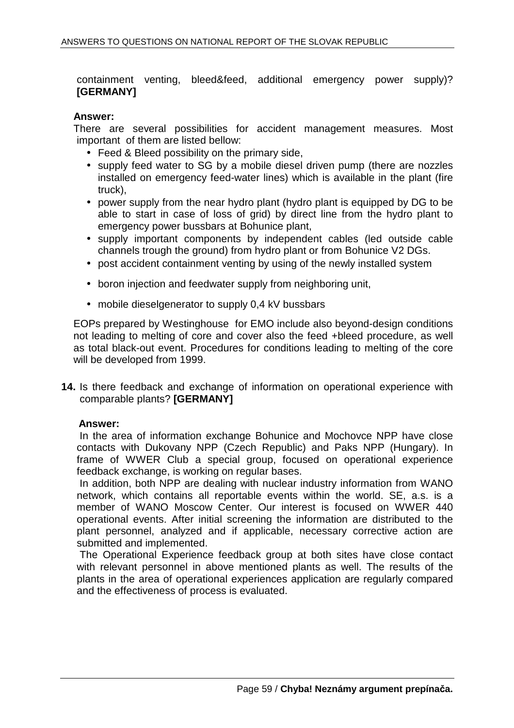containment venting, bleed&feed, additional emergency power supply)? **[GERMANY]**

**Answer:**

There are several possibilities for accident management measures. Most important of them are listed bellow:

- Feed & Bleed possibility on the primary side,
- supply feed water to SG by a mobile diesel driven pump (there are nozzles installed on emergency feed-water lines) which is available in the plant (fire truck),
- power supply from the near hydro plant (hydro plant is equipped by DG to be able to start in case of loss of grid) by direct line from the hydro plant to emergency power bussbars at Bohunice plant,
- supply important components by independent cables (led outside cable channels trough the ground) from hydro plant or from Bohunice V2 DGs.
- post accident containment venting by using of the newly installed system
- boron injection and feedwater supply from neighboring unit,
- mobile dieselgenerator to supply 0,4 kV bussbars

EOPs prepared by Westinghouse for EMO include also beyond-design conditions not leading to melting of core and cover also the feed +bleed procedure, as well as total black-out event. Procedures for conditions leading to melting of the core will be developed from 1999.

**14.** Is there feedback and exchange of information on operational experience with comparable plants? **[GERMANY]**

**Answer:**

In the area of information exchange Bohunice and Mochovce NPP have close contacts with Dukovany NPP (Czech Republic) and Paks NPP (Hungary). In frame of WWER Club a special group, focused on operational experience feedback exchange, is working on regular bases.

In addition, both NPP are dealing with nuclear industry information from WANO network, which contains all reportable events within the world. SE, a.s. is a member of WANO Moscow Center. Our interest is focused on WWER 440 operational events. After initial screening the information are distributed to the plant personnel, analyzed and if applicable, necessary corrective action are submitted and implemented.

The Operational Experience feedback group at both sites have close contact with relevant personnel in above mentioned plants as well. The results of the plants in the area of operational experiences application are regularly compared and the effectiveness of process is evaluated.